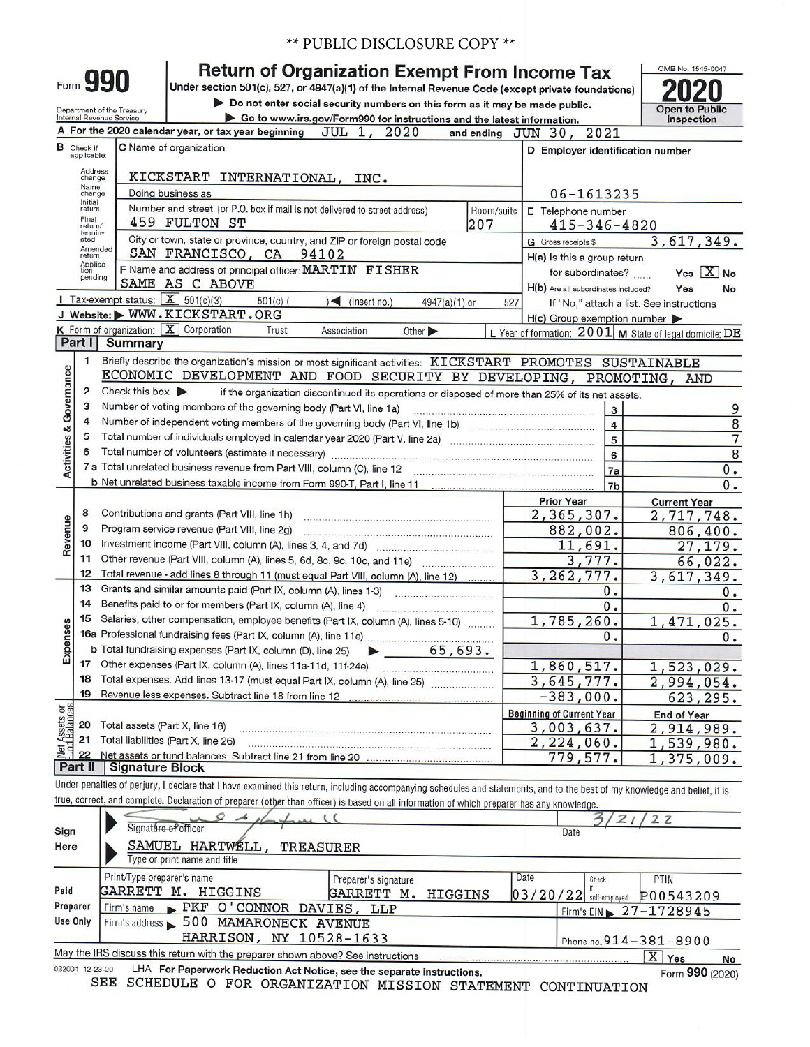** PUBLIC DISCLOSURE COPY **

# Form 990 — Return of Organization Exempt From Income Tax

Under section 501(c), 527, or 4947(a)(1) of the Internal Revenue Code (except private foundations)

▶ Do not enter social security numbers on this form as it may be made public.

▶ Go to www.irs.gov/Form990 for instructions and the latest information.

Department of the Treasury, Internal Revenue Service

OMB No. 1545-0047

**2020**

Open to Public Inspection

**A** For the 2020 calendar year, or tax year beginning JUL 1, 2020 and ending JUN 30, 2021

**B** Check if applicable: Address change, Name change, Initial return, Final return/terminated, Amended return, Application pending

**C** Name of organization: KICKSTART INTERNATIONAL, INC.

Doing business as

Number and street (or P.O. box if mail is not delivered to street address): 459 FULTON ST — Room/suite: 207

City or town, state or province, country, and ZIP or foreign postal code: SAN FRANCISCO, CA 94102

**D** Employer identification number: 06-1613235

**E** Telephone number: 415-346-4820

**G** Gross receipts $ 3,617,349.

**F** Name and address of principal officer: MARTIN FISHER, SAME AS C ABOVE

**H(a)** Is this a group return for subordinates? Yes [ ] No [X]

**H(b)** Are all subordinates included? Yes No — If "No," attach a list. See instructions

**H(c)** Group exemption number ▶

**I** Tax-exempt status: [X] 501(c)(3) 501(c) ( ) ◀ (insert no.) 4947(a)(1) or 527

**J** Website: ▶ WWW.KICKSTART.ORG

**K** Form of organization: [X] Corporation Trust Association Other ▶

**L** Year of formation: 2001 **M** State of legal domicile: DE

## Part I Summary

**Activities & Governance**

1 Briefly describe the organization's mission or most significant activities: KICKSTART PROMOTES SUSTAINABLE ECONOMIC DEVELOPMENT AND FOOD SECURITY BY DEVELOPING, PROMOTING, AND

2 Check this box ▶ if the organization discontinued its operations or disposed of more than 25% of its net assets.

| | | Line | Value |
|---|---|---|---|
| 3 | Number of voting members of the governing body (Part VI, line 1a) | 3 | 9 |
| 4 | Number of independent voting members of the governing body (Part VI, line 1b) | 4 | 8 |
| 5 | Total number of individuals employed in calendar year 2020 (Part V, line 2a) | 5 | 7 |
| 6 | Total number of volunteers (estimate if necessary) | 6 | 8 |
| 7a | Total unrelated business revenue from Part VIII, column (C), line 12 | 7a | 0. |
| b | Net unrelated business taxable income from Form 990-T, Part I, line 11 | 7b | 0. |

| | | Prior Year | Current Year |
|---|---|---|---|
| **Revenue** | | | |
| 8 | Contributions and grants (Part VIII, line 1h) | 2,365,307. | 2,717,748. |
| 9 | Program service revenue (Part VIII, line 2g) | 882,002. | 806,400. |
| 10 | Investment income (Part VIII, column (A), lines 3, 4, and 7d) | 11,691. | 27,179. |
| 11 | Other revenue (Part VIII, column (A), lines 5, 6d, 8c, 9c, 10c, and 11e) | 3,777. | 66,022. |
| 12 | Total revenue - add lines 8 through 11 (must equal Part VIII, column (A), line 12) | 3,262,777. | 3,617,349. |
| **Expenses** | | | |
| 13 | Grants and similar amounts paid (Part IX, column (A), lines 1-3) | 0. | 0. |
| 14 | Benefits paid to or for members (Part IX, column (A), line 4) | 0. | 0. |
| 15 | Salaries, other compensation, employee benefits (Part IX, column (A), lines 5-10) | 1,785,260. | 1,471,025. |
| 16a | Professional fundraising fees (Part IX, column (A), line 11e) | 0. | 0. |
| b | Total fundraising expenses (Part IX, column (D), line 25) ▶ 65,693. | | |
| 17 | Other expenses (Part IX, column (A), lines 11a-11d, 11f-24e) | 1,860,517. | 1,523,029. |
| 18 | Total expenses. Add lines 13-17 (must equal Part IX, column (A), line 25) | 3,645,777. | 2,994,054. |
| 19 | Revenue less expenses. Subtract line 18 from line 12 | -383,000. | 623,295. |
| **Net Assets or Fund Balances** | | **Beginning of Current Year** | **End of Year** |
| 20 | Total assets (Part X, line 16) | 3,003,637. | 2,914,989. |
| 21 | Total liabilities (Part X, line 26) | 2,224,060. | 1,539,980. |
| 22 | Net assets or fund balances. Subtract line 21 from line 20 | 779,577. | 1,375,009. |

## Part II Signature Block

Under penalties of perjury, I declare that I have examined this return, including accompanying schedules and statements, and to the best of my knowledge and belief, it is true, correct, and complete. Declaration of preparer (other than officer) is based on all information of which preparer has any knowledge.

**Sign Here**

Signature of officer — Date: 3/21/22

SAMUEL HARTWELL, TREASURER

Type or print name and title

**Paid Preparer Use Only**

| Print/Type preparer's name | Preparer's signature | Date | Check if self-employed | PTIN |
|---|---|---|---|---|
| GARRETT M. HIGGINS | GARRETT M. HIGGINS | 03/20/22 | | P00543209 |

Firm's name ▶ PKF O'CONNOR DAVIES, LLP — Firm's EIN ▶ 27-1728945

Firm's address ▶ 500 MAMARONECK AVENUE, HARRISON, NY 10528-1633 — Phone no. 914-381-8900

May the IRS discuss this return with the preparer shown above? See instructions [X] Yes No

032001 12-23-20 LHA For Paperwork Reduction Act Notice, see the separate instructions. Form **990** (2020)

SEE SCHEDULE O FOR ORGANIZATION MISSION STATEMENT CONTINUATION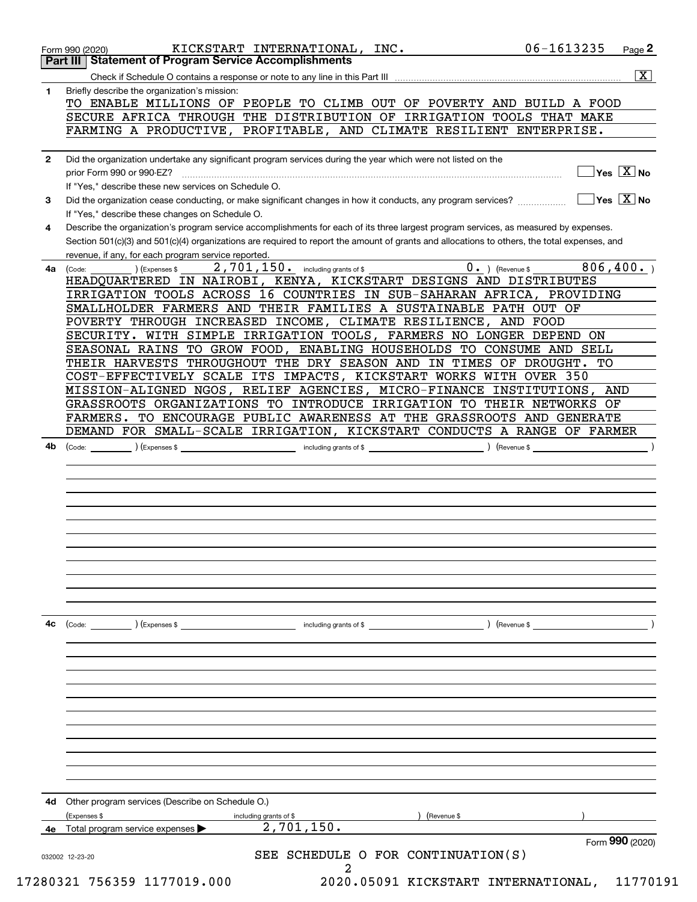Form 990 (2020) KICKSTART INTERNATIONAL, INC. 06-1613235

## Part III Statement of Program Service Accomplishments

Check if Schedule O contains a response or note to any line in this Part III [X]

**1** Briefly describe the organization's mission:

TO ENABLE MILLIONS OF PEOPLE TO CLIMB OUT OF POVERTY AND BUILD A FOOD SECURE AFRICA THROUGH THE DISTRIBUTION OF IRRIGATION TOOLS THAT MAKE FARMING A PRODUCTIVE, PROFITABLE, AND CLIMATE RESILIENT ENTERPRISE.

**2** Did the organization undertake any significant program services during the year which were not listed on the prior Form 990 or 990-EZ? [ ] Yes [X] No

If "Yes," describe these new services on Schedule O.

**3** Did the organization cease conducting, or make significant changes in how it conducts, any program services? [ ] Yes [X] No

If "Yes," describe these changes on Schedule O.

**4** Describe the organization's program service accomplishments for each of its three largest program services, as measured by expenses. Section 501(c)(3) and 501(c)(4) organizations are required to report the amount of grants and allocations to others, the total expenses, and revenue, if any, for each program service reported.

**4a** (Code: ) (Expenses $ 2,701,150. including grants of $ 0. ) (Revenue $ 806,400. )

HEADQUARTERED IN NAIROBI, KENYA, KICKSTART DESIGNS AND DISTRIBUTES IRRIGATION TOOLS ACROSS 16 COUNTRIES IN SUB-SAHARAN AFRICA, PROVIDING SMALLHOLDER FARMERS AND THEIR FAMILIES A SUSTAINABLE PATH OUT OF POVERTY THROUGH INCREASED INCOME, CLIMATE RESILIENCE, AND FOOD SECURITY. WITH SIMPLE IRRIGATION TOOLS, FARMERS NO LONGER DEPEND ON SEASONAL RAINS TO GROW FOOD, ENABLING HOUSEHOLDS TO CONSUME AND SELL THEIR HARVESTS THROUGHOUT THE DRY SEASON AND IN TIMES OF DROUGHT. TO COST-EFFECTIVELY SCALE ITS IMPACTS, KICKSTART WORKS WITH OVER 350 MISSION-ALIGNED NGOS, RELIEF AGENCIES, MICRO-FINANCE INSTITUTIONS, AND GRASSROOTS ORGANIZATIONS TO INTRODUCE IRRIGATION TO THEIR NETWORKS OF FARMERS. TO ENCOURAGE PUBLIC AWARENESS AT THE GRASSROOTS AND GENERATE DEMAND FOR SMALL-SCALE IRRIGATION, KICKSTART CONDUCTS A RANGE OF FARMER

**4b** (Code: ) (Expenses $ including grants of $ ) (Revenue $ )

**4c** (Code: ) (Expenses $ including grants of $ ) (Revenue $ )

**4d** Other program services (Describe on Schedule O.)

(Expenses $ including grants of $ ) (Revenue $ )

**4e** Total program service expenses ▶ 2,701,150.

Form 990 (2020)

SEE SCHEDULE O FOR CONTINUATION(S)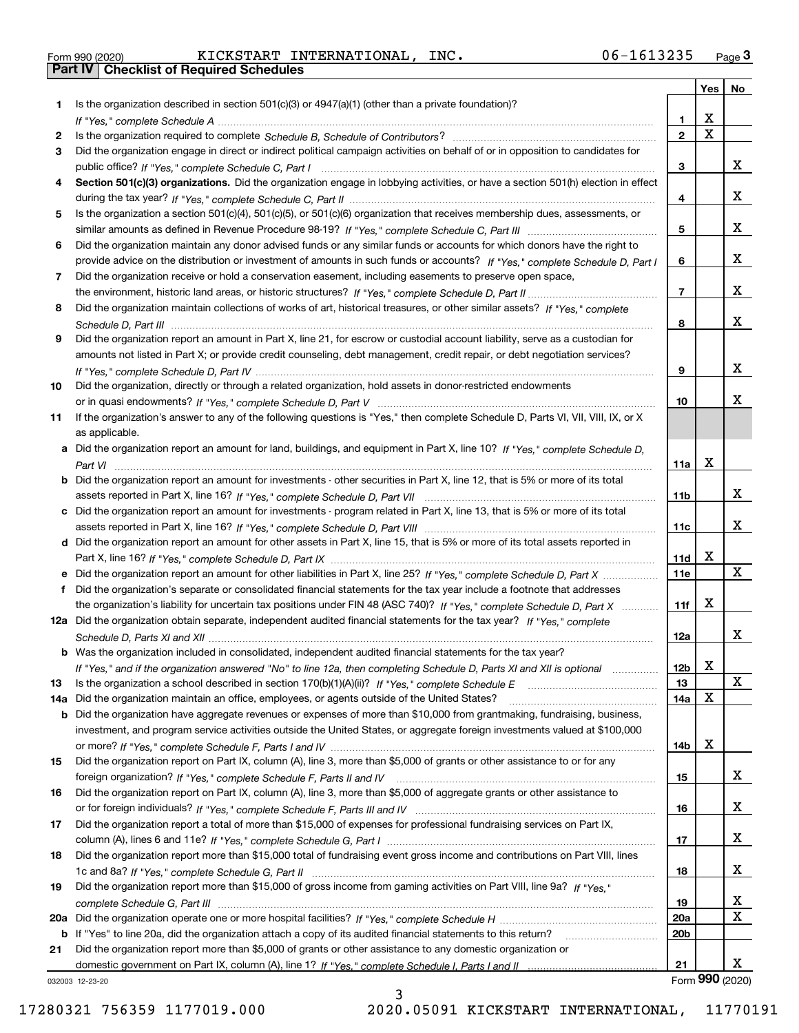Form 990 (2020) KICKSTART INTERNATIONAL, INC. 06-1613235 Page 3

## Part IV Checklist of Required Schedules

| | | | Yes | No |
|---|---|---|---|---|
| 1 | Is the organization described in section 501(c)(3) or 4947(a)(1) (other than a private foundation)? *If "Yes," complete Schedule A* | 1 | X | |
| 2 | Is the organization required to complete *Schedule B, Schedule of Contributors*? | 2 | X | |
| 3 | Did the organization engage in direct or indirect political campaign activities on behalf of or in opposition to candidates for public office? *If "Yes," complete Schedule C, Part I* | 3 | | X |
| 4 | **Section 501(c)(3) organizations.** Did the organization engage in lobbying activities, or have a section 501(h) election in effect during the tax year? *If "Yes," complete Schedule C, Part II* | 4 | | X |
| 5 | Is the organization a section 501(c)(4), 501(c)(5), or 501(c)(6) organization that receives membership dues, assessments, or similar amounts as defined in Revenue Procedure 98-19? *If "Yes," complete Schedule C, Part III* | 5 | | X |
| 6 | Did the organization maintain any donor advised funds or any similar funds or accounts for which donors have the right to provide advice on the distribution or investment of amounts in such funds or accounts? *If "Yes," complete Schedule D, Part I* | 6 | | X |
| 7 | Did the organization receive or hold a conservation easement, including easements to preserve open space, the environment, historic land areas, or historic structures? *If "Yes," complete Schedule D, Part II* | 7 | | X |
| 8 | Did the organization maintain collections of works of art, historical treasures, or other similar assets? *If "Yes," complete Schedule D, Part III* | 8 | | X |
| 9 | Did the organization report an amount in Part X, line 21, for escrow or custodial account liability, serve as a custodian for amounts not listed in Part X; or provide credit counseling, debt management, credit repair, or debt negotiation services? *If "Yes," complete Schedule D, Part IV* | 9 | | X |
| 10 | Did the organization, directly or through a related organization, hold assets in donor-restricted endowments or in quasi endowments? *If "Yes," complete Schedule D, Part V* | 10 | | X |
| 11 | If the organization's answer to any of the following questions is "Yes," then complete Schedule D, Parts VI, VII, VIII, IX, or X as applicable. | | | |
| a | Did the organization report an amount for land, buildings, and equipment in Part X, line 10? *If "Yes," complete Schedule D, Part VI* | 11a | X | |
| b | Did the organization report an amount for investments - other securities in Part X, line 12, that is 5% or more of its total assets reported in Part X, line 16? *If "Yes," complete Schedule D, Part VII* | 11b | | X |
| c | Did the organization report an amount for investments - program related in Part X, line 13, that is 5% or more of its total assets reported in Part X, line 16? *If "Yes," complete Schedule D, Part VIII* | 11c | | X |
| d | Did the organization report an amount for other assets in Part X, line 15, that is 5% or more of its total assets reported in Part X, line 16? *If "Yes," complete Schedule D, Part IX* | 11d | X | |
| e | Did the organization report an amount for other liabilities in Part X, line 25? *If "Yes," complete Schedule D, Part X* | 11e | | X |
| f | Did the organization's separate or consolidated financial statements for the tax year include a footnote that addresses the organization's liability for uncertain tax positions under FIN 48 (ASC 740)? *If "Yes," complete Schedule D, Part X* | 11f | X | |
| 12a | Did the organization obtain separate, independent audited financial statements for the tax year? *If "Yes," complete Schedule D, Parts XI and XII* | 12a | | X |
| b | Was the organization included in consolidated, independent audited financial statements for the tax year? *If "Yes," and if the organization answered "No" to line 12a, then completing Schedule D, Parts XI and XII is optional* | 12b | X | |
| 13 | Is the organization a school described in section 170(b)(1)(A)(ii)? *If "Yes," complete Schedule E* | 13 | | X |
| 14a | Did the organization maintain an office, employees, or agents outside of the United States? | 14a | X | |
| b | Did the organization have aggregate revenues or expenses of more than $10,000 from grantmaking, fundraising, business, investment, and program service activities outside the United States, or aggregate foreign investments valued at $100,000 or more? *If "Yes," complete Schedule F, Parts I and IV* | 14b | X | |
| 15 | Did the organization report on Part IX, column (A), line 3, more than $5,000 of grants or other assistance to or for any foreign organization? *If "Yes," complete Schedule F, Parts II and IV* | 15 | | X |
| 16 | Did the organization report on Part IX, column (A), line 3, more than $5,000 of aggregate grants or other assistance to or for foreign individuals? *If "Yes," complete Schedule F, Parts III and IV* | 16 | | X |
| 17 | Did the organization report a total of more than $15,000 of expenses for professional fundraising services on Part IX, column (A), lines 6 and 11e? *If "Yes," complete Schedule G, Part I* | 17 | | X |
| 18 | Did the organization report more than $15,000 total of fundraising event gross income and contributions on Part VIII, lines 1c and 8a? *If "Yes," complete Schedule G, Part II* | 18 | | X |
| 19 | Did the organization report more than $15,000 of gross income from gaming activities on Part VIII, line 9a? *If "Yes," complete Schedule G, Part III* | 19 | | X |
| 20a | Did the organization operate one or more hospital facilities? *If "Yes," complete Schedule H* | 20a | | X |
| b | If "Yes" to line 20a, did the organization attach a copy of its audited financial statements to this return? | 20b | | |
| 21 | Did the organization report more than $5,000 of grants or other assistance to any domestic organization or domestic government on Part IX, column (A), line 1? *If "Yes," complete Schedule I, Parts I and II* | 21 | | X |

032003 12-23-20 Form 990 (2020)

17280321 756359 1177019.000 2020.05091 KICKSTART INTERNATIONAL, 11770191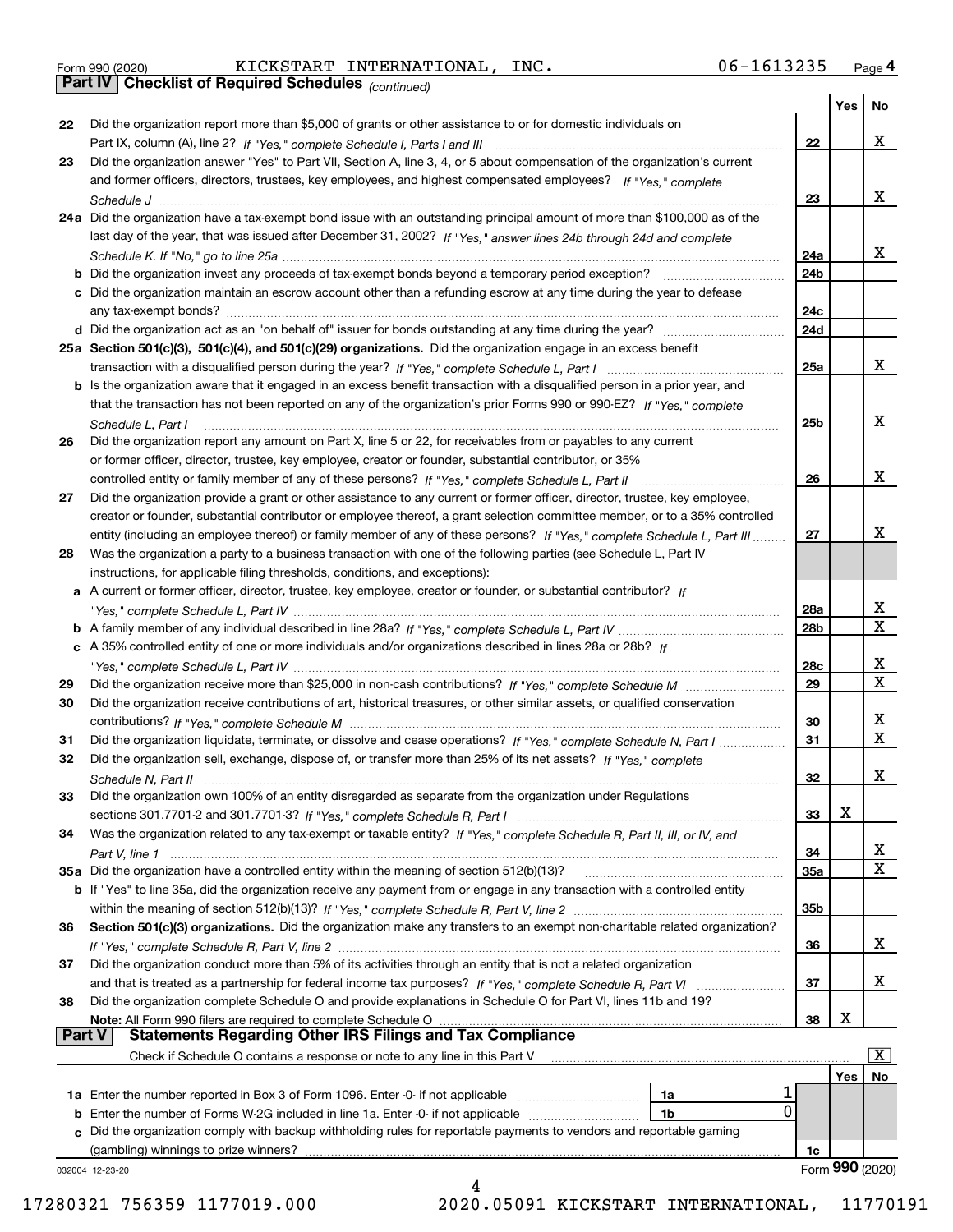Form 990 (2020) KICKSTART INTERNATIONAL, INC. 06-1613235 Page 4

**Part IV Checklist of Required Schedules** *(continued)*

| | | | Yes | No |
|---|---|---|---|---|
| 22 | Did the organization report more than $5,000 of grants or other assistance to or for domestic individuals on Part IX, column (A), line 2? *If "Yes," complete Schedule I, Parts I and III* | 22 | | X |
| 23 | Did the organization answer "Yes" to Part VII, Section A, line 3, 4, or 5 about compensation of the organization's current and former officers, directors, trustees, key employees, and highest compensated employees? *If "Yes," complete Schedule J* | 23 | | X |
| 24a | Did the organization have a tax-exempt bond issue with an outstanding principal amount of more than $100,000 as of the last day of the year, that was issued after December 31, 2002? *If "Yes," answer lines 24b through 24d and complete Schedule K. If "No," go to line 25a* | 24a | | X |
| b | Did the organization invest any proceeds of tax-exempt bonds beyond a temporary period exception? | 24b | | |
| c | Did the organization maintain an escrow account other than a refunding escrow at any time during the year to defease any tax-exempt bonds? | 24c | | |
| d | Did the organization act as an "on behalf of" issuer for bonds outstanding at any time during the year? | 24d | | |
| 25a | **Section 501(c)(3), 501(c)(4), and 501(c)(29) organizations.** Did the organization engage in an excess benefit transaction with a disqualified person during the year? *If "Yes," complete Schedule L, Part I* | 25a | | X |
| b | Is the organization aware that it engaged in an excess benefit transaction with a disqualified person in a prior year, and that the transaction has not been reported on any of the organization's prior Forms 990 or 990-EZ? *If "Yes," complete Schedule L, Part I* | 25b | | X |
| 26 | Did the organization report any amount on Part X, line 5 or 22, for receivables from or payables to any current or former officer, director, trustee, key employee, creator or founder, substantial contributor, or 35% controlled entity or family member of any of these persons? *If "Yes," complete Schedule L, Part II* | 26 | | X |
| 27 | Did the organization provide a grant or other assistance to any current or former officer, director, trustee, key employee, creator or founder, substantial contributor or employee thereof, a grant selection committee member, or to a 35% controlled entity (including an employee thereof) or family member of any of these persons? *If "Yes," complete Schedule L, Part III* | 27 | | X |
| 28 | Was the organization a party to a business transaction with one of the following parties (see Schedule L, Part IV instructions, for applicable filing thresholds, conditions, and exceptions): | | | |
| a | A current or former officer, director, trustee, key employee, creator or founder, or substantial contributor? *If "Yes," complete Schedule L, Part IV* | 28a | | X |
| b | A family member of any individual described in line 28a? *If "Yes," complete Schedule L, Part IV* | 28b | | X |
| c | A 35% controlled entity of one or more individuals and/or organizations described in lines 28a or 28b? *If "Yes," complete Schedule L, Part IV* | 28c | | X |
| 29 | Did the organization receive more than $25,000 in non-cash contributions? *If "Yes," complete Schedule M* | 29 | | X |
| 30 | Did the organization receive contributions of art, historical treasures, or other similar assets, or qualified conservation contributions? *If "Yes," complete Schedule M* | 30 | | X |
| 31 | Did the organization liquidate, terminate, or dissolve and cease operations? *If "Yes," complete Schedule N, Part I* | 31 | | X |
| 32 | Did the organization sell, exchange, dispose of, or transfer more than 25% of its net assets? *If "Yes," complete Schedule N, Part II* | 32 | | X |
| 33 | Did the organization own 100% of an entity disregarded as separate from the organization under Regulations sections 301.7701-2 and 301.7701-3? *If "Yes," complete Schedule R, Part I* | 33 | X | |
| 34 | Was the organization related to any tax-exempt or taxable entity? *If "Yes," complete Schedule R, Part II, III, or IV, and Part V, line 1* | 34 | | X |
| 35a | Did the organization have a controlled entity within the meaning of section 512(b)(13)? | 35a | | X |
| b | If "Yes" to line 35a, did the organization receive any payment from or engage in any transaction with a controlled entity within the meaning of section 512(b)(13)? *If "Yes," complete Schedule R, Part V, line 2* | 35b | | |
| 36 | **Section 501(c)(3) organizations.** Did the organization make any transfers to an exempt non-charitable related organization? *If "Yes," complete Schedule R, Part V, line 2* | 36 | | X |
| 37 | Did the organization conduct more than 5% of its activities through an entity that is not a related organization and that is treated as a partnership for federal income tax purposes? *If "Yes," complete Schedule R, Part VI* | 37 | | X |
| 38 | Did the organization complete Schedule O and provide explanations in Schedule O for Part VI, lines 11b and 19? **Note:** All Form 990 filers are required to complete Schedule O | 38 | X | |

**Part V Statements Regarding Other IRS Filings and Tax Compliance**

Check if Schedule O contains a response or note to any line in this Part V [X]

| | | | | | Yes | No |
|---|---|---|---|---|---|---|
| 1a | Enter the number reported in Box 3 of Form 1096. Enter -0- if not applicable | 1a | 1 | | | |
| b | Enter the number of Forms W-2G included in line 1a. Enter -0- if not applicable | 1b | 0 | | | |
| c | Did the organization comply with backup withholding rules for reportable payments to vendors and reportable gaming (gambling) winnings to prize winners? | | | 1c | | |

Form **990** (2020)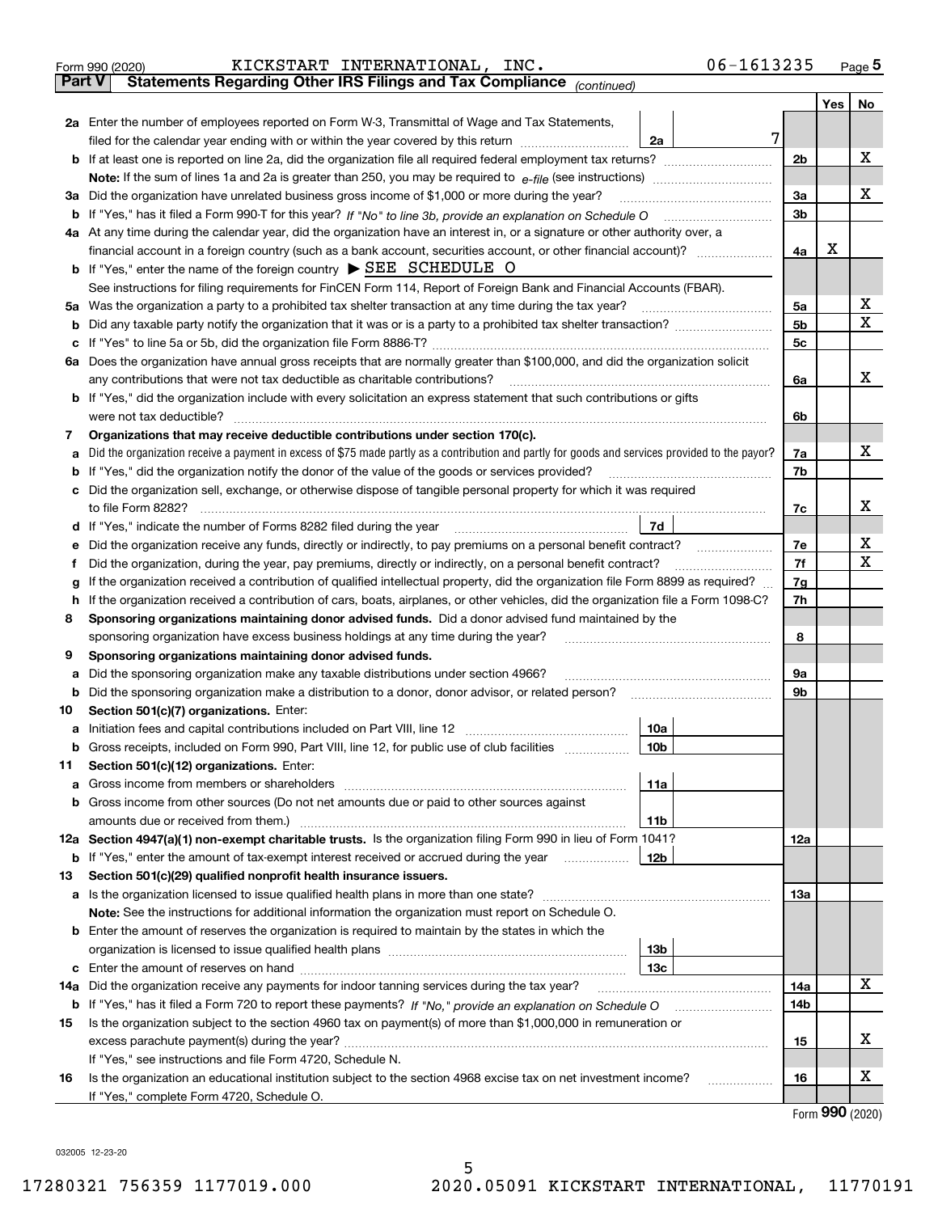Form 990 (2020) KICKSTART INTERNATIONAL, INC. 06-1613235 Page 5

**Part V Statements Regarding Other IRS Filings and Tax Compliance** *(continued)*

| | | | | Yes | No |
|---|---|---|---|---|---|
| **2a** | Enter the number of employees reported on Form W-3, Transmittal of Wage and Tax Statements, filed for the calendar year ending with or within the year covered by this return | 2a | 7 | | |
| **b** | If at least one is reported on line 2a, did the organization file all required federal employment tax returns? | | 2b | | X |
| | **Note:** If the sum of lines 1a and 2a is greater than 250, you may be required to *e-file* (see instructions) | | | | |
| **3a** | Did the organization have unrelated business gross income of $1,000 or more during the year? | | 3a | | X |
| **b** | If "Yes," has it filed a Form 990-T for this year? *If "No" to line 3b, provide an explanation on Schedule O* | | 3b | | |
| **4a** | At any time during the calendar year, did the organization have an interest in, or a signature or other authority over, a financial account in a foreign country (such as a bank account, securities account, or other financial account)? | | 4a | X | |
| **b** | If "Yes," enter the name of the foreign country ▶ SEE SCHEDULE O | | | | |
| | See instructions for filing requirements for FinCEN Form 114, Report of Foreign Bank and Financial Accounts (FBAR). | | | | |
| **5a** | Was the organization a party to a prohibited tax shelter transaction at any time during the tax year? | | 5a | | X |
| **b** | Did any taxable party notify the organization that it was or is a party to a prohibited tax shelter transaction? | | 5b | | X |
| **c** | If "Yes" to line 5a or 5b, did the organization file Form 8886-T? | | 5c | | |
| **6a** | Does the organization have annual gross receipts that are normally greater than $100,000, and did the organization solicit any contributions that were not tax deductible as charitable contributions? | | 6a | | X |
| **b** | If "Yes," did the organization include with every solicitation an express statement that such contributions or gifts were not tax deductible? | | 6b | | |
| **7** | **Organizations that may receive deductible contributions under section 170(c).** | | | | |
| **a** | Did the organization receive a payment in excess of $75 made partly as a contribution and partly for goods and services provided to the payor? | | 7a | | X |
| **b** | If "Yes," did the organization notify the donor of the value of the goods or services provided? | | 7b | | |
| **c** | Did the organization sell, exchange, or otherwise dispose of tangible personal property for which it was required to file Form 8282? | | 7c | | X |
| **d** | If "Yes," indicate the number of Forms 8282 filed during the year | 7d | | | |
| **e** | Did the organization receive any funds, directly or indirectly, to pay premiums on a personal benefit contract? | | 7e | | X |
| **f** | Did the organization, during the year, pay premiums, directly or indirectly, on a personal benefit contract? | | 7f | | X |
| **g** | If the organization received a contribution of qualified intellectual property, did the organization file Form 8899 as required? | | 7g | | |
| **h** | If the organization received a contribution of cars, boats, airplanes, or other vehicles, did the organization file a Form 1098-C? | | 7h | | |
| **8** | **Sponsoring organizations maintaining donor advised funds.** Did a donor advised fund maintained by the sponsoring organization have excess business holdings at any time during the year? | | 8 | | |
| **9** | **Sponsoring organizations maintaining donor advised funds.** | | | | |
| **a** | Did the sponsoring organization make any taxable distributions under section 4966? | | 9a | | |
| **b** | Did the sponsoring organization make a distribution to a donor, donor advisor, or related person? | | 9b | | |
| **10** | **Section 501(c)(7) organizations.** Enter: | | | | |
| **a** | Initiation fees and capital contributions included on Part VIII, line 12 | 10a | | | |
| **b** | Gross receipts, included on Form 990, Part VIII, line 12, for public use of club facilities | 10b | | | |
| **11** | **Section 501(c)(12) organizations.** Enter: | | | | |
| **a** | Gross income from members or shareholders | 11a | | | |
| **b** | Gross income from other sources (Do not net amounts due or paid to other sources against amounts due or received from them.) | 11b | | | |
| **12a** | **Section 4947(a)(1) non-exempt charitable trusts.** Is the organization filing Form 990 in lieu of Form 1041? | | 12a | | |
| **b** | If "Yes," enter the amount of tax-exempt interest received or accrued during the year | 12b | | | |
| **13** | **Section 501(c)(29) qualified nonprofit health insurance issuers.** | | | | |
| **a** | Is the organization licensed to issue qualified health plans in more than one state? | | 13a | | |
| | **Note:** See the instructions for additional information the organization must report on Schedule O. | | | | |
| **b** | Enter the amount of reserves the organization is required to maintain by the states in which the organization is licensed to issue qualified health plans | 13b | | | |
| **c** | Enter the amount of reserves on hand | 13c | | | |
| **14a** | Did the organization receive any payments for indoor tanning services during the tax year? | | 14a | | X |
| **b** | If "Yes," has it filed a Form 720 to report these payments? *If "No," provide an explanation on Schedule O* | | 14b | | |
| **15** | Is the organization subject to the section 4960 tax on payment(s) of more than $1,000,000 in remuneration or excess parachute payment(s) during the year? | | 15 | | X |
| | If "Yes," see instructions and file Form 4720, Schedule N. | | | | |
| **16** | Is the organization an educational institution subject to the section 4968 excise tax on net investment income? | | 16 | | X |
| | If "Yes," complete Form 4720, Schedule O. | | | | |

Form **990** (2020)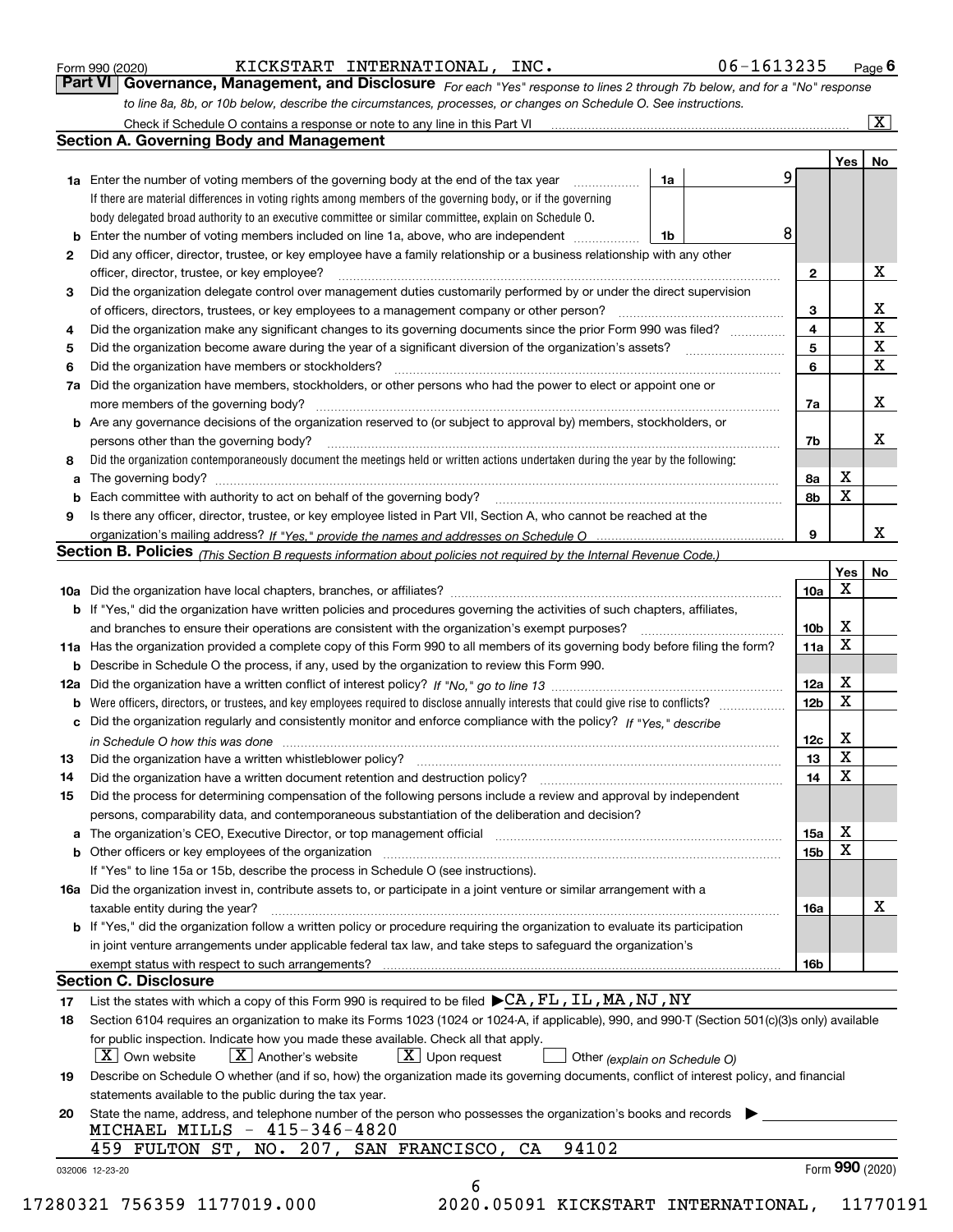Form 990 (2020) KICKSTART INTERNATIONAL, INC. 06-1613235 Page 6

## Part VI Governance, Management, and Disclosure

*For each "Yes" response to lines 2 through 7b below, and for a "No" response to line 8a, 8b, or 10b below, describe the circumstances, processes, or changes on Schedule O. See instructions.*

Check if Schedule O contains a response or note to any line in this Part VI [X]

### Section A. Governing Body and Management

| | | | | Yes | No |
|---|---|---|---|---|---|
| 1a | Enter the number of voting members of the governing body at the end of the tax year. If there are material differences in voting rights among members of the governing body, or if the governing body delegated broad authority to an executive committee or similar committee, explain on Schedule O. | 1a | 9 | | |
| b | Enter the number of voting members included on line 1a, above, who are independent | 1b | 8 | | |
| 2 | Did any officer, director, trustee, or key employee have a family relationship or a business relationship with any other officer, director, trustee, or key employee? | 2 | | | X |
| 3 | Did the organization delegate control over management duties customarily performed by or under the direct supervision of officers, directors, trustees, or key employees to a management company or other person? | 3 | | | X |
| 4 | Did the organization make any significant changes to its governing documents since the prior Form 990 was filed? | 4 | | | X |
| 5 | Did the organization become aware during the year of a significant diversion of the organization's assets? | 5 | | | X |
| 6 | Did the organization have members or stockholders? | 6 | | | X |
| 7a | Did the organization have members, stockholders, or other persons who had the power to elect or appoint one or more members of the governing body? | 7a | | | X |
| b | Are any governance decisions of the organization reserved to (or subject to approval by) members, stockholders, or persons other than the governing body? | 7b | | | X |
| 8 | Did the organization contemporaneously document the meetings held or written actions undertaken during the year by the following: | | | | |
| a | The governing body? | 8a | | X | |
| b | Each committee with authority to act on behalf of the governing body? | 8b | | X | |
| 9 | Is there any officer, director, trustee, or key employee listed in Part VII, Section A, who cannot be reached at the organization's mailing address? *If "Yes," provide the names and addresses on Schedule O* | 9 | | | X |

### Section B. Policies *(This Section B requests information about policies not required by the Internal Revenue Code.)*

| | | | Yes | No |
|---|---|---|---|---|
| 10a | Did the organization have local chapters, branches, or affiliates? | 10a | X | |
| b | If "Yes," did the organization have written policies and procedures governing the activities of such chapters, affiliates, and branches to ensure their operations are consistent with the organization's exempt purposes? | 10b | X | |
| 11a | Has the organization provided a complete copy of this Form 990 to all members of its governing body before filing the form? | 11a | X | |
| b | Describe in Schedule O the process, if any, used by the organization to review this Form 990. | | | |
| 12a | Did the organization have a written conflict of interest policy? *If "No," go to line 13* | 12a | X | |
| b | Were officers, directors, or trustees, and key employees required to disclose annually interests that could give rise to conflicts? | 12b | X | |
| c | Did the organization regularly and consistently monitor and enforce compliance with the policy? *If "Yes," describe in Schedule O how this was done* | 12c | X | |
| 13 | Did the organization have a written whistleblower policy? | 13 | X | |
| 14 | Did the organization have a written document retention and destruction policy? | 14 | X | |
| 15 | Did the process for determining compensation of the following persons include a review and approval by independent persons, comparability data, and contemporaneous substantiation of the deliberation and decision? | | | |
| a | The organization's CEO, Executive Director, or top management official | 15a | X | |
| b | Other officers or key employees of the organization | 15b | X | |
| | If "Yes" to line 15a or 15b, describe the process in Schedule O (see instructions). | | | |
| 16a | Did the organization invest in, contribute assets to, or participate in a joint venture or similar arrangement with a taxable entity during the year? | 16a | | X |
| b | If "Yes," did the organization follow a written policy or procedure requiring the organization to evaluate its participation in joint venture arrangements under applicable federal tax law, and take steps to safeguard the organization's exempt status with respect to such arrangements? | 16b | | |

### Section C. Disclosure

17 List the states with which a copy of this Form 990 is required to be filed ▶ CA, FL, IL, MA, NJ, NY

18 Section 6104 requires an organization to make its Forms 1023 (1024 or 1024-A, if applicable), 990, and 990-T (Section 501(c)(3)s only) available for public inspection. Indicate how you made these available. Check all that apply.

[X] Own website [X] Another's website [X] Upon request [ ] Other *(explain on Schedule O)*

19 Describe on Schedule O whether (and if so, how) the organization made its governing documents, conflict of interest policy, and financial statements available to the public during the tax year.

20 State the name, address, and telephone number of the person who possesses the organization's books and records ▶

MICHAEL MILLS - 415-346-4820
459 FULTON ST, NO. 207, SAN FRANCISCO, CA 94102

032006 12-23-20 Form 990 (2020)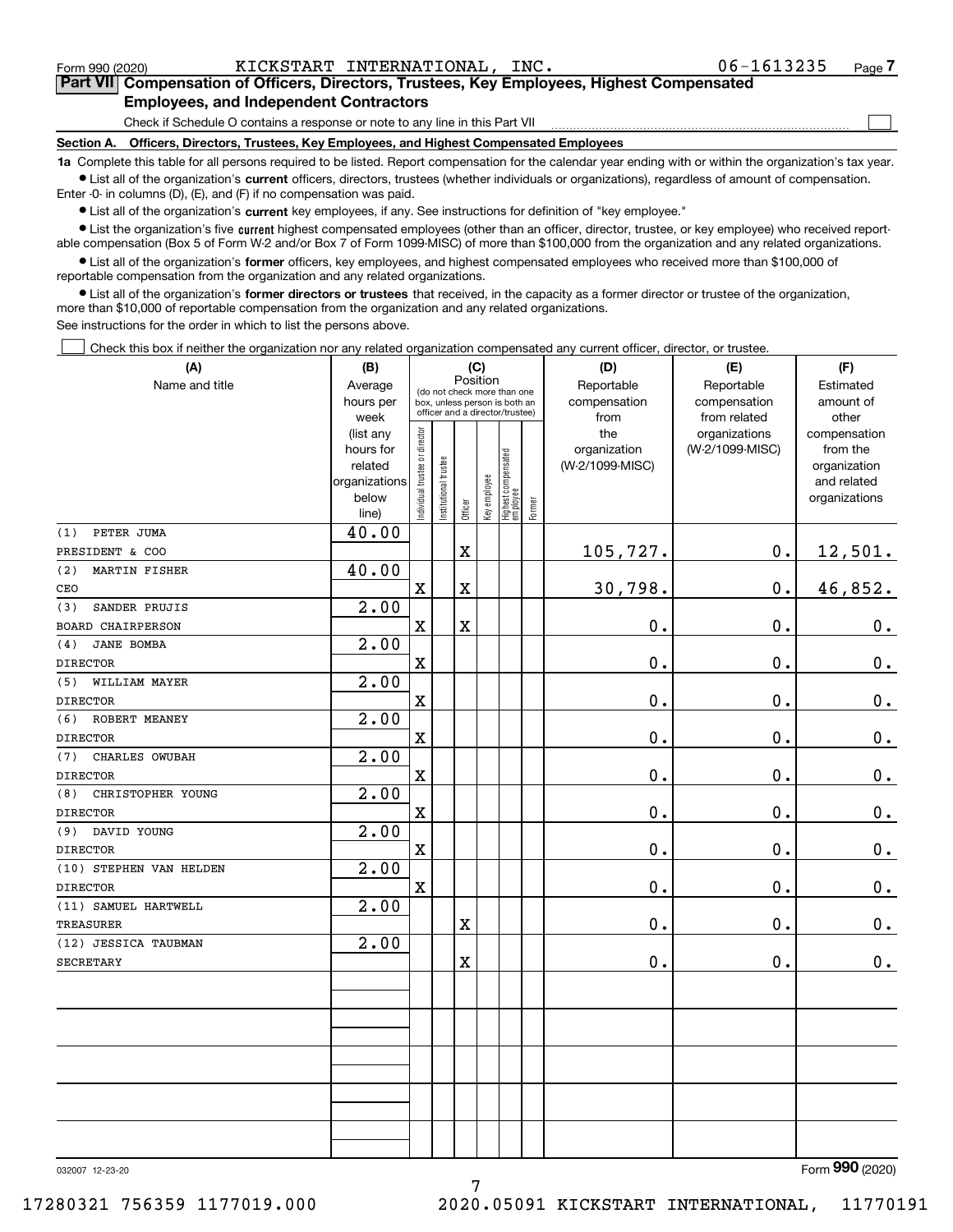Form 990 (2020) KICKSTART INTERNATIONAL, INC. 06-1613235 Page 7

## Part VII Compensation of Officers, Directors, Trustees, Key Employees, Highest Compensated Employees, and Independent Contractors

Check if Schedule O contains a response or note to any line in this Part VII

### Section A. Officers, Directors, Trustees, Key Employees, and Highest Compensated Employees

**1a** Complete this table for all persons required to be listed. Report compensation for the calendar year ending with or within the organization's tax year.

- List all of the organization's **current** officers, directors, trustees (whether individuals or organizations), regardless of amount of compensation. Enter -0- in columns (D), (E), and (F) if no compensation was paid.
- List all of the organization's **current** key employees, if any. See instructions for definition of "key employee."
- List the organization's five **current** highest compensated employees (other than an officer, director, trustee, or key employee) who received reportable compensation (Box 5 of Form W-2 and/or Box 7 of Form 1099-MISC) of more than $100,000 from the organization and any related organizations.
- List all of the organization's **former** officers, key employees, and highest compensated employees who received more than $100,000 of reportable compensation from the organization and any related organizations.
- List all of the organization's **former directors or trustees** that received, in the capacity as a former director or trustee of the organization, more than $10,000 of reportable compensation from the organization and any related organizations.

See instructions for the order in which to list the persons above.

Check this box if neither the organization nor any related organization compensated any current officer, director, or trustee.

| (A) Name and title | (B) Average hours per week (list any hours for related organizations below line) | (C) Position: Individual trustee or director | Institutional trustee | Officer | Key employee | Highest compensated employee | Former | (D) Reportable compensation from the organization (W-2/1099-MISC) | (E) Reportable compensation from related organizations (W-2/1099-MISC) | (F) Estimated amount of other compensation from the organization and related organizations |
|---|---|---|---|---|---|---|---|---|---|---|
| (1) PETER JUMA<br>PRESIDENT & COO | 40.00 | | | X | | | | 105,727. | 0. | 12,501. |
| (2) MARTIN FISHER<br>CEO | 40.00 | X | | X | | | | 30,798. | 0. | 46,852. |
| (3) SANDER PRUJIS<br>BOARD CHAIRPERSON | 2.00 | X | | X | | | | 0. | 0. | 0. |
| (4) JANE BOMBA<br>DIRECTOR | 2.00 | X | | | | | | 0. | 0. | 0. |
| (5) WILLIAM MAYER<br>DIRECTOR | 2.00 | X | | | | | | 0. | 0. | 0. |
| (6) ROBERT MEANEY<br>DIRECTOR | 2.00 | X | | | | | | 0. | 0. | 0. |
| (7) CHARLES OWUBAH<br>DIRECTOR | 2.00 | X | | | | | | 0. | 0. | 0. |
| (8) CHRISTOPHER YOUNG<br>DIRECTOR | 2.00 | X | | | | | | 0. | 0. | 0. |
| (9) DAVID YOUNG<br>DIRECTOR | 2.00 | X | | | | | | 0. | 0. | 0. |
| (10) STEPHEN VAN HELDEN<br>DIRECTOR | 2.00 | X | | | | | | 0. | 0. | 0. |
| (11) SAMUEL HARTWELL<br>TREASURER | 2.00 | | | X | | | | 0. | 0. | 0. |
| (12) JESSICA TAUBMAN<br>SECRETARY | 2.00 | | | X | | | | 0. | 0. | 0. |

032007 12-23-20 Form 990 (2020)

17280321 756359 1177019.000 2020.05091 KICKSTART INTERNATIONAL, 11770191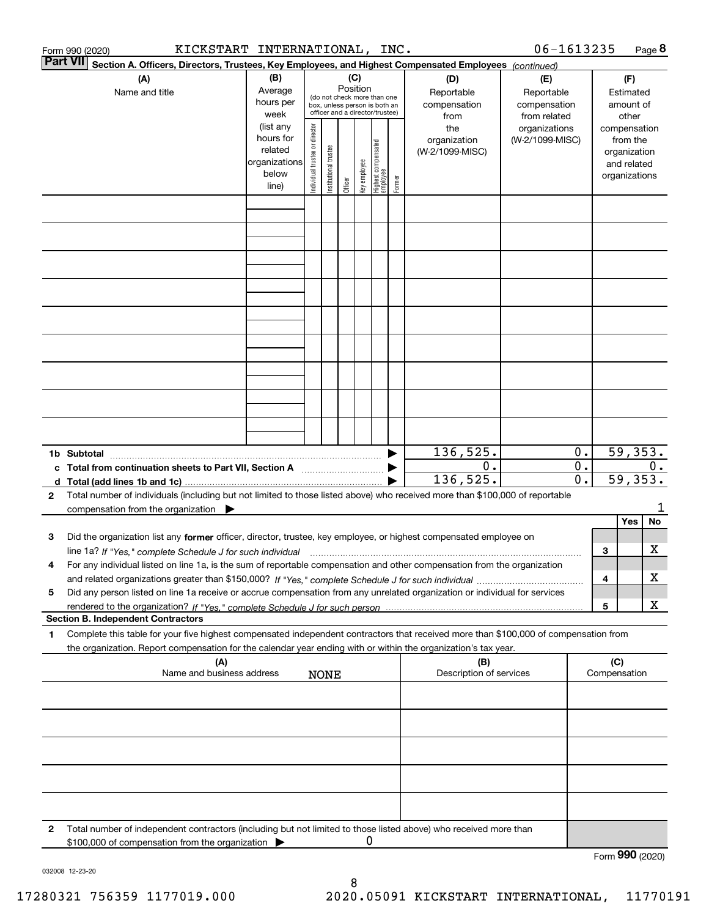Form 990 (2020) KICKSTART INTERNATIONAL, INC. 06-1613235 Page 8

**Part VII Section A. Officers, Directors, Trustees, Key Employees, and Highest Compensated Employees** *(continued)*

| (A) Name and title | (B) Average hours per week (list any hours for related organizations below line) | (C) Position (do not check more than one box, unless person is both an officer and a director/trustee): Individual trustee or director | Institutional trustee | Officer | Key employee | Highest compensated employee | Former | (D) Reportable compensation from the organization (W-2/1099-MISC) | (E) Reportable compensation from related organizations (W-2/1099-MISC) | (F) Estimated amount of other compensation from the organization and related organizations |
|---|---|---|---|---|---|---|---|---|---|---|
| | | | | | | | | | | |
| | | | | | | | | | | |
| | | | | | | | | | | |
| | | | | | | | | | | |
| | | | | | | | | | | |
| | | | | | | | | | | |
| | | | | | | | | | | |
| | | | | | | | | | | |
| | | | | | | | | | | |
| **1b Subtotal** | | | | | | | ▶ | 136,525. | 0. | 59,353. |
| **c Total from continuation sheets to Part VII, Section A** | | | | | | | ▶ | 0. | 0. | 0. |
| **d Total (add lines 1b and 1c)** | | | | | | | ▶ | 136,525. | 0. | 59,353. |

2 Total number of individuals (including but not limited to those listed above) who received more than $100,000 of reportable compensation from the organization ▶ 1

| | | Yes | No |
|---|---|---|---|
| 3 Did the organization list any **former** officer, director, trustee, key employee, or highest compensated employee on line 1a? *If "Yes," complete Schedule J for such individual* | 3 | | X |
| 4 For any individual listed on line 1a, is the sum of reportable compensation and other compensation from the organization and related organizations greater than $150,000? *If "Yes," complete Schedule J for such individual* | 4 | | X |
| 5 Did any person listed on line 1a receive or accrue compensation from any unrelated organization or individual for services rendered to the organization? *If "Yes," complete Schedule J for such person* | 5 | | X |

**Section B. Independent Contractors**

1 Complete this table for your five highest compensated independent contractors that received more than $100,000 of compensation from the organization. Report compensation for the calendar year ending with or within the organization's tax year.

| (A) Name and business address | (B) Description of services | (C) Compensation |
|---|---|---|
| NONE | | |
| | | |
| | | |
| | | |
| | | |

2 Total number of independent contractors (including but not limited to those listed above) who received more than $100,000 of compensation from the organization ▶ 0

Form **990** (2020)

032008 12-23-20

17280321 756359 1177019.000 2020.05091 KICKSTART INTERNATIONAL, 11770191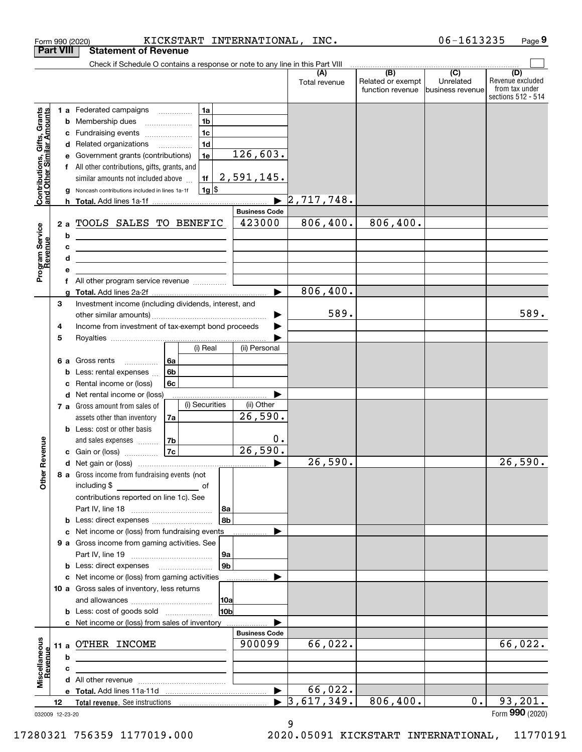Form 990 (2020) KICKSTART INTERNATIONAL, INC. 06-1613235

## Part VIII Statement of Revenue

Check if Schedule O contains a response or note to any line in this Part VIII ☐

| | | | | (A) Total revenue | (B) Related or exempt function revenue | (C) Unrelated business revenue | (D) Revenue excluded from tax under sections 512 - 514 |
|---|---|---|---|---|---|---|---|
| **Contributions, Gifts, Grants and Other Similar Amounts** | 1 a Federated campaigns | 1a | | | | | |
| | b Membership dues | 1b | | | | | |
| | c Fundraising events | 1c | | | | | |
| | d Related organizations | 1d | | | | | |
| | e Government grants (contributions) | 1e | 126,603. | | | | |
| | f All other contributions, gifts, grants, and similar amounts not included above | 1f | 2,591,145. | | | | |
| | g Noncash contributions included in lines 1a-1f | 1g | $ | | | | |
| | h **Total.** Add lines 1a-1f | | ▶ | 2,717,748. | | | |
| | | | **Business Code** | | | | |
| **Program Service Revenue** | 2 a TOOLS SALES TO BENEFIC | | 423000 | 806,400. | 806,400. | | |
| | b | | | | | | |
| | c | | | | | | |
| | d | | | | | | |
| | e | | | | | | |
| | f All other program service revenue | | | | | | |
| | g **Total.** Add lines 2a-2f | | ▶ | 806,400. | | | |
| **Other Revenue** | 3 Investment income (including dividends, interest, and other similar amounts) | | ▶ | 589. | | | 589. |
| | 4 Income from investment of tax-exempt bond proceeds | | ▶ | | | | |
| | 5 Royalties | | ▶ | | | | |
| | | (i) Real | (ii) Personal | | | | |
| | 6 a Gross rents 6a | | | | | | |
| | b Less: rental expenses 6b | | | | | | |
| | c Rental income or (loss) 6c | | | | | | |
| | d Net rental income or (loss) | | ▶ | | | | |
| | | (i) Securities | (ii) Other | | | | |
| | 7 a Gross amount from sales of assets other than inventory 7a | | 26,590. | | | | |
| | b Less: cost or other basis and sales expenses 7b | | 0. | | | | |
| | c Gain or (loss) 7c | | 26,590. | | | | |
| | d Net gain or (loss) | | ▶ | 26,590. | | | 26,590. |
| | 8 a Gross income from fundraising events (not including $ ___ of contributions reported on line 1c). See Part IV, line 18 | 8a | | | | | |
| | b Less: direct expenses | 8b | | | | | |
| | c Net income or (loss) from fundraising events | | ▶ | | | | |
| | 9 a Gross income from gaming activities. See Part IV, line 19 | 9a | | | | | |
| | b Less: direct expenses | 9b | | | | | |
| | c Net income or (loss) from gaming activities | | ▶ | | | | |
| | 10 a Gross sales of inventory, less returns and allowances | 10a | | | | | |
| | b Less: cost of goods sold | 10b | | | | | |
| | c Net income or (loss) from sales of inventory | | ▶ | | | | |
| | | | **Business Code** | | | | |
| **Miscellaneous Revenue** | 11 a OTHER INCOME | | 900099 | 66,022. | | | 66,022. |
| | b | | | | | | |
| | c | | | | | | |
| | d All other revenue | | | | | | |
| | e **Total.** Add lines 11a-11d | | ▶ | 66,022. | | | |
| | 12 **Total revenue.** See instructions | | ▶ | 3,617,349. | 806,400. | 0. | 93,201. |

032009 12-23-20

Form **990** (2020)

17280321 756359 1177019.000 2020.05091 KICKSTART INTERNATIONAL, 11770191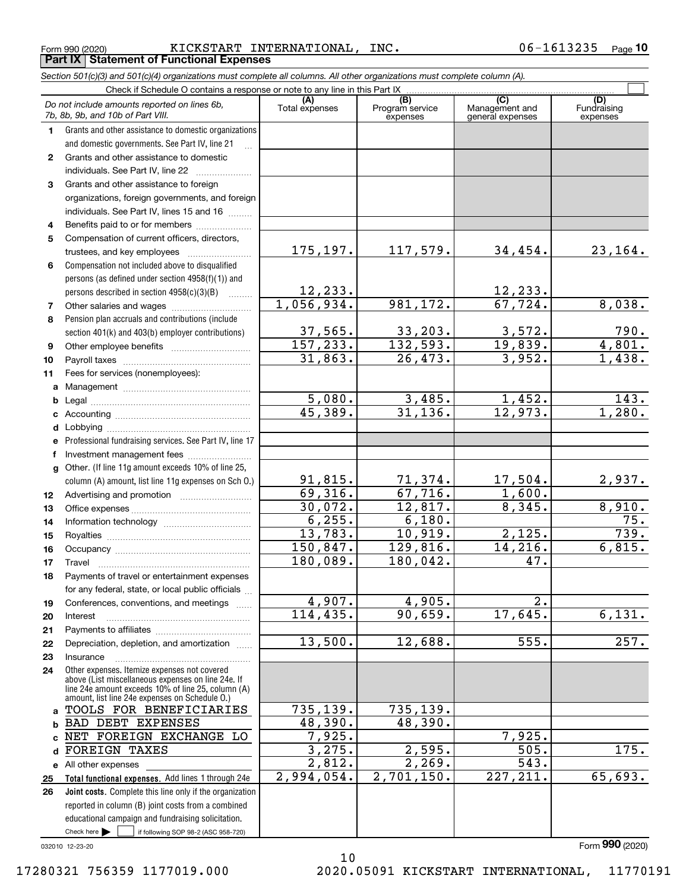Form 990 (2020) KICKSTART INTERNATIONAL, INC. 06-1613235

## Part IX Statement of Functional Expenses

*Section 501(c)(3) and 501(c)(4) organizations must complete all columns. All other organizations must complete column (A).*

Check if Schedule O contains a response or note to any line in this Part IX

| *Do not include amounts reported on lines 6b, 7b, 8b, 9b, and 10b of Part VIII.* | (A) Total expenses | (B) Program service expenses | (C) Management and general expenses | (D) Fundraising expenses |
|---|---|---|---|---|
| 1 Grants and other assistance to domestic organizations and domestic governments. See Part IV, line 21 | | | | |
| 2 Grants and other assistance to domestic individuals. See Part IV, line 22 | | | | |
| 3 Grants and other assistance to foreign organizations, foreign governments, and foreign individuals. See Part IV, lines 15 and 16 | | | | |
| 4 Benefits paid to or for members | | | | |
| 5 Compensation of current officers, directors, trustees, and key employees | 175,197. | 117,579. | 34,454. | 23,164. |
| 6 Compensation not included above to disqualified persons (as defined under section 4958(f)(1)) and persons described in section 4958(c)(3)(B) | 12,233. | | 12,233. | |
| 7 Other salaries and wages | 1,056,934. | 981,172. | 67,724. | 8,038. |
| 8 Pension plan accruals and contributions (include section 401(k) and 403(b) employer contributions) | 37,565. | 33,203. | 3,572. | 790. |
| 9 Other employee benefits | 157,233. | 132,593. | 19,839. | 4,801. |
| 10 Payroll taxes | 31,863. | 26,473. | 3,952. | 1,438. |
| 11 Fees for services (nonemployees): | | | | |
| a Management | | | | |
| b Legal | 5,080. | 3,485. | 1,452. | 143. |
| c Accounting | 45,389. | 31,136. | 12,973. | 1,280. |
| d Lobbying | | | | |
| e Professional fundraising services. See Part IV, line 17 | | | | |
| f Investment management fees | | | | |
| g Other. (If line 11g amount exceeds 10% of line 25, column (A) amount, list line 11g expenses on Sch O.) | 91,815. | 71,374. | 17,504. | 2,937. |
| 12 Advertising and promotion | 69,316. | 67,716. | 1,600. | |
| 13 Office expenses | 30,072. | 12,817. | 8,345. | 8,910. |
| 14 Information technology | 6,255. | 6,180. | | 75. |
| 15 Royalties | 13,783. | 10,919. | 2,125. | 739. |
| 16 Occupancy | 150,847. | 129,816. | 14,216. | 6,815. |
| 17 Travel | 180,089. | 180,042. | 47. | |
| 18 Payments of travel or entertainment expenses for any federal, state, or local public officials | | | | |
| 19 Conferences, conventions, and meetings | 4,907. | 4,905. | 2. | |
| 20 Interest | 114,435. | 90,659. | 17,645. | 6,131. |
| 21 Payments to affiliates | | | | |
| 22 Depreciation, depletion, and amortization | 13,500. | 12,688. | 555. | 257. |
| 23 Insurance | | | | |
| 24 Other expenses. Itemize expenses not covered above (List miscellaneous expenses on line 24e. If line 24e amount exceeds 10% of line 25, column (A) amount, list line 24e expenses on Schedule O.) | | | | |
| a TOOLS FOR BENEFICIARIES | 735,139. | 735,139. | | |
| b BAD DEBT EXPENSES | 48,390. | 48,390. | | |
| c NET FOREIGN EXCHANGE LO | 7,925. | | 7,925. | |
| d FOREIGN TAXES | 3,275. | 2,595. | 505. | 175. |
| e All other expenses | 2,812. | 2,269. | 543. | |
| 25 **Total functional expenses.** Add lines 1 through 24e | 2,994,054. | 2,701,150. | 227,211. | 65,693. |
| 26 **Joint costs.** Complete this line only if the organization reported in column (B) joint costs from a combined educational campaign and fundraising solicitation. Check here ☐ if following SOP 98-2 (ASC 958-720) | | | | |

032010 12-23-20

Form **990** (2020)

17280321 756359 1177019.000 2020.05091 KICKSTART INTERNATIONAL, 11770191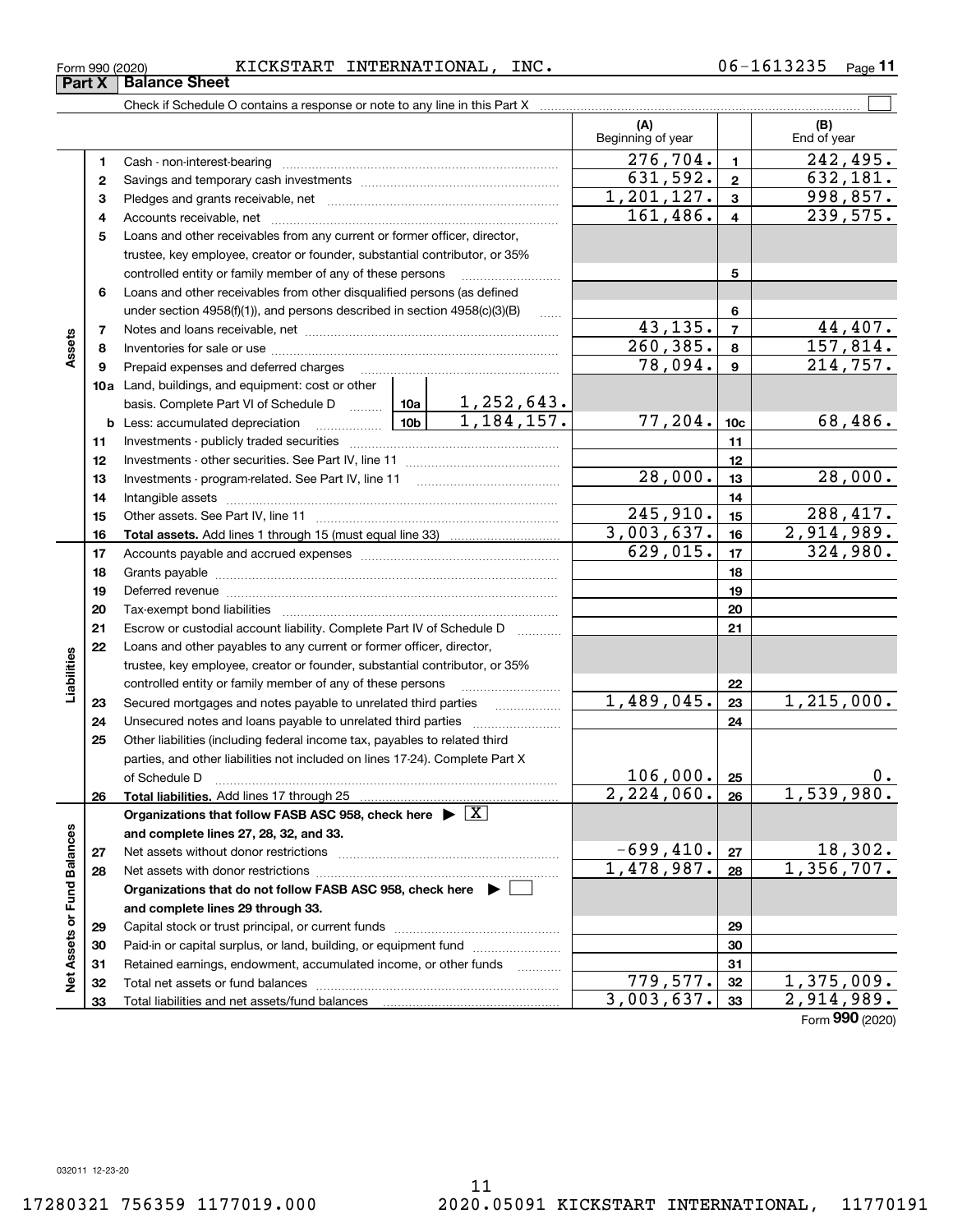Form 990 (2020) KICKSTART INTERNATIONAL, INC. 06-1613235 Page 11

**Part X | Balance Sheet**

Check if Schedule O contains a response or note to any line in this Part X ☐

| | | | | (A) Beginning of year | | (B) End of year |
|---|---|---|---|---|---|---|
| **Assets** | 1 | Cash - non-interest-bearing | | 276,704. | 1 | 242,495. |
| | 2 | Savings and temporary cash investments | | 631,592. | 2 | 632,181. |
| | 3 | Pledges and grants receivable, net | | 1,201,127. | 3 | 998,857. |
| | 4 | Accounts receivable, net | | 161,486. | 4 | 239,575. |
| | 5 | Loans and other receivables from any current or former officer, director, trustee, key employee, creator or founder, substantial contributor, or 35% controlled entity or family member of any of these persons | | | 5 | |
| | 6 | Loans and other receivables from other disqualified persons (as defined under section 4958(f)(1)), and persons described in section 4958(c)(3)(B) | | | 6 | |
| | 7 | Notes and loans receivable, net | | 43,135. | 7 | 44,407. |
| | 8 | Inventories for sale or use | | 260,385. | 8 | 157,814. |
| | 9 | Prepaid expenses and deferred charges | | 78,094. | 9 | 214,757. |
| | 10a | Land, buildings, and equipment: cost or other basis. Complete Part VI of Schedule D | 10a 1,252,643. | | | |
| | b | Less: accumulated depreciation | 10b 1,184,157. | 77,204. | 10c | 68,486. |
| | 11 | Investments - publicly traded securities | | | 11 | |
| | 12 | Investments - other securities. See Part IV, line 11 | | | 12 | |
| | 13 | Investments - program-related. See Part IV, line 11 | | 28,000. | 13 | 28,000. |
| | 14 | Intangible assets | | | 14 | |
| | 15 | Other assets. See Part IV, line 11 | | 245,910. | 15 | 288,417. |
| | 16 | **Total assets.** Add lines 1 through 15 (must equal line 33) | | 3,003,637. | 16 | 2,914,989. |
| **Liabilities** | 17 | Accounts payable and accrued expenses | | 629,015. | 17 | 324,980. |
| | 18 | Grants payable | | | 18 | |
| | 19 | Deferred revenue | | | 19 | |
| | 20 | Tax-exempt bond liabilities | | | 20 | |
| | 21 | Escrow or custodial account liability. Complete Part IV of Schedule D | | | 21 | |
| | 22 | Loans and other payables to any current or former officer, director, trustee, key employee, creator or founder, substantial contributor, or 35% controlled entity or family member of any of these persons | | | 22 | |
| | 23 | Secured mortgages and notes payable to unrelated third parties | | 1,489,045. | 23 | 1,215,000. |
| | 24 | Unsecured notes and loans payable to unrelated third parties | | | 24 | |
| | 25 | Other liabilities (including federal income tax, payables to related third parties, and other liabilities not included on lines 17-24). Complete Part X of Schedule D | | 106,000. | 25 | 0. |
| | 26 | **Total liabilities.** Add lines 17 through 25 | | 2,224,060. | 26 | 1,539,980. |
| **Net Assets or Fund Balances** | | **Organizations that follow FASB ASC 958, check here ▶ ☒ and complete lines 27, 28, 32, and 33.** | | | | |
| | 27 | Net assets without donor restrictions | | -699,410. | 27 | 18,302. |
| | 28 | Net assets with donor restrictions | | 1,478,987. | 28 | 1,356,707. |
| | | **Organizations that do not follow FASB ASC 958, check here ▶ ☐ and complete lines 29 through 33.** | | | | |
| | 29 | Capital stock or trust principal, or current funds | | | 29 | |
| | 30 | Paid-in or capital surplus, or land, building, or equipment fund | | | 30 | |
| | 31 | Retained earnings, endowment, accumulated income, or other funds | | | 31 | |
| | 32 | Total net assets or fund balances | | 779,577. | 32 | 1,375,009. |
| | 33 | Total liabilities and net assets/fund balances | | 3,003,637. | 33 | 2,914,989. |

Form **990** (2020)

032011 12-23-20

17280321 756359 1177019.000 2020.05091 KICKSTART INTERNATIONAL, 11770191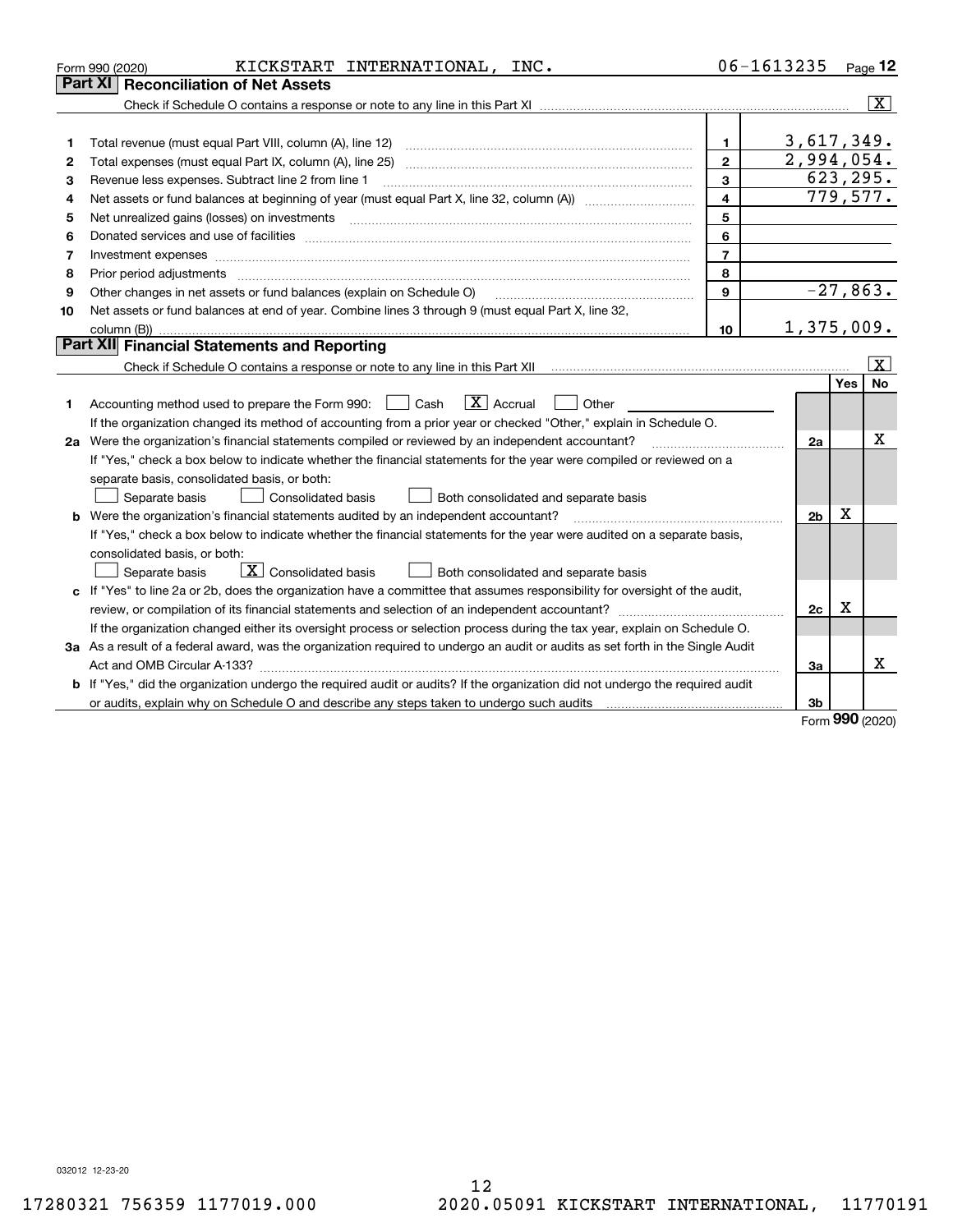Form 990 (2020) KICKSTART INTERNATIONAL, INC. 06-1613235 Page 12

## Part XI Reconciliation of Net Assets

Check if Schedule O contains a response or note to any line in this Part XI ..... [X]

| | | | |
|---|---|---|---|
| 1 | Total revenue (must equal Part VIII, column (A), line 12) | 1 | 3,617,349. |
| 2 | Total expenses (must equal Part IX, column (A), line 25) | 2 | 2,994,054. |
| 3 | Revenue less expenses. Subtract line 2 from line 1 | 3 | 623,295. |
| 4 | Net assets or fund balances at beginning of year (must equal Part X, line 32, column (A)) | 4 | 779,577. |
| 5 | Net unrealized gains (losses) on investments | 5 | |
| 6 | Donated services and use of facilities | 6 | |
| 7 | Investment expenses | 7 | |
| 8 | Prior period adjustments | 8 | |
| 9 | Other changes in net assets or fund balances (explain on Schedule O) | 9 | -27,863. |
| 10 | Net assets or fund balances at end of year. Combine lines 3 through 9 (must equal Part X, line 32, column (B)) | 10 | 1,375,009. |

## Part XII Financial Statements and Reporting

Check if Schedule O contains a response or note to any line in this Part XII ..... [X]

| | | | Yes | No |
|---|---|---|---|---|
| 1 | Accounting method used to prepare the Form 990: [ ] Cash [X] Accrual [ ] Other ____ If the organization changed its method of accounting from a prior year or checked "Other," explain in Schedule O. | | | |
| 2a | Were the organization's financial statements compiled or reviewed by an independent accountant? If "Yes," check a box below to indicate whether the financial statements for the year were compiled or reviewed on a separate basis, consolidated basis, or both: [ ] Separate basis [ ] Consolidated basis [ ] Both consolidated and separate basis | 2a | | X |
| b | Were the organization's financial statements audited by an independent accountant? If "Yes," check a box below to indicate whether the financial statements for the year were audited on a separate basis, consolidated basis, or both: [ ] Separate basis [X] Consolidated basis [ ] Both consolidated and separate basis | 2b | X | |
| c | If "Yes" to line 2a or 2b, does the organization have a committee that assumes responsibility for oversight of the audit, review, or compilation of its financial statements and selection of an independent accountant? If the organization changed either its oversight process or selection process during the tax year, explain on Schedule O. | 2c | X | |
| 3a | As a result of a federal award, was the organization required to undergo an audit or audits as set forth in the Single Audit Act and OMB Circular A-133? | 3a | | X |
| b | If "Yes," did the organization undergo the required audit or audits? If the organization did not undergo the required audit or audits, explain why on Schedule O and describe any steps taken to undergo such audits | 3b | | |

Form 990 (2020)

032012 12-23-20

17280321 756359 1177019.000 2020.05091 KICKSTART INTERNATIONAL, 11770191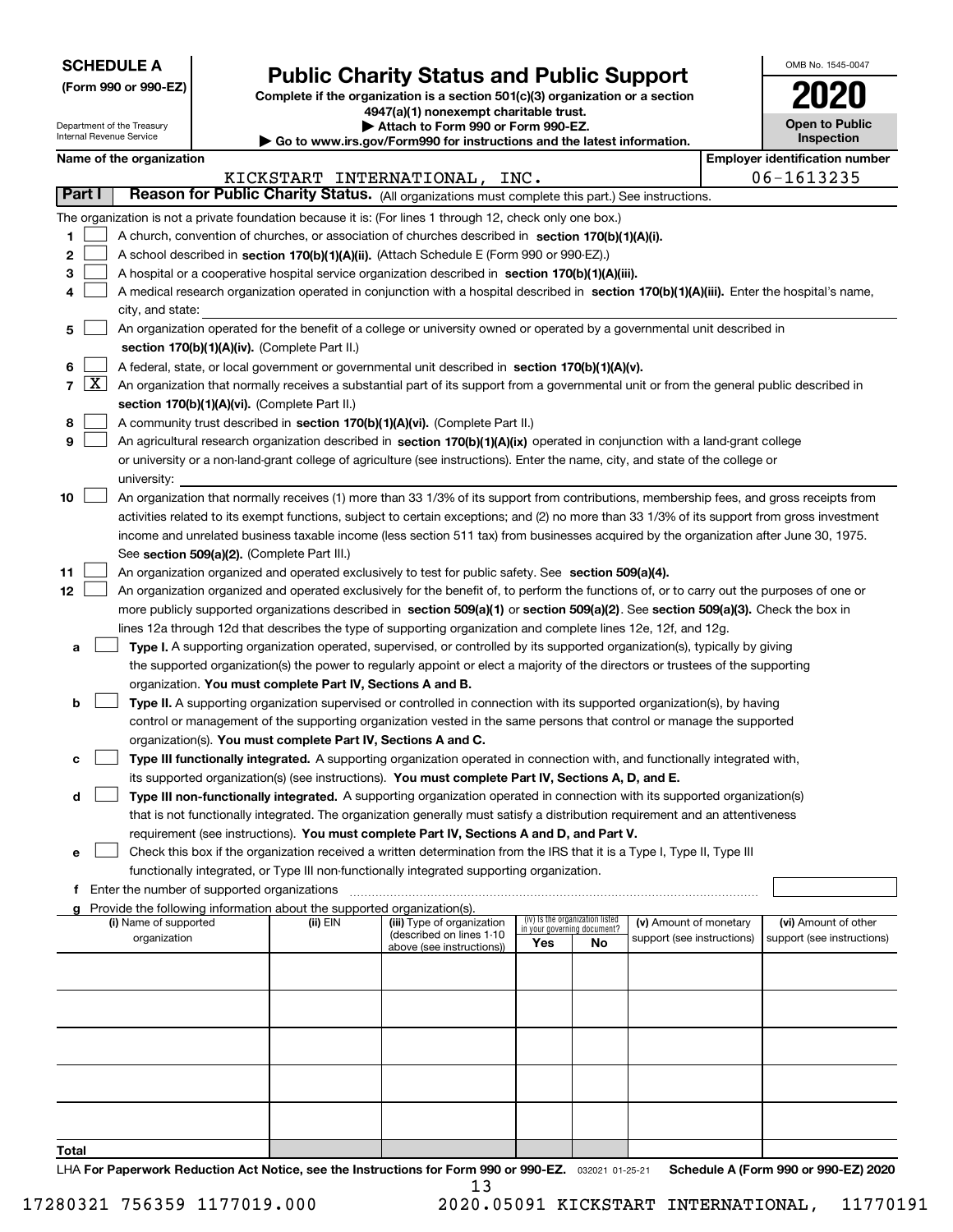**SCHEDULE A**
**(Form 990 or 990-EZ)**

Department of the Treasury
Internal Revenue Service

# Public Charity Status and Public Support

**Complete if the organization is a section 501(c)(3) organization or a section 4947(a)(1) nonexempt charitable trust.**
**▶ Attach to Form 990 or Form 990-EZ.**
**▶ Go to www.irs.gov/Form990 for instructions and the latest information.**

OMB No. 1545-0047
**2020**
**Open to Public Inspection**

**Name of the organization:** KICKSTART INTERNATIONAL, INC.
**Employer identification number:** 06-1613235

## Part I — Reason for Public Charity Status. (All organizations must complete this part.) See instructions.

The organization is not a private foundation because it is: (For lines 1 through 12, check only one box.)

1. [ ] A church, convention of churches, or association of churches described in **section 170(b)(1)(A)(i).**
2. [ ] A school described in **section 170(b)(1)(A)(ii).** (Attach Schedule E (Form 990 or 990-EZ).)
3. [ ] A hospital or a cooperative hospital service organization described in **section 170(b)(1)(A)(iii).**
4. [ ] A medical research organization operated in conjunction with a hospital described in **section 170(b)(1)(A)(iii).** Enter the hospital's name, city, and state:
5. [ ] An organization operated for the benefit of a college or university owned or operated by a governmental unit described in **section 170(b)(1)(A)(iv).** (Complete Part II.)
6. [ ] A federal, state, or local government or governmental unit described in **section 170(b)(1)(A)(v).**
7. [X] An organization that normally receives a substantial part of its support from a governmental unit or from the general public described in **section 170(b)(1)(A)(vi).** (Complete Part II.)
8. [ ] A community trust described in **section 170(b)(1)(A)(vi).** (Complete Part II.)
9. [ ] An agricultural research organization described in **section 170(b)(1)(A)(ix)** operated in conjunction with a land-grant college or university or a non-land-grant college of agriculture (see instructions). Enter the name, city, and state of the college or university:
10. [ ] An organization that normally receives (1) more than 33 1/3% of its support from contributions, membership fees, and gross receipts from activities related to its exempt functions, subject to certain exceptions; and (2) no more than 33 1/3% of its support from gross investment income and unrelated business taxable income (less section 511 tax) from businesses acquired by the organization after June 30, 1975. See **section 509(a)(2).** (Complete Part III.)
11. [ ] An organization organized and operated exclusively to test for public safety. See **section 509(a)(4).**
12. [ ] An organization organized and operated exclusively for the benefit of, to perform the functions of, or to carry out the purposes of one or more publicly supported organizations described in **section 509(a)(1)** or **section 509(a)(2)**. See **section 509(a)(3).** Check the box in lines 12a through 12d that describes the type of supporting organization and complete lines 12e, 12f, and 12g.
   - **a** [ ] **Type I.** A supporting organization operated, supervised, or controlled by its supported organization(s), typically by giving the supported organization(s) the power to regularly appoint or elect a majority of the directors or trustees of the supporting organization. **You must complete Part IV, Sections A and B.**
   - **b** [ ] **Type II.** A supporting organization supervised or controlled in connection with its supported organization(s), by having control or management of the supporting organization vested in the same persons that control or manage the supported organization(s). **You must complete Part IV, Sections A and C.**
   - **c** [ ] **Type III functionally integrated.** A supporting organization operated in connection with, and functionally integrated with, its supported organization(s) (see instructions). **You must complete Part IV, Sections A, D, and E.**
   - **d** [ ] **Type III non-functionally integrated.** A supporting organization operated in connection with its supported organization(s) that is not functionally integrated. The organization generally must satisfy a distribution requirement and an attentiveness requirement (see instructions). **You must complete Part IV, Sections A and D, and Part V.**
   - **e** [ ] Check this box if the organization received a written determination from the IRS that it is a Type I, Type II, Type III functionally integrated, or Type III non-functionally integrated supporting organization.
   - **f** Enter the number of supported organizations
   - **g** Provide the following information about the supported organization(s).

| (i) Name of supported organization | (ii) EIN | (iii) Type of organization (described on lines 1-10 above (see instructions)) | (iv) Is the organization listed in your governing document? Yes | No | (v) Amount of monetary support (see instructions) | (vi) Amount of other support (see instructions) |
|---|---|---|---|---|---|---|
| | | | | | | |
| | | | | | | |
| | | | | | | |
| | | | | | | |
| | | | | | | |
| **Total** | | | | | | |

LHA **For Paperwork Reduction Act Notice, see the Instructions for Form 990 or 990-EZ.** 032021 01-25-21 **Schedule A (Form 990 or 990-EZ) 2020**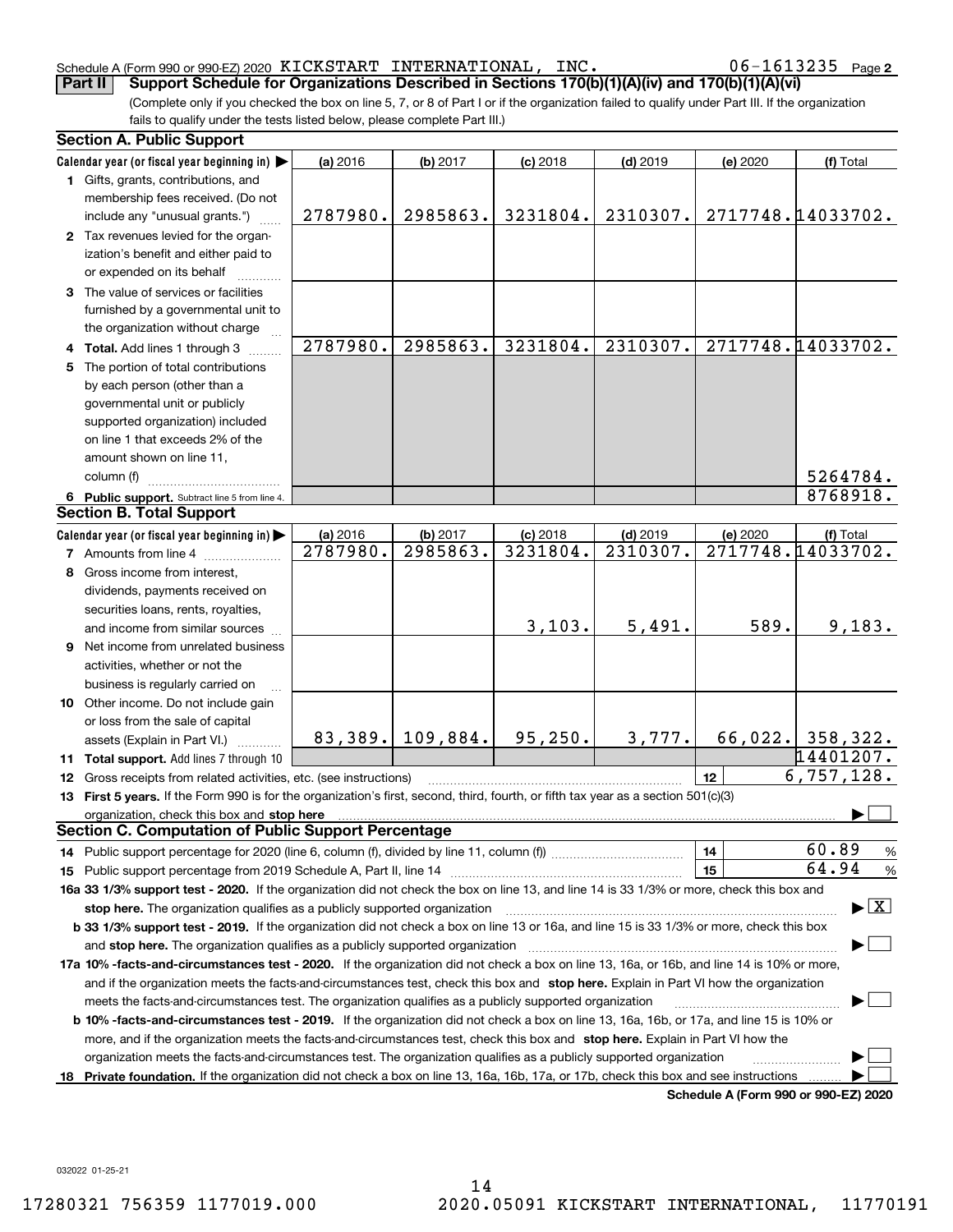Schedule A (Form 990 or 990-EZ) 2020 KICKSTART INTERNATIONAL, INC. 06-1613235 Page 2

**Part II** **Support Schedule for Organizations Described in Sections 170(b)(1)(A)(iv) and 170(b)(1)(A)(vi)**

(Complete only if you checked the box on line 5, 7, or 8 of Part I or if the organization failed to qualify under Part III. If the organization fails to qualify under the tests listed below, please complete Part III.)

## Section A. Public Support

| Calendar year (or fiscal year beginning in) | (a) 2016 | (b) 2017 | (c) 2018 | (d) 2019 | (e) 2020 | (f) Total |
|---|---|---|---|---|---|---|
| 1 Gifts, grants, contributions, and membership fees received. (Do not include any "unusual grants.") | 2787980. | 2985863. | 3231804. | 2310307. | 2717748. | 14033702. |
| 2 Tax revenues levied for the organization's benefit and either paid to or expended on its behalf | | | | | | |
| 3 The value of services or facilities furnished by a governmental unit to the organization without charge | | | | | | |
| 4 **Total.** Add lines 1 through 3 | 2787980. | 2985863. | 3231804. | 2310307. | 2717748. | 14033702. |
| 5 The portion of total contributions by each person (other than a governmental unit or publicly supported organization) included on line 1 that exceeds 2% of the amount shown on line 11, column (f) | | | | | | 5264784. |
| 6 **Public support.** Subtract line 5 from line 4. | | | | | | 8768918. |

## Section B. Total Support

| Calendar year (or fiscal year beginning in) | (a) 2016 | (b) 2017 | (c) 2018 | (d) 2019 | (e) 2020 | (f) Total |
|---|---|---|---|---|---|---|
| 7 Amounts from line 4 | 2787980. | 2985863. | 3231804. | 2310307. | 2717748. | 14033702. |
| 8 Gross income from interest, dividends, payments received on securities loans, rents, royalties, and income from similar sources | | | 3,103. | 5,491. | 589. | 9,183. |
| 9 Net income from unrelated business activities, whether or not the business is regularly carried on | | | | | | |
| 10 Other income. Do not include gain or loss from the sale of capital assets (Explain in Part VI.) | 83,389. | 109,884. | 95,250. | 3,777. | 66,022. | 358,322. |
| 11 **Total support.** Add lines 7 through 10 | | | | | | 14401207. |
| 12 Gross receipts from related activities, etc. (see instructions) | | | | | 12 | 6,757,128. |

13 **First 5 years.** If the Form 990 is for the organization's first, second, third, fourth, or fifth tax year as a section 501(c)(3) organization, check this box and **stop here** ☐

## Section C. Computation of Public Support Percentage

| | | |
|---|---|---|
| 14 Public support percentage for 2020 (line 6, column (f), divided by line 11, column (f)) | 14 | 60.89 % |
| 15 Public support percentage from 2019 Schedule A, Part II, line 14 | 15 | 64.94 % |

**16a 33 1/3% support test - 2020.** If the organization did not check the box on line 13, and line 14 is 33 1/3% or more, check this box and **stop here.** The organization qualifies as a publicly supported organization ☒

**b 33 1/3% support test - 2019.** If the organization did not check a box on line 13 or 16a, and line 15 is 33 1/3% or more, check this box and **stop here.** The organization qualifies as a publicly supported organization ☐

**17a 10% -facts-and-circumstances test - 2020.** If the organization did not check a box on line 13, 16a, or 16b, and line 14 is 10% or more, and if the organization meets the facts-and-circumstances test, check this box and **stop here.** Explain in Part VI how the organization meets the facts-and-circumstances test. The organization qualifies as a publicly supported organization ☐

**b 10% -facts-and-circumstances test - 2019.** If the organization did not check a box on line 13, 16a, 16b, or 17a, and line 15 is 10% or more, and if the organization meets the facts-and-circumstances test, check this box and **stop here.** Explain in Part VI how the organization meets the facts-and-circumstances test. The organization qualifies as a publicly supported organization ☐

**18 Private foundation.** If the organization did not check a box on line 13, 16a, 16b, 17a, or 17b, check this box and see instructions ☐

**Schedule A (Form 990 or 990-EZ) 2020**

032022 01-25-21

17280321 756359 1177019.000 2020.05091 KICKSTART INTERNATIONAL, 11770191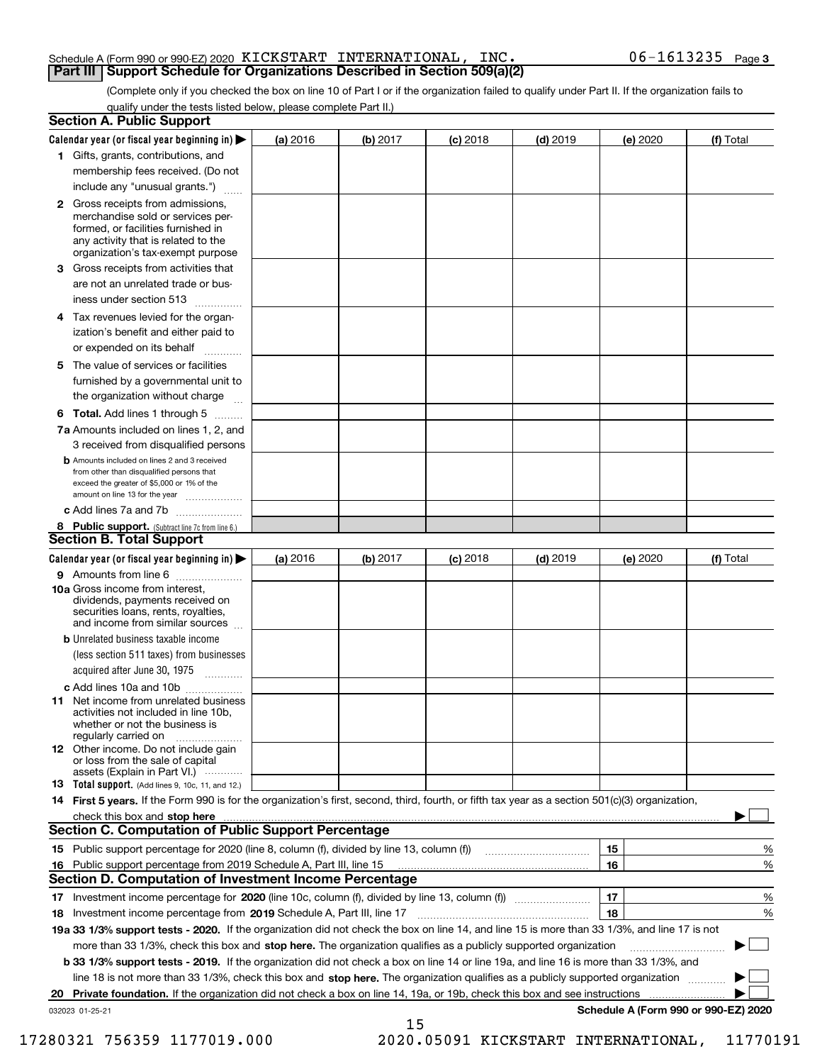Schedule A (Form 990 or 990-EZ) 2020 KICKSTART INTERNATIONAL, INC. 06-1613235 Page 3

## Part III Support Schedule for Organizations Described in Section 509(a)(2)

(Complete only if you checked the box on line 10 of Part I or if the organization failed to qualify under Part II. If the organization fails to qualify under the tests listed below, please complete Part II.)

### Section A. Public Support

| Calendar year (or fiscal year beginning in) ▶ | (a) 2016 | (b) 2017 | (c) 2018 | (d) 2019 | (e) 2020 | (f) Total |
|---|---|---|---|---|---|---|
| 1 Gifts, grants, contributions, and membership fees received. (Do not include any "unusual grants.") | | | | | | |
| 2 Gross receipts from admissions, merchandise sold or services performed, or facilities furnished in any activity that is related to the organization's tax-exempt purpose | | | | | | |
| 3 Gross receipts from activities that are not an unrelated trade or business under section 513 | | | | | | |
| 4 Tax revenues levied for the organization's benefit and either paid to or expended on its behalf | | | | | | |
| 5 The value of services or facilities furnished by a governmental unit to the organization without charge | | | | | | |
| 6 **Total.** Add lines 1 through 5 | | | | | | |
| 7a Amounts included on lines 1, 2, and 3 received from disqualified persons | | | | | | |
| b Amounts included on lines 2 and 3 received from other than disqualified persons that exceed the greater of $5,000 or 1% of the amount on line 13 for the year | | | | | | |
| c Add lines 7a and 7b | | | | | | |
| 8 **Public support.** (Subtract line 7c from line 6.) | | | | | | |

### Section B. Total Support

| Calendar year (or fiscal year beginning in) ▶ | (a) 2016 | (b) 2017 | (c) 2018 | (d) 2019 | (e) 2020 | (f) Total |
|---|---|---|---|---|---|---|
| 9 Amounts from line 6 | | | | | | |
| 10a Gross income from interest, dividends, payments received on securities loans, rents, royalties, and income from similar sources | | | | | | |
| b Unrelated business taxable income (less section 511 taxes) from businesses acquired after June 30, 1975 | | | | | | |
| c Add lines 10a and 10b | | | | | | |
| 11 Net income from unrelated business activities not included in line 10b, whether or not the business is regularly carried on | | | | | | |
| 12 Other income. Do not include gain or loss from the sale of capital assets (Explain in Part VI.) | | | | | | |
| 13 **Total support.** (Add lines 9, 10c, 11, and 12.) | | | | | | |

14 **First 5 years.** If the Form 990 is for the organization's first, second, third, fourth, or fifth tax year as a section 501(c)(3) organization, check this box and **stop here** ▶ ☐

### Section C. Computation of Public Support Percentage

| | | | |
|---|---|---|---|
| 15 | Public support percentage for 2020 (line 8, column (f), divided by line 13, column (f)) | 15 | % |
| 16 | Public support percentage from 2019 Schedule A, Part III, line 15 | 16 | % |

### Section D. Computation of Investment Income Percentage

| | | | |
|---|---|---|---|
| 17 | Investment income percentage for **2020** (line 10c, column (f), divided by line 13, column (f)) | 17 | % |
| 18 | Investment income percentage from **2019** Schedule A, Part III, line 17 | 18 | % |

**19a 33 1/3% support tests - 2020.** If the organization did not check the box on line 14, and line 15 is more than 33 1/3%, and line 17 is not more than 33 1/3%, check this box and **stop here.** The organization qualifies as a publicly supported organization ▶ ☐

**b 33 1/3% support tests - 2019.** If the organization did not check a box on line 14 or line 19a, and line 16 is more than 33 1/3%, and line 18 is not more than 33 1/3%, check this box and **stop here.** The organization qualifies as a publicly supported organization ▶ ☐

**20 Private foundation.** If the organization did not check a box on line 14, 19a, or 19b, check this box and see instructions ▶ ☐

032023 01-25-21 **Schedule A (Form 990 or 990-EZ) 2020**

17280321 756359 1177019.000 2020.05091 KICKSTART INTERNATIONAL, 11770191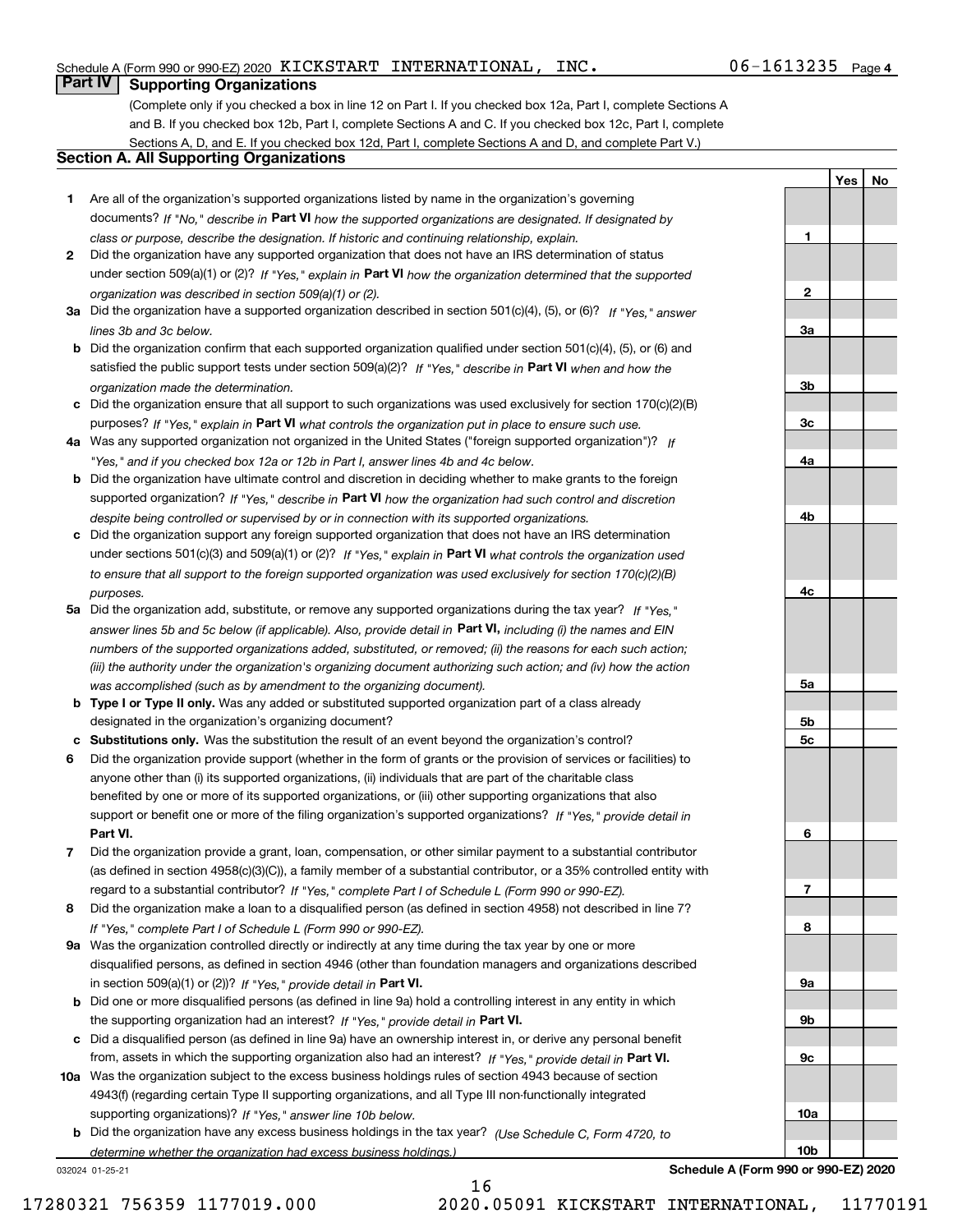Schedule A (Form 990 or 990-EZ) 2020 KICKSTART INTERNATIONAL, INC. 06-1613235 Page 4

## Part IV Supporting Organizations

(Complete only if you checked a box in line 12 on Part I. If you checked box 12a, Part I, complete Sections A and B. If you checked box 12b, Part I, complete Sections A and C. If you checked box 12c, Part I, complete Sections A, D, and E. If you checked box 12d, Part I, complete Sections A and D, and complete Part V.)

### Section A. All Supporting Organizations

| | | Line | Yes | No |
|---|---|---|---|---|
| 1 | Are all of the organization's supported organizations listed by name in the organization's governing documents? *If "No," describe in* **Part VI** *how the supported organizations are designated. If designated by class or purpose, describe the designation. If historic and continuing relationship, explain.* | 1 | | |
| 2 | Did the organization have any supported organization that does not have an IRS determination of status under section 509(a)(1) or (2)? *If "Yes," explain in* **Part VI** *how the organization determined that the supported organization was described in section 509(a)(1) or (2).* | 2 | | |
| 3a | Did the organization have a supported organization described in section 501(c)(4), (5), or (6)? *If "Yes," answer lines 3b and 3c below.* | 3a | | |
| b | Did the organization confirm that each supported organization qualified under section 501(c)(4), (5), or (6) and satisfied the public support tests under section 509(a)(2)? *If "Yes," describe in* **Part VI** *when and how the organization made the determination.* | 3b | | |
| c | Did the organization ensure that all support to such organizations was used exclusively for section 170(c)(2)(B) purposes? *If "Yes," explain in* **Part VI** *what controls the organization put in place to ensure such use.* | 3c | | |
| 4a | Was any supported organization not organized in the United States ("foreign supported organization")? *If "Yes," and if you checked box 12a or 12b in Part I, answer lines 4b and 4c below.* | 4a | | |
| b | Did the organization have ultimate control and discretion in deciding whether to make grants to the foreign supported organization? *If "Yes," describe in* **Part VI** *how the organization had such control and discretion despite being controlled or supervised by or in connection with its supported organizations.* | 4b | | |
| c | Did the organization support any foreign supported organization that does not have an IRS determination under sections 501(c)(3) and 509(a)(1) or (2)? *If "Yes," explain in* **Part VI** *what controls the organization used to ensure that all support to the foreign supported organization was used exclusively for section 170(c)(2)(B) purposes.* | 4c | | |
| 5a | Did the organization add, substitute, or remove any supported organizations during the tax year? *If "Yes," answer lines 5b and 5c below (if applicable). Also, provide detail in* **Part VI,** *including (i) the names and EIN numbers of the supported organizations added, substituted, or removed; (ii) the reasons for each such action; (iii) the authority under the organization's organizing document authorizing such action; and (iv) how the action was accomplished (such as by amendment to the organizing document).* | 5a | | |
| b | **Type I or Type II only.** Was any added or substituted supported organization part of a class already designated in the organization's organizing document? | 5b | | |
| c | **Substitutions only.** Was the substitution the result of an event beyond the organization's control? | 5c | | |
| 6 | Did the organization provide support (whether in the form of grants or the provision of services or facilities) to anyone other than (i) its supported organizations, (ii) individuals that are part of the charitable class benefited by one or more of its supported organizations, or (iii) other supporting organizations that also support or benefit one or more of the filing organization's supported organizations? *If "Yes," provide detail in* **Part VI.** | 6 | | |
| 7 | Did the organization provide a grant, loan, compensation, or other similar payment to a substantial contributor (as defined in section 4958(c)(3)(C)), a family member of a substantial contributor, or a 35% controlled entity with regard to a substantial contributor? *If "Yes," complete Part I of Schedule L (Form 990 or 990-EZ).* | 7 | | |
| 8 | Did the organization make a loan to a disqualified person (as defined in section 4958) not described in line 7? *If "Yes," complete Part I of Schedule L (Form 990 or 990-EZ).* | 8 | | |
| 9a | Was the organization controlled directly or indirectly at any time during the tax year by one or more disqualified persons, as defined in section 4946 (other than foundation managers and organizations described in section 509(a)(1) or (2))? *If "Yes," provide detail in* **Part VI.** | 9a | | |
| b | Did one or more disqualified persons (as defined in line 9a) hold a controlling interest in any entity in which the supporting organization had an interest? *If "Yes," provide detail in* **Part VI.** | 9b | | |
| c | Did a disqualified person (as defined in line 9a) have an ownership interest in, or derive any personal benefit from, assets in which the supporting organization also had an interest? *If "Yes," provide detail in* **Part VI.** | 9c | | |
| 10a | Was the organization subject to the excess business holdings rules of section 4943 because of section 4943(f) (regarding certain Type II supporting organizations, and all Type III non-functionally integrated supporting organizations)? *If "Yes," answer line 10b below.* | 10a | | |
| b | Did the organization have any excess business holdings in the tax year? *(Use Schedule C, Form 4720, to determine whether the organization had excess business holdings.)* | 10b | | |

032024 01-25-21 **Schedule A (Form 990 or 990-EZ) 2020**

17280321 756359 1177019.000 2020.05091 KICKSTART INTERNATIONAL, 11770191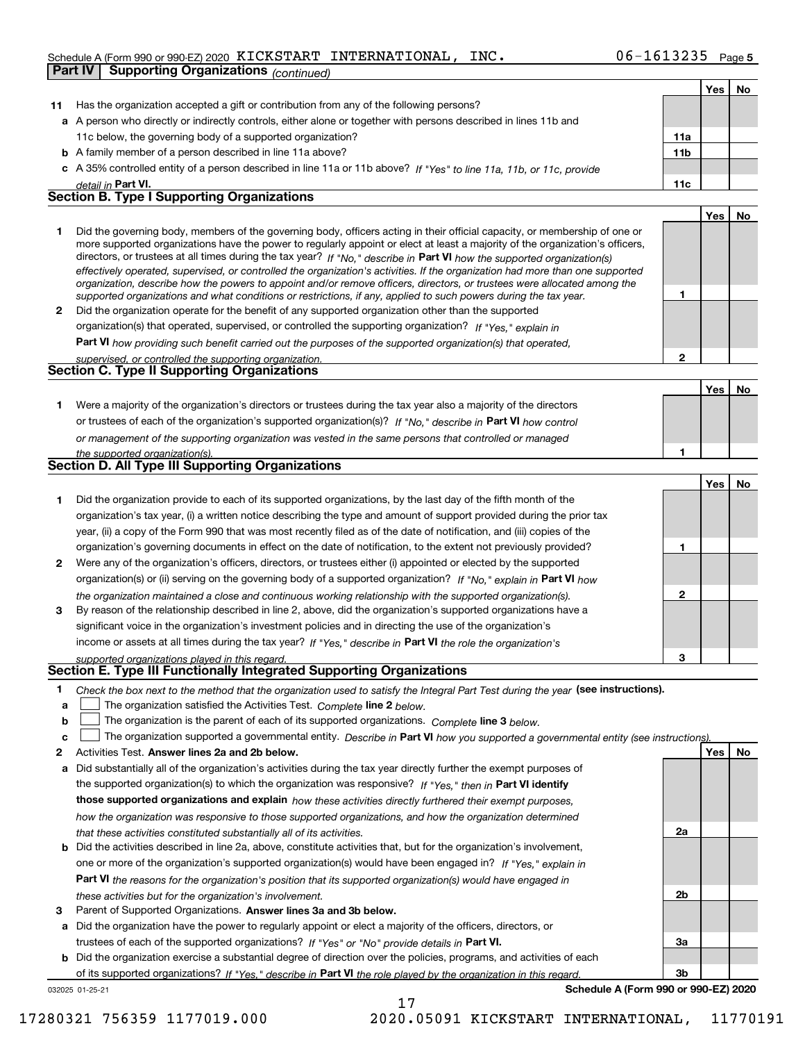Schedule A (Form 990 or 990-EZ) 2020 KICKSTART INTERNATIONAL, INC. 06-1613235 Page 5

**Part IV | Supporting Organizations** *(continued)*

| | | | Yes | No |
|---|---|---|---|---|
| **11** | Has the organization accepted a gift or contribution from any of the following persons? | | | |
| **a** | A person who directly or indirectly controls, either alone or together with persons described in lines 11b and 11c below, the governing body of a supported organization? | **11a** | | |
| **b** | A family member of a person described in line 11a above? | **11b** | | |
| **c** | A 35% controlled entity of a person described in line 11a or 11b above? *If "Yes" to line 11a, 11b, or 11c, provide detail in* **Part VI.** | **11c** | | |

## Section B. Type I Supporting Organizations

| | | | Yes | No |
|---|---|---|---|---|
| **1** | Did the governing body, members of the governing body, officers acting in their official capacity, or membership of one or more supported organizations have the power to regularly appoint or elect at least a majority of the organization's officers, directors, or trustees at all times during the tax year? *If "No," describe in* **Part VI** *how the supported organization(s) effectively operated, supervised, or controlled the organization's activities. If the organization had more than one supported organization, describe how the powers to appoint and/or remove officers, directors, or trustees were allocated among the supported organizations and what conditions or restrictions, if any, applied to such powers during the tax year.* | **1** | | |
| **2** | Did the organization operate for the benefit of any supported organization other than the supported organization(s) that operated, supervised, or controlled the supporting organization? *If "Yes," explain in* **Part VI** *how providing such benefit carried out the purposes of the supported organization(s) that operated, supervised, or controlled the supporting organization.* | **2** | | |

## Section C. Type II Supporting Organizations

| | | | Yes | No |
|---|---|---|---|---|
| **1** | Were a majority of the organization's directors or trustees during the tax year also a majority of the directors or trustees of each of the organization's supported organization(s)? *If "No," describe in* **Part VI** *how control or management of the supporting organization was vested in the same persons that controlled or managed the supported organization(s).* | **1** | | |

## Section D. All Type III Supporting Organizations

| | | | Yes | No |
|---|---|---|---|---|
| **1** | Did the organization provide to each of its supported organizations, by the last day of the fifth month of the organization's tax year, (i) a written notice describing the type and amount of support provided during the prior tax year, (ii) a copy of the Form 990 that was most recently filed as of the date of notification, and (iii) copies of the organization's governing documents in effect on the date of notification, to the extent not previously provided? | **1** | | |
| **2** | Were any of the organization's officers, directors, or trustees either (i) appointed or elected by the supported organization(s) or (ii) serving on the governing body of a supported organization? *If "No," explain in* **Part VI** *how the organization maintained a close and continuous working relationship with the supported organization(s).* | **2** | | |
| **3** | By reason of the relationship described in line 2, above, did the organization's supported organizations have a significant voice in the organization's investment policies and in directing the use of the organization's income or assets at all times during the tax year? *If "Yes," describe in* **Part VI** *the role the organization's supported organizations played in this regard.* | **3** | | |

## Section E. Type III Functionally Integrated Supporting Organizations

**1** *Check the box next to the method that the organization used to satisfy the Integral Part Test during the year* **(see instructions).**

- **a** ☐ The organization satisfied the Activities Test. *Complete* **line 2** *below.*
- **b** ☐ The organization is the parent of each of its supported organizations. *Complete* **line 3** *below.*
- **c** ☐ The organization supported a governmental entity. *Describe in* **Part VI** *how you supported a governmental entity (see instructions).*

| | | | Yes | No |
|---|---|---|---|---|
| **2** | Activities Test. **Answer lines 2a and 2b below.** | | | |
| **a** | Did substantially all of the organization's activities during the tax year directly further the exempt purposes of the supported organization(s) to which the organization was responsive? *If "Yes," then in* **Part VI identify those supported organizations and explain** *how these activities directly furthered their exempt purposes, how the organization was responsive to those supported organizations, and how the organization determined that these activities constituted substantially all of its activities.* | **2a** | | |
| **b** | Did the activities described in line 2a, above, constitute activities that, but for the organization's involvement, one or more of the organization's supported organization(s) would have been engaged in? *If "Yes," explain in* **Part VI** *the reasons for the organization's position that its supported organization(s) would have engaged in these activities but for the organization's involvement.* | **2b** | | |
| **3** | Parent of Supported Organizations. **Answer lines 3a and 3b below.** | | | |
| **a** | Did the organization have the power to regularly appoint or elect a majority of the officers, directors, or trustees of each of the supported organizations? *If "Yes" or "No" provide details in* **Part VI.** | **3a** | | |
| **b** | Did the organization exercise a substantial degree of direction over the policies, programs, and activities of each of its supported organizations? *If "Yes," describe in* **Part VI** *the role played by the organization in this regard.* | **3b** | | |

032025 01-25-21 **Schedule A (Form 990 or 990-EZ) 2020**

17280321 756359 1177019.000 2020.05091 KICKSTART INTERNATIONAL, 11770191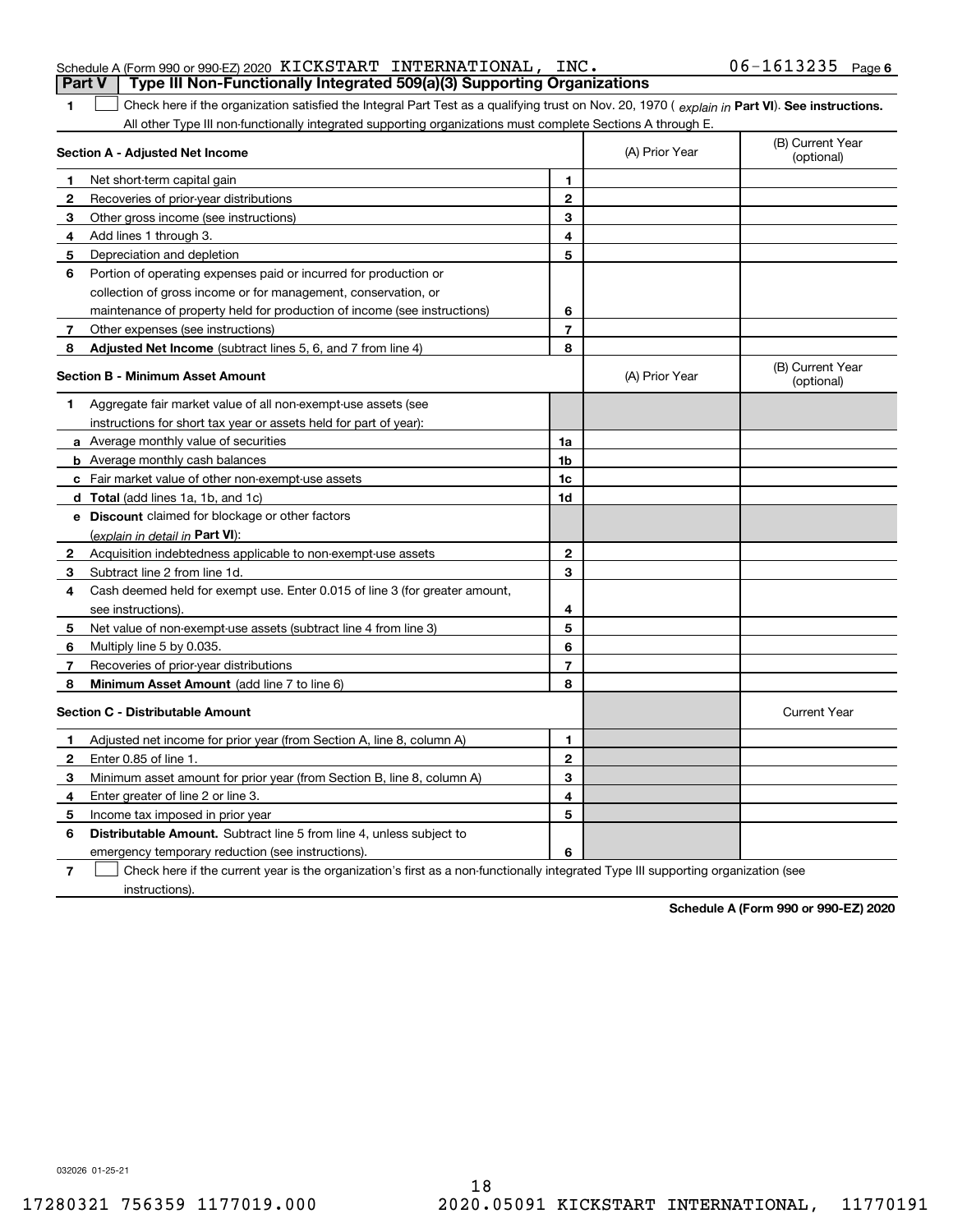Schedule A (Form 990 or 990-EZ) 2020 KICKSTART INTERNATIONAL, INC. 06-1613235 Page 6

## Part V | Type III Non-Functionally Integrated 509(a)(3) Supporting Organizations

**1** ☐ Check here if the organization satisfied the Integral Part Test as a qualifying trust on Nov. 20, 1970 ( *explain in* **Part VI**). **See instructions.** All other Type III non-functionally integrated supporting organizations must complete Sections A through E.

| **Section A - Adjusted Net Income** | | | (A) Prior Year | (B) Current Year (optional) |
|---|---|---|---|---|
| **1** | Net short-term capital gain | **1** | | |
| **2** | Recoveries of prior-year distributions | **2** | | |
| **3** | Other gross income (see instructions) | **3** | | |
| **4** | Add lines 1 through 3. | **4** | | |
| **5** | Depreciation and depletion | **5** | | |
| **6** | Portion of operating expenses paid or incurred for production or collection of gross income or for management, conservation, or maintenance of property held for production of income (see instructions) | **6** | | |
| **7** | Other expenses (see instructions) | **7** | | |
| **8** | **Adjusted Net Income** (subtract lines 5, 6, and 7 from line 4) | **8** | | |

| **Section B - Minimum Asset Amount** | | | (A) Prior Year | (B) Current Year (optional) |
|---|---|---|---|---|
| **1** | Aggregate fair market value of all non-exempt-use assets (see instructions for short tax year or assets held for part of year): | | | |
| **a** | Average monthly value of securities | **1a** | | |
| **b** | Average monthly cash balances | **1b** | | |
| **c** | Fair market value of other non-exempt-use assets | **1c** | | |
| **d** | **Total** (add lines 1a, 1b, and 1c) | **1d** | | |
| **e** | **Discount** claimed for blockage or other factors (*explain in detail in* **Part VI**): | | | |
| **2** | Acquisition indebtedness applicable to non-exempt-use assets | **2** | | |
| **3** | Subtract line 2 from line 1d. | **3** | | |
| **4** | Cash deemed held for exempt use. Enter 0.015 of line 3 (for greater amount, see instructions). | **4** | | |
| **5** | Net value of non-exempt-use assets (subtract line 4 from line 3) | **5** | | |
| **6** | Multiply line 5 by 0.035. | **6** | | |
| **7** | Recoveries of prior-year distributions | **7** | | |
| **8** | **Minimum Asset Amount** (add line 7 to line 6) | **8** | | |

| **Section C - Distributable Amount** | | | | Current Year |
|---|---|---|---|---|
| **1** | Adjusted net income for prior year (from Section A, line 8, column A) | **1** | | |
| **2** | Enter 0.85 of line 1. | **2** | | |
| **3** | Minimum asset amount for prior year (from Section B, line 8, column A) | **3** | | |
| **4** | Enter greater of line 2 or line 3. | **4** | | |
| **5** | Income tax imposed in prior year | **5** | | |
| **6** | **Distributable Amount.** Subtract line 5 from line 4, unless subject to emergency temporary reduction (see instructions). | **6** | | |

**7** ☐ Check here if the current year is the organization's first as a non-functionally integrated Type III supporting organization (see instructions).

**Schedule A (Form 990 or 990-EZ) 2020**

032026 01-25-21

17280321 756359 1177019.000 2020.05091 KICKSTART INTERNATIONAL, 11770191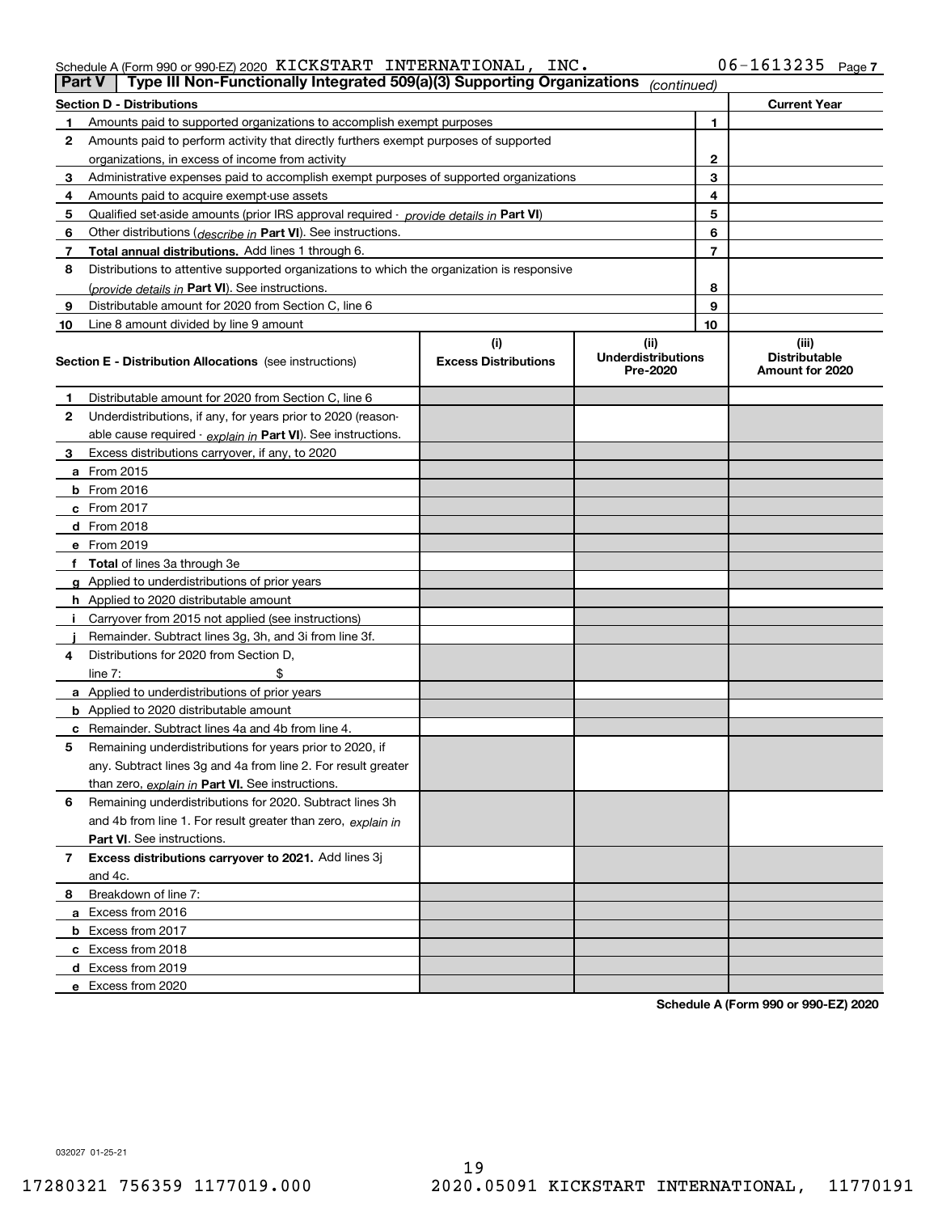Schedule A (Form 990 or 990-EZ) 2020 KICKSTART INTERNATIONAL, INC. 06-1613235 Page 7

## Part V | Type III Non-Functionally Integrated 509(a)(3) Supporting Organizations *(continued)*

| Section D - Distributions | | | Current Year |
|---|---|---|---|
| 1 | Amounts paid to supported organizations to accomplish exempt purposes | 1 | |
| 2 | Amounts paid to perform activity that directly furthers exempt purposes of supported organizations, in excess of income from activity | 2 | |
| 3 | Administrative expenses paid to accomplish exempt purposes of supported organizations | 3 | |
| 4 | Amounts paid to acquire exempt-use assets | 4 | |
| 5 | Qualified set-aside amounts (prior IRS approval required - *provide details in* **Part VI**) | 5 | |
| 6 | Other distributions (*describe in* **Part VI**). See instructions. | 6 | |
| 7 | **Total annual distributions.** Add lines 1 through 6. | 7 | |
| 8 | Distributions to attentive supported organizations to which the organization is responsive (*provide details in* **Part VI**). See instructions. | 8 | |
| 9 | Distributable amount for 2020 from Section C, line 6 | 9 | |
| 10 | Line 8 amount divided by line 9 amount | 10 | |

| **Section E - Distribution Allocations** (see instructions) | (i) Excess Distributions | (ii) Underdistributions Pre-2020 | (iii) Distributable Amount for 2020 |
|---|---|---|---|
| **1** Distributable amount for 2020 from Section C, line 6 | | | |
| **2** Underdistributions, if any, for years prior to 2020 (reasonable cause required - *explain in* **Part VI**). See instructions. | | | |
| **3** Excess distributions carryover, if any, to 2020 | | | |
| **a** From 2015 | | | |
| **b** From 2016 | | | |
| **c** From 2017 | | | |
| **d** From 2018 | | | |
| **e** From 2019 | | | |
| **f** **Total** of lines 3a through 3e | | | |
| **g** Applied to underdistributions of prior years | | | |
| **h** Applied to 2020 distributable amount | | | |
| **i** Carryover from 2015 not applied (see instructions) | | | |
| **j** Remainder. Subtract lines 3g, 3h, and 3i from line 3f. | | | |
| **4** Distributions for 2020 from Section D, line 7: $ | | | |
| **a** Applied to underdistributions of prior years | | | |
| **b** Applied to 2020 distributable amount | | | |
| **c** Remainder. Subtract lines 4a and 4b from line 4. | | | |
| **5** Remaining underdistributions for years prior to 2020, if any. Subtract lines 3g and 4a from line 2. For result greater than zero, *explain in* **Part VI.** See instructions. | | | |
| **6** Remaining underdistributions for 2020. Subtract lines 3h and 4b from line 1. For result greater than zero, *explain in* **Part VI**. See instructions. | | | |
| **7** **Excess distributions carryover to 2021.** Add lines 3j and 4c. | | | |
| **8** Breakdown of line 7: | | | |
| **a** Excess from 2016 | | | |
| **b** Excess from 2017 | | | |
| **c** Excess from 2018 | | | |
| **d** Excess from 2019 | | | |
| **e** Excess from 2020 | | | |

**Schedule A (Form 990 or 990-EZ) 2020**

032027 01-25-21

17280321 756359 1177019.000 2020.05091 KICKSTART INTERNATIONAL, 11770191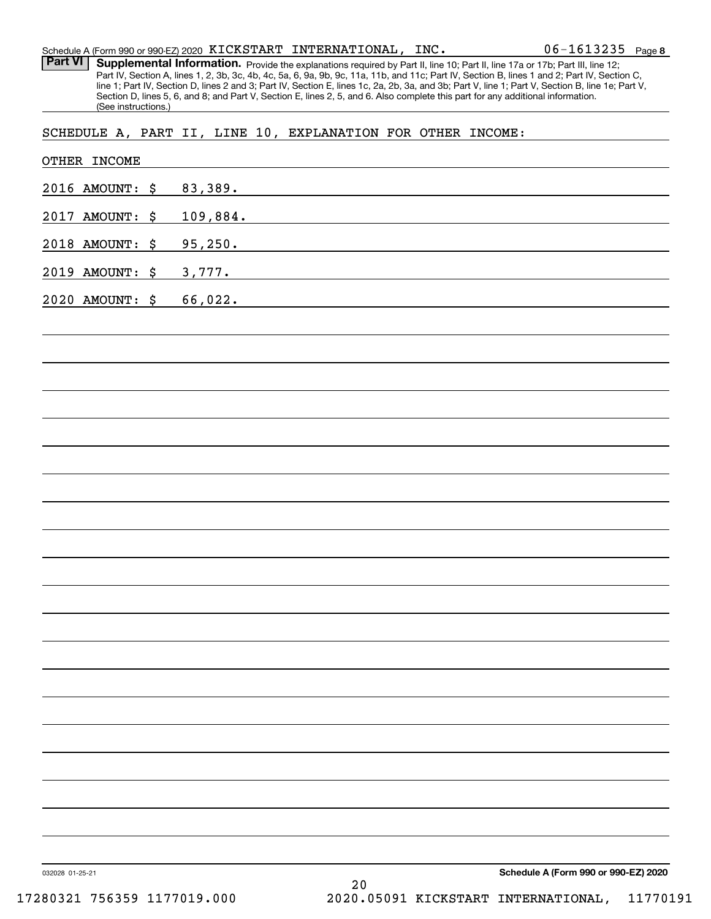Schedule A (Form 990 or 990-EZ) 2020 KICKSTART INTERNATIONAL, INC. 06-1613235 Page 8

**Part VI** **Supplemental Information.** Provide the explanations required by Part II, line 10; Part II, line 17a or 17b; Part III, line 12; Part IV, Section A, lines 1, 2, 3b, 3c, 4b, 4c, 5a, 6, 9a, 9b, 9c, 11a, 11b, and 11c; Part IV, Section B, lines 1 and 2; Part IV, Section C, line 1; Part IV, Section D, lines 2 and 3; Part IV, Section E, lines 1c, 2a, 2b, 3a, and 3b; Part V, line 1; Part V, Section B, line 1e; Part V, Section D, lines 5, 6, and 8; and Part V, Section E, lines 2, 5, and 6. Also complete this part for any additional information. (See instructions.)

SCHEDULE A, PART II, LINE 10, EXPLANATION FOR OTHER INCOME:

OTHER INCOME

2016 AMOUNT: $ 83,389.

2017 AMOUNT: $ 109,884.

2018 AMOUNT: $ 95,250.

2019 AMOUNT: $ 3,777.

2020 AMOUNT: $ 66,022.

032028 01-25-21

**Schedule A (Form 990 or 990-EZ) 2020**

17280321 756359 1177019.000 2020.05091 KICKSTART INTERNATIONAL, 11770191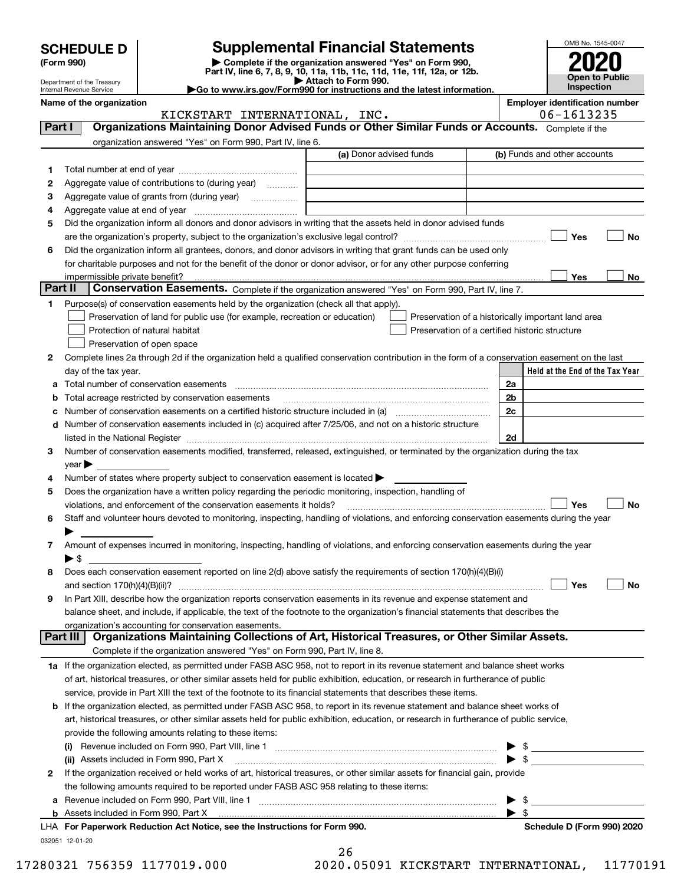# SCHEDULE D (Form 990)

Department of the Treasury
Internal Revenue Service

## Supplemental Financial Statements

▶ Complete if the organization answered "Yes" on Form 990, Part IV, line 6, 7, 8, 9, 10, 11a, 11b, 11c, 11d, 11e, 11f, 12a, or 12b.
▶ Attach to Form 990.
▶Go to www.irs.gov/Form990 for instructions and the latest information.

OMB No. 1545-0047

**2020**

**Open to Public Inspection**

**Name of the organization**
KICKSTART INTERNATIONAL, INC.

**Employer identification number**
06-1613235

### Part I — Organizations Maintaining Donor Advised Funds or Other Similar Funds or Accounts.

Complete if the organization answered "Yes" on Form 990, Part IV, line 6.

| | | (a) Donor advised funds | (b) Funds and other accounts |
|---|---|---|---|
| 1 | Total number at end of year | | |
| 2 | Aggregate value of contributions to (during year) | | |
| 3 | Aggregate value of grants from (during year) | | |
| 4 | Aggregate value at end of year | | |

5 Did the organization inform all donors and donor advisors in writing that the assets held in donor advised funds are the organization's property, subject to the organization's exclusive legal control? ☐ Yes ☐ No

6 Did the organization inform all grantees, donors, and donor advisors in writing that grant funds can be used only for charitable purposes and not for the benefit of the donor or donor advisor, or for any other purpose conferring impermissible private benefit? ☐ Yes ☐ No

### Part II — Conservation Easements.

Complete if the organization answered "Yes" on Form 990, Part IV, line 7.

1 Purpose(s) of conservation easements held by the organization (check all that apply).

- ☐ Preservation of land for public use (for example, recreation or education)
- ☐ Protection of natural habitat
- ☐ Preservation of open space
- ☐ Preservation of a historically important land area
- ☐ Preservation of a certified historic structure

2 Complete lines 2a through 2d if the organization held a qualified conservation contribution in the form of a conservation easement on the last day of the tax year.

| | | | Held at the End of the Tax Year |
|---|---|---|---|
| a | Total number of conservation easements | 2a | |
| b | Total acreage restricted by conservation easements | 2b | |
| c | Number of conservation easements on a certified historic structure included in (a) | 2c | |
| d | Number of conservation easements included in (c) acquired after 7/25/06, and not on a historic structure listed in the National Register | 2d | |

3 Number of conservation easements modified, transferred, released, extinguished, or terminated by the organization during the tax year ▶

4 Number of states where property subject to conservation easement is located ▶

5 Does the organization have a written policy regarding the periodic monitoring, inspection, handling of violations, and enforcement of the conservation easements it holds? ☐ Yes ☐ No

6 Staff and volunteer hours devoted to monitoring, inspecting, handling of violations, and enforcing conservation easements during the year ▶

7 Amount of expenses incurred in monitoring, inspecting, handling of violations, and enforcing conservation easements during the year ▶ $

8 Does each conservation easement reported on line 2(d) above satisfy the requirements of section 170(h)(4)(B)(i) and section 170(h)(4)(B)(ii)? ☐ Yes ☐ No

9 In Part XIII, describe how the organization reports conservation easements in its revenue and expense statement and balance sheet, and include, if applicable, the text of the footnote to the organization's financial statements that describes the organization's accounting for conservation easements.

### Part III — Organizations Maintaining Collections of Art, Historical Treasures, or Other Similar Assets.

Complete if the organization answered "Yes" on Form 990, Part IV, line 8.

1a If the organization elected, as permitted under FASB ASC 958, not to report in its revenue statement and balance sheet works of art, historical treasures, or other similar assets held for public exhibition, education, or research in furtherance of public service, provide in Part XIII the text of the footnote to its financial statements that describes these items.

b If the organization elected, as permitted under FASB ASC 958, to report in its revenue statement and balance sheet works of art, historical treasures, or other similar assets held for public exhibition, education, or research in furtherance of public service, provide the following amounts relating to these items:

(i) Revenue included on Form 990, Part VIII, line 1 ▶ $

(ii) Assets included in Form 990, Part X ▶ $

2 If the organization received or held works of art, historical treasures, or other similar assets for financial gain, provide the following amounts required to be reported under FASB ASC 958 relating to these items:

a Revenue included on Form 990, Part VIII, line 1 ▶ $

b Assets included in Form 990, Part X ▶ $

LHA For Paperwork Reduction Act Notice, see the Instructions for Form 990. Schedule D (Form 990) 2020

032051 12-01-20

17280321 756359 1177019.000 2020.05091 KICKSTART INTERNATIONAL, 11770191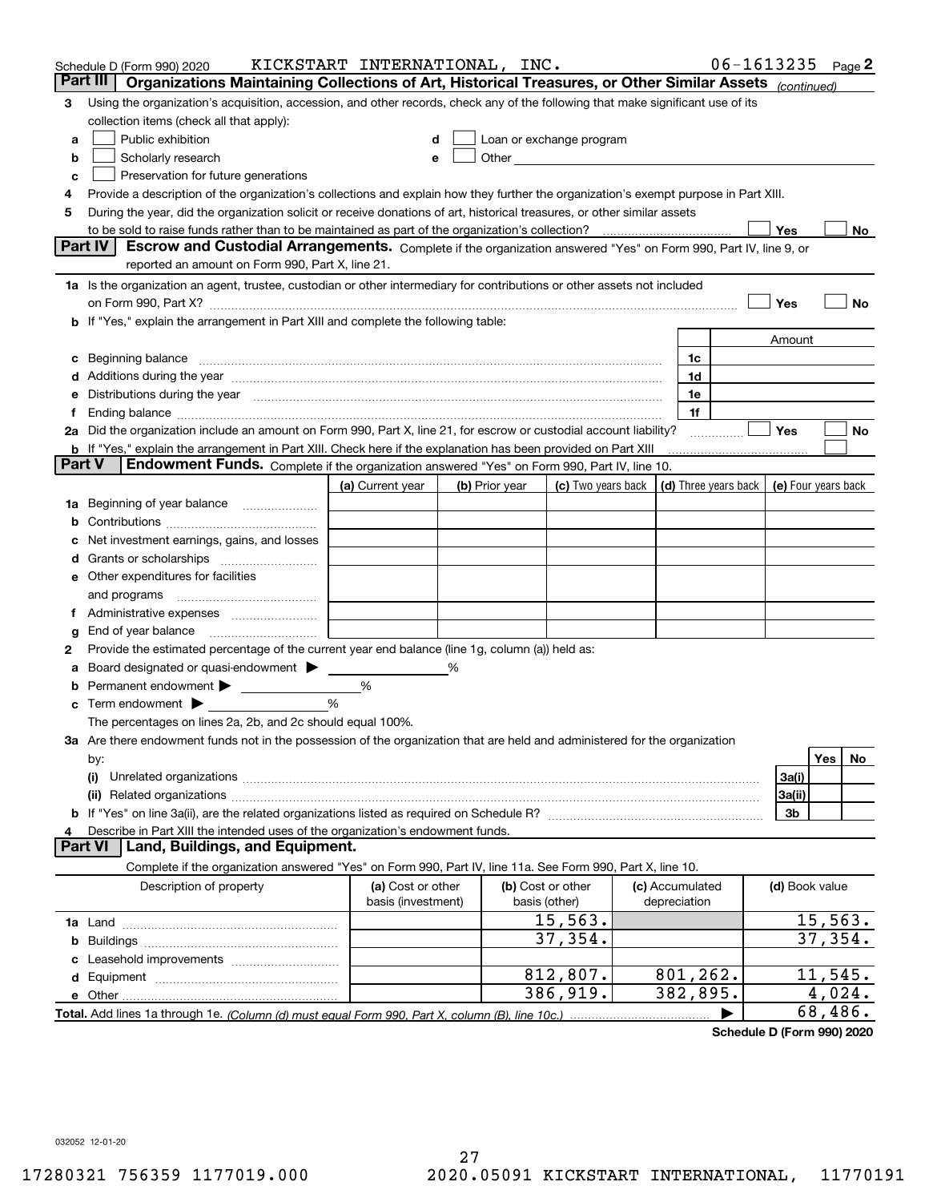Schedule D (Form 990) 2020 KICKSTART INTERNATIONAL, INC. 06-1613235 Page 2

## Part III Organizations Maintaining Collections of Art, Historical Treasures, or Other Similar Assets *(continued)*

3 Using the organization's acquisition, accession, and other records, check any of the following that make significant use of its collection items (check all that apply):

- a ☐ Public exhibition
- b ☐ Scholarly research
- c ☐ Preservation for future generations
- d ☐ Loan or exchange program
- e ☐ Other

4 Provide a description of the organization's collections and explain how they further the organization's exempt purpose in Part XIII.

5 During the year, did the organization solicit or receive donations of art, historical treasures, or other similar assets to be sold to raise funds rather than to be maintained as part of the organization's collection? ☐ Yes ☐ No

## Part IV Escrow and Custodial Arrangements.

Complete if the organization answered "Yes" on Form 990, Part IV, line 9, or reported an amount on Form 990, Part X, line 21.

1a Is the organization an agent, trustee, custodian or other intermediary for contributions or other assets not included on Form 990, Part X? ☐ Yes ☐ No

b If "Yes," explain the arrangement in Part XIII and complete the following table:

| | | Amount |
|---|---|---|
| c Beginning balance | 1c | |
| d Additions during the year | 1d | |
| e Distributions during the year | 1e | |
| f Ending balance | 1f | |

2a Did the organization include an amount on Form 990, Part X, line 21, for escrow or custodial account liability? ☐ Yes ☐ No

b If "Yes," explain the arrangement in Part XIII. Check here if the explanation has been provided on Part XIII ☐

## Part V Endowment Funds.

Complete if the organization answered "Yes" on Form 990, Part IV, line 10.

| | (a) Current year | (b) Prior year | (c) Two years back | (d) Three years back | (e) Four years back |
|---|---|---|---|---|---|
| 1a Beginning of year balance | | | | | |
| b Contributions | | | | | |
| c Net investment earnings, gains, and losses | | | | | |
| d Grants or scholarships | | | | | |
| e Other expenditures for facilities and programs | | | | | |
| f Administrative expenses | | | | | |
| g End of year balance | | | | | |

2 Provide the estimated percentage of the current year end balance (line 1g, column (a)) held as:

a Board designated or quasi-endowment ▶ %

b Permanent endowment ▶ %

c Term endowment ▶ %

The percentages on lines 2a, 2b, and 2c should equal 100%.

3a Are there endowment funds not in the possession of the organization that are held and administered for the organization by:

| | | Yes | No |
|---|---|---|---|
| (i) Unrelated organizations | 3a(i) | | |
| (ii) Related organizations | 3a(ii) | | |
| b If "Yes" on line 3a(ii), are the related organizations listed as required on Schedule R? | 3b | | |

4 Describe in Part XIII the intended uses of the organization's endowment funds.

## Part VI Land, Buildings, and Equipment.

Complete if the organization answered "Yes" on Form 990, Part IV, line 11a. See Form 990, Part X, line 10.

| Description of property | (a) Cost or other basis (investment) | (b) Cost or other basis (other) | (c) Accumulated depreciation | (d) Book value |
|---|---|---|---|---|
| 1a Land | | 15,563. | | 15,563. |
| b Buildings | | 37,354. | | 37,354. |
| c Leasehold improvements | | | | |
| d Equipment | | 812,807. | 801,262. | 11,545. |
| e Other | | 386,919. | 382,895. | 4,024. |
| **Total.** Add lines 1a through 1e. *(Column (d) must equal Form 990, Part X, column (B), line 10c.)* | | | ▶ | 68,486. |

**Schedule D (Form 990) 2020**

032052 12-01-20

17280321 756359 1177019.000 2020.05091 KICKSTART INTERNATIONAL, 11770191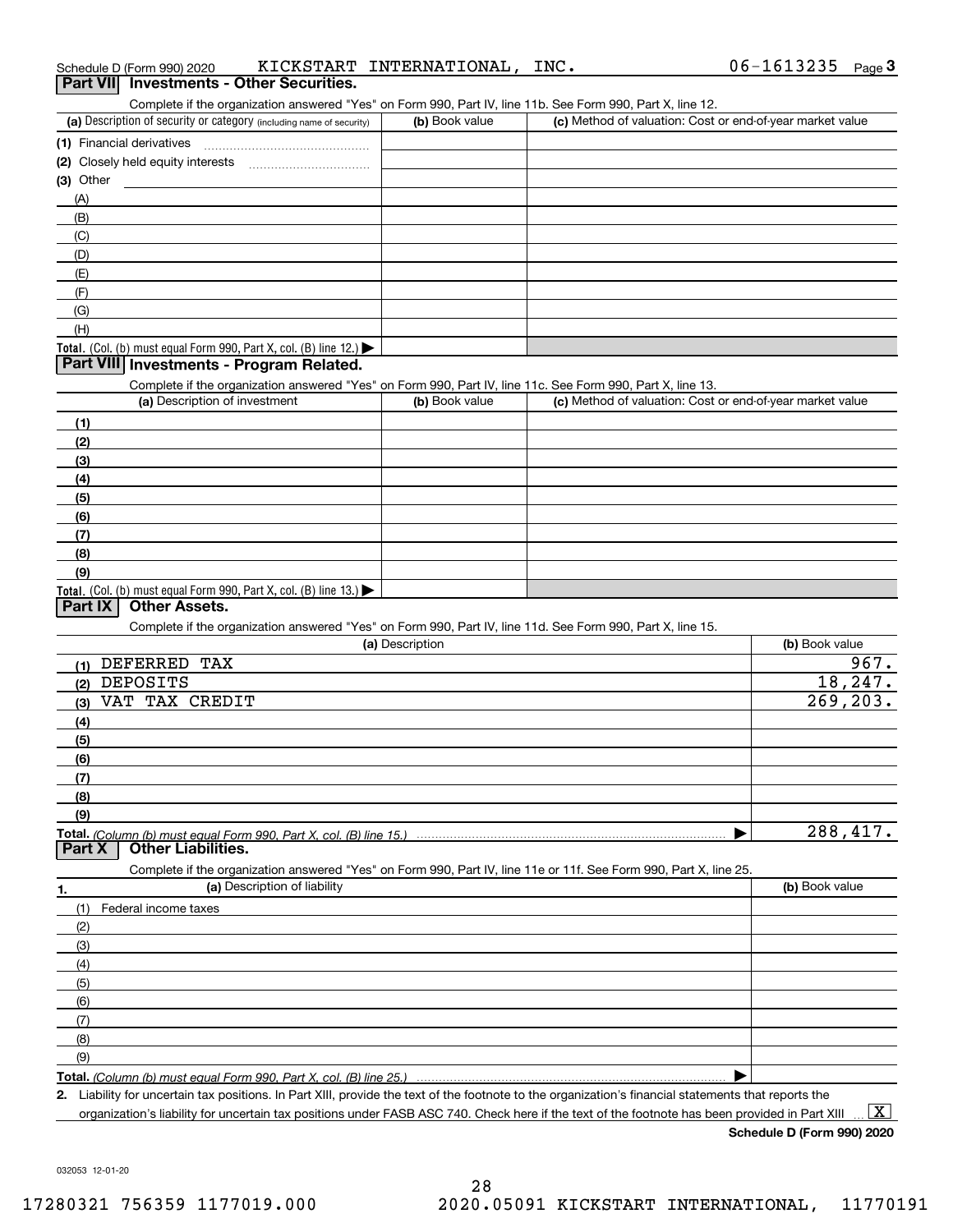Schedule D (Form 990) 2020 KICKSTART INTERNATIONAL, INC. 06-1613235

## Part VII Investments - Other Securities.

Complete if the organization answered "Yes" on Form 990, Part IV, line 11b. See Form 990, Part X, line 12.

| (a) Description of security or category (including name of security) | (b) Book value | (c) Method of valuation: Cost or end-of-year market value |
|---|---|---|
| (1) Financial derivatives | | |
| (2) Closely held equity interests | | |
| (3) Other | | |
| (A) | | |
| (B) | | |
| (C) | | |
| (D) | | |
| (E) | | |
| (F) | | |
| (G) | | |
| (H) | | |
| **Total.** (Col. (b) must equal Form 990, Part X, col. (B) line 12.) ▶ | | |

## Part VIII Investments - Program Related.

Complete if the organization answered "Yes" on Form 990, Part IV, line 11c. See Form 990, Part X, line 13.

| (a) Description of investment | (b) Book value | (c) Method of valuation: Cost or end-of-year market value |
|---|---|---|
| (1) | | |
| (2) | | |
| (3) | | |
| (4) | | |
| (5) | | |
| (6) | | |
| (7) | | |
| (8) | | |
| (9) | | |
| **Total.** (Col. (b) must equal Form 990, Part X, col. (B) line 13.) ▶ | | |

## Part IX Other Assets.

Complete if the organization answered "Yes" on Form 990, Part IV, line 11d. See Form 990, Part X, line 15.

| (a) Description | (b) Book value |
|---|---|
| (1) DEFERRED TAX | 967. |
| (2) DEPOSITS | 18,247. |
| (3) VAT TAX CREDIT | 269,203. |
| (4) | |
| (5) | |
| (6) | |
| (7) | |
| (8) | |
| (9) | |
| **Total.** *(Column (b) must equal Form 990, Part X, col. (B) line 15.)* ▶ | 288,417. |

## Part X Other Liabilities.

Complete if the organization answered "Yes" on Form 990, Part IV, line 11e or 11f. See Form 990, Part X, line 25.

| 1. (a) Description of liability | (b) Book value |
|---|---|
| (1) Federal income taxes | |
| (2) | |
| (3) | |
| (4) | |
| (5) | |
| (6) | |
| (7) | |
| (8) | |
| (9) | |
| **Total.** *(Column (b) must equal Form 990, Part X, col. (B) line 25.)* ▶ | |

**2.** Liability for uncertain tax positions. In Part XIII, provide the text of the footnote to the organization's financial statements that reports the organization's liability for uncertain tax positions under FASB ASC 740. Check here if the text of the footnote has been provided in Part XIII ... [X]

**Schedule D (Form 990) 2020**

032053 12-01-20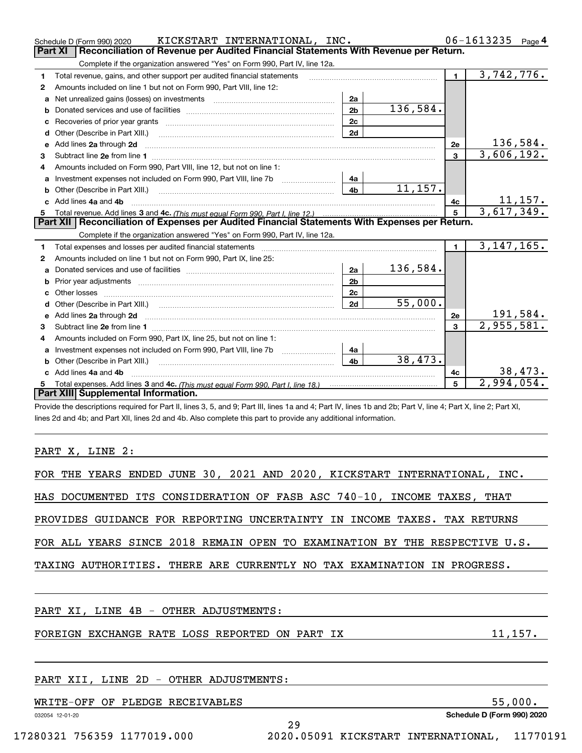Schedule D (Form 990) 2020 KICKSTART INTERNATIONAL, INC. 06-1613235 Page **4**

## Part XI Reconciliation of Revenue per Audited Financial Statements With Revenue per Return.

Complete if the organization answered "Yes" on Form 990, Part IV, line 12a.

| | | | | | |
|---|---|---|---|---|---|
| **1** | Total revenue, gains, and other support per audited financial statements | | | 1 | 3,742,776. |
| **2** | Amounts included on line 1 but not on Form 990, Part VIII, line 12: | | | | |
| **a** | Net unrealized gains (losses) on investments | 2a | | | |
| **b** | Donated services and use of facilities | 2b | 136,584. | | |
| **c** | Recoveries of prior year grants | 2c | | | |
| **d** | Other (Describe in Part XIII.) | 2d | | | |
| **e** | Add lines **2a** through **2d** | | | 2e | 136,584. |
| **3** | Subtract line **2e** from line **1** | | | 3 | 3,606,192. |
| **4** | Amounts included on Form 990, Part VIII, line 12, but not on line 1: | | | | |
| **a** | Investment expenses not included on Form 990, Part VIII, line 7b | 4a | | | |
| **b** | Other (Describe in Part XIII.) | 4b | 11,157. | | |
| **c** | Add lines **4a** and **4b** | | | 4c | 11,157. |
| **5** | Total revenue. Add lines **3** and **4c.** *(This must equal Form 990, Part I, line 12.)* | | | 5 | 3,617,349. |

## Part XII Reconciliation of Expenses per Audited Financial Statements With Expenses per Return.

Complete if the organization answered "Yes" on Form 990, Part IV, line 12a.

| | | | | | |
|---|---|---|---|---|---|
| **1** | Total expenses and losses per audited financial statements | | | 1 | 3,147,165. |
| **2** | Amounts included on line 1 but not on Form 990, Part IX, line 25: | | | | |
| **a** | Donated services and use of facilities | 2a | 136,584. | | |
| **b** | Prior year adjustments | 2b | | | |
| **c** | Other losses | 2c | | | |
| **d** | Other (Describe in Part XIII.) | 2d | 55,000. | | |
| **e** | Add lines **2a** through **2d** | | | 2e | 191,584. |
| **3** | Subtract line **2e** from line **1** | | | 3 | 2,955,581. |
| **4** | Amounts included on Form 990, Part IX, line 25, but not on line 1: | | | | |
| **a** | Investment expenses not included on Form 990, Part VIII, line 7b | 4a | | | |
| **b** | Other (Describe in Part XIII.) | 4b | 38,473. | | |
| **c** | Add lines **4a** and **4b** | | | 4c | 38,473. |
| **5** | Total expenses. Add lines **3** and **4c.** *(This must equal Form 990, Part I, line 18.)* | | | 5 | 2,994,054. |

## Part XIII Supplemental Information.

Provide the descriptions required for Part II, lines 3, 5, and 9; Part III, lines 1a and 4; Part IV, lines 1b and 2b; Part V, line 4; Part X, line 2; Part XI, lines 2d and 4b; and Part XII, lines 2d and 4b. Also complete this part to provide any additional information.

PART X, LINE 2:

FOR THE YEARS ENDED JUNE 30, 2021 AND 2020, KICKSTART INTERNATIONAL, INC. HAS DOCUMENTED ITS CONSIDERATION OF FASB ASC 740-10, INCOME TAXES, THAT PROVIDES GUIDANCE FOR REPORTING UNCERTAINTY IN INCOME TAXES. TAX RETURNS FOR ALL YEARS SINCE 2018 REMAIN OPEN TO EXAMINATION BY THE RESPECTIVE U.S. TAXING AUTHORITIES. THERE ARE CURRENTLY NO TAX EXAMINATION IN PROGRESS.

PART XI, LINE 4B - OTHER ADJUSTMENTS:

FOREIGN EXCHANGE RATE LOSS REPORTED ON PART IX 11,157.

PART XII, LINE 2D - OTHER ADJUSTMENTS:

WRITE-OFF OF PLEDGE RECEIVABLES 55,000.

032054 12-01-20 **Schedule D (Form 990) 2020**

17280321 756359 1177019.000 2020.05091 KICKSTART INTERNATIONAL, 11770191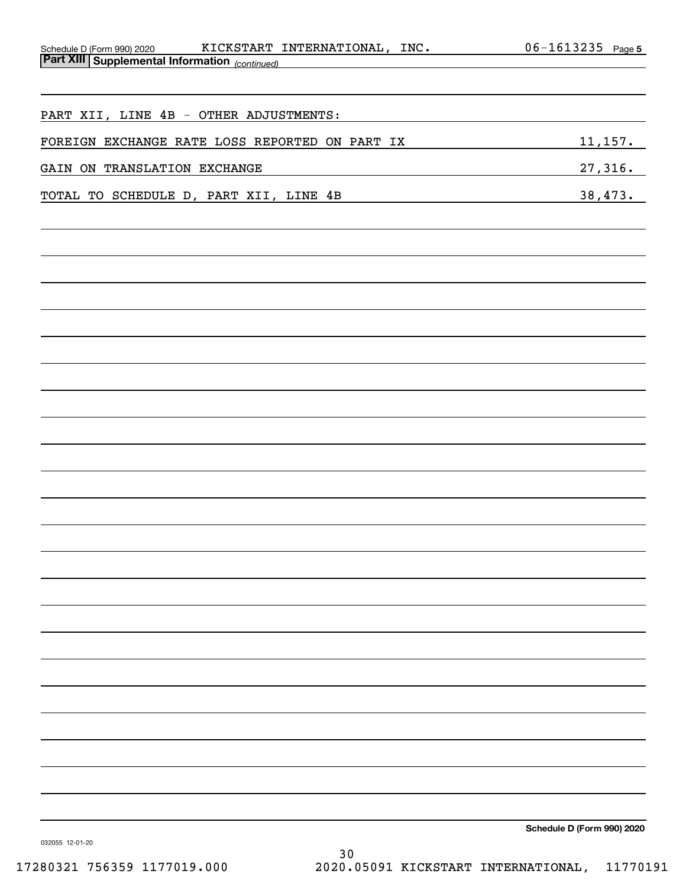Schedule D (Form 990) 2020 KICKSTART INTERNATIONAL, INC. 06-1613235 Page 5

**Part XIII | Supplemental Information** *(continued)*

PART XII, LINE 4B - OTHER ADJUSTMENTS:

| | |
|---|---|
| FOREIGN EXCHANGE RATE LOSS REPORTED ON PART IX | 11,157. |
| GAIN ON TRANSLATION EXCHANGE | 27,316. |
| TOTAL TO SCHEDULE D, PART XII, LINE 4B | 38,473. |

**Schedule D (Form 990) 2020**

032055 12-01-20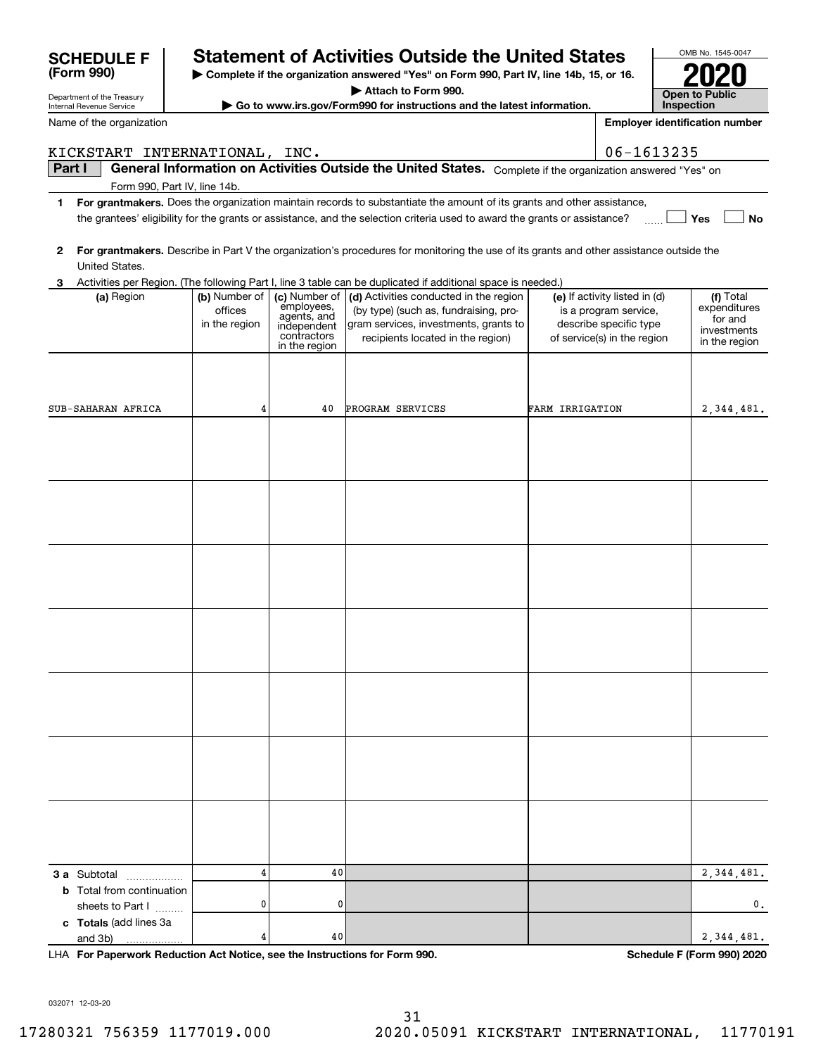# SCHEDULE F (Form 990)

Department of the Treasury
Internal Revenue Service

## Statement of Activities Outside the United States

▶ Complete if the organization answered "Yes" on Form 990, Part IV, line 14b, 15, or 16.
▶ Attach to Form 990.
▶ Go to www.irs.gov/Form990 for instructions and the latest information.

OMB No. 1545-0047

**2020**

**Open to Public Inspection**

Name of the organization: KICKSTART INTERNATIONAL, INC.

Employer identification number: 06-1613235

**Part I** **General Information on Activities Outside the United States.** Complete if the organization answered "Yes" on Form 990, Part IV, line 14b.

**1** **For grantmakers.** Does the organization maintain records to substantiate the amount of its grants and other assistance, the grantees' eligibility for the grants or assistance, and the selection criteria used to award the grants or assistance? ☐ Yes ☐ No

**2** **For grantmakers.** Describe in Part V the organization's procedures for monitoring the use of its grants and other assistance outside the United States.

**3** Activities per Region. (The following Part I, line 3 table can be duplicated if additional space is needed.)

| (a) Region | (b) Number of offices in the region | (c) Number of employees, agents, and independent contractors in the region | (d) Activities conducted in the region (by type) (such as, fundraising, program services, investments, grants to recipients located in the region) | (e) If activity listed in (d) is a program service, describe specific type of service(s) in the region | (f) Total expenditures for and investments in the region |
|---|---|---|---|---|---|
| SUB-SAHARAN AFRICA | 4 | 40 | PROGRAM SERVICES | FARM IRRIGATION | 2,344,481. |
| | | | | | |
| | | | | | |
| | | | | | |
| | | | | | |
| | | | | | |
| | | | | | |
| | | | | | |
| **3 a** Subtotal | 4 | 40 | | | 2,344,481. |
| **b** Total from continuation sheets to Part I | 0 | 0 | | | 0. |
| **c** **Totals** (add lines 3a and 3b) | 4 | 40 | | | 2,344,481. |

LHA **For Paperwork Reduction Act Notice, see the Instructions for Form 990.** **Schedule F (Form 990) 2020**

032071 12-03-20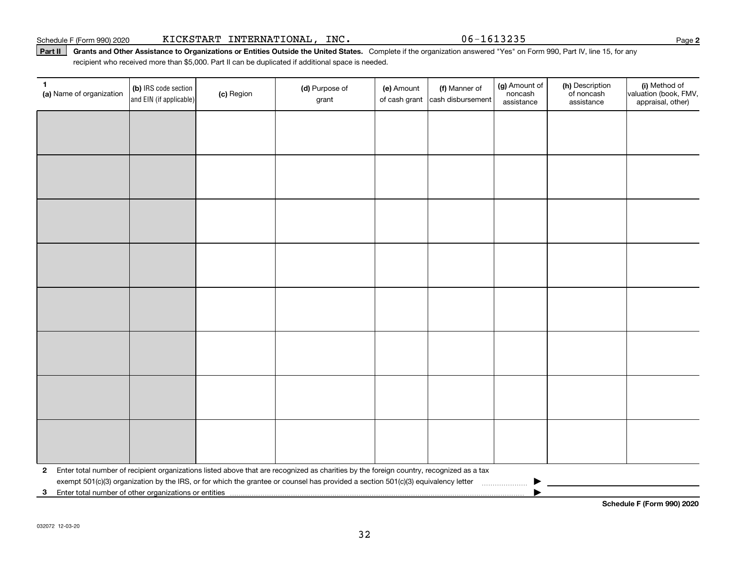Schedule F (Form 990) 2020 KICKSTART INTERNATIONAL, INC. 06-1613235

**Part II** **Grants and Other Assistance to Organizations or Entities Outside the United States.** Complete if the organization answered "Yes" on Form 990, Part IV, line 15, for any recipient who received more than $5,000. Part II can be duplicated if additional space is needed.

| 1 (a) Name of organization | (b) IRS code section and EIN (if applicable) | (c) Region | (d) Purpose of grant | (e) Amount of cash grant | (f) Manner of cash disbursement | (g) Amount of noncash assistance | (h) Description of noncash assistance | (i) Method of valuation (book, FMV, appraisal, other) |
|---|---|---|---|---|---|---|---|---|
| | | | | | | | | |
| | | | | | | | | |
| | | | | | | | | |
| | | | | | | | | |
| | | | | | | | | |
| | | | | | | | | |
| | | | | | | | | |
| | | | | | | | | |

**2** Enter total number of recipient organizations listed above that are recognized as charities by the foreign country, recognized as a tax exempt 501(c)(3) organization by the IRS, or for which the grantee or counsel has provided a section 501(c)(3) equivalency letter ▶

**3** Enter total number of other organizations or entities ▶

**Schedule F (Form 990) 2020**

032072 12-03-20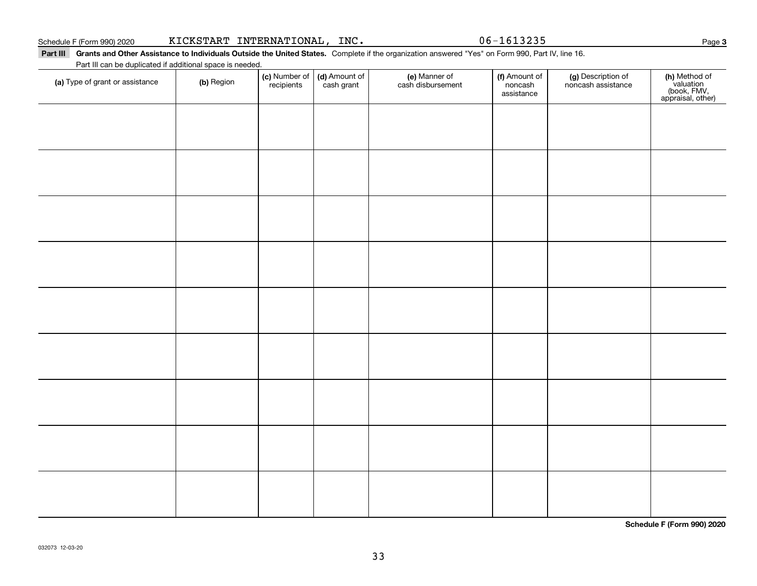Schedule F (Form 990) 2020 KICKSTART INTERNATIONAL, INC. 06-1613235

**Part III Grants and Other Assistance to Individuals Outside the United States.** Complete if the organization answered "Yes" on Form 990, Part IV, line 16.

Part III can be duplicated if additional space is needed.

| (a) Type of grant or assistance | (b) Region | (c) Number of recipients | (d) Amount of cash grant | (e) Manner of cash disbursement | (f) Amount of noncash assistance | (g) Description of noncash assistance | (h) Method of valuation (book, FMV, appraisal, other) |
|---|---|---|---|---|---|---|---|
| | | | | | | | |
| | | | | | | | |
| | | | | | | | |
| | | | | | | | |
| | | | | | | | |
| | | | | | | | |
| | | | | | | | |
| | | | | | | | |
| | | | | | | | |

**Schedule F (Form 990) 2020**

032073 12-03-20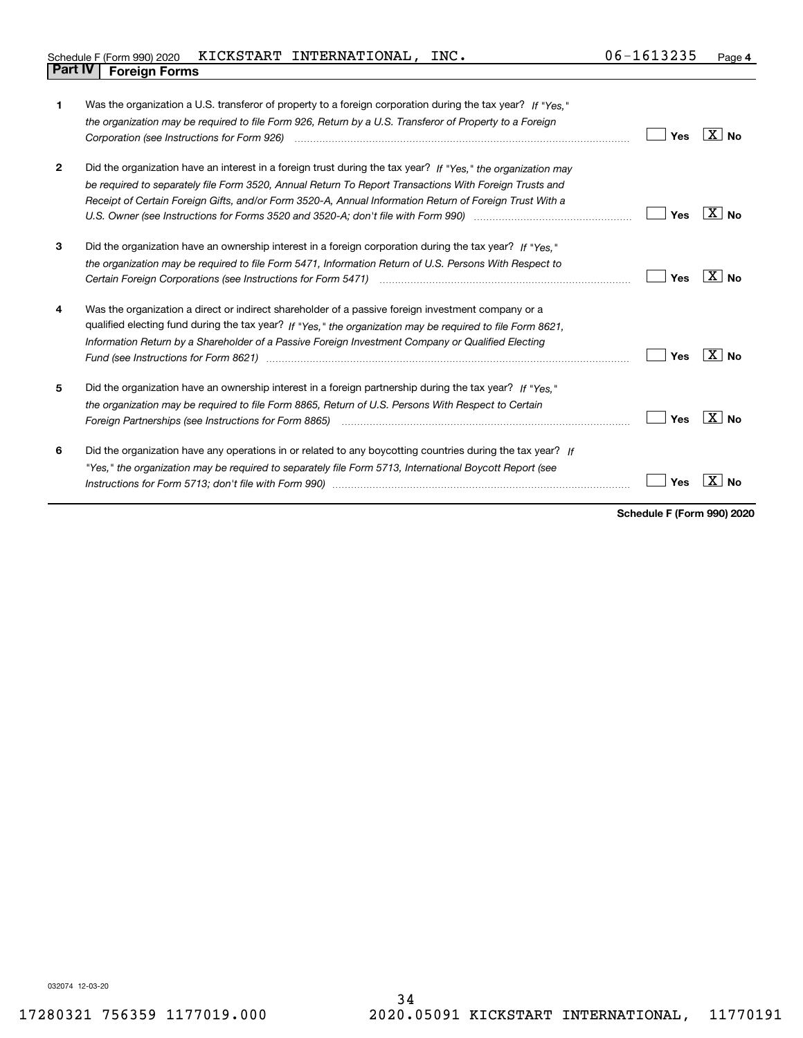Schedule F (Form 990) 2020 KICKSTART INTERNATIONAL, INC. 06-1613235 Page 4

## Part IV Foreign Forms

| | | Yes | No |
|---|---|---|---|
| 1 | Was the organization a U.S. transferor of property to a foreign corporation during the tax year? *If "Yes," the organization may be required to file Form 926, Return by a U.S. Transferor of Property to a Foreign Corporation (see Instructions for Form 926)* | | X |
| 2 | Did the organization have an interest in a foreign trust during the tax year? *If "Yes," the organization may be required to separately file Form 3520, Annual Return To Report Transactions With Foreign Trusts and Receipt of Certain Foreign Gifts, and/or Form 3520-A, Annual Information Return of Foreign Trust With a U.S. Owner (see Instructions for Forms 3520 and 3520-A; don't file with Form 990)* | | X |
| 3 | Did the organization have an ownership interest in a foreign corporation during the tax year? *If "Yes," the organization may be required to file Form 5471, Information Return of U.S. Persons With Respect to Certain Foreign Corporations (see Instructions for Form 5471)* | | X |
| 4 | Was the organization a direct or indirect shareholder of a passive foreign investment company or a qualified electing fund during the tax year? *If "Yes," the organization may be required to file Form 8621, Information Return by a Shareholder of a Passive Foreign Investment Company or Qualified Electing Fund (see Instructions for Form 8621)* | | X |
| 5 | Did the organization have an ownership interest in a foreign partnership during the tax year? *If "Yes," the organization may be required to file Form 8865, Return of U.S. Persons With Respect to Certain Foreign Partnerships (see Instructions for Form 8865)* | | X |
| 6 | Did the organization have any operations in or related to any boycotting countries during the tax year? *If "Yes," the organization may be required to separately file Form 5713, International Boycott Report (see Instructions for Form 5713; don't file with Form 990)* | | X |

**Schedule F (Form 990) 2020**

032074 12-03-20

17280321 756359 1177019.000 2020.05091 KICKSTART INTERNATIONAL, 11770191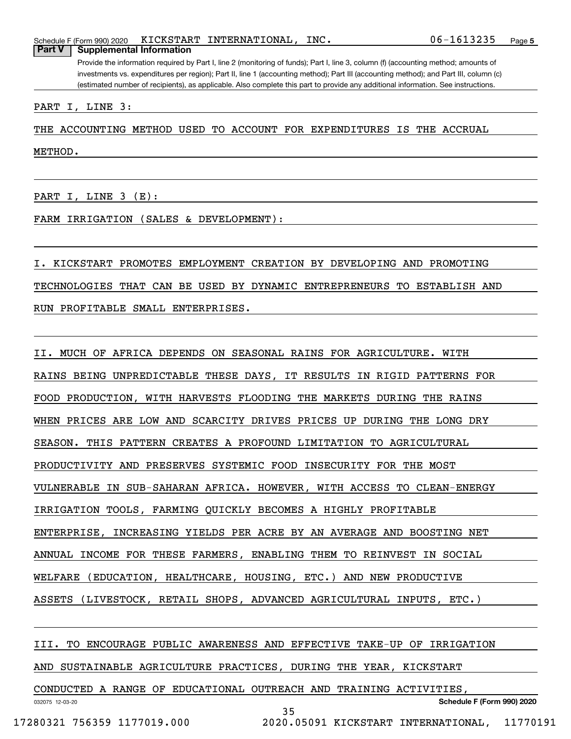## Part V Supplemental Information

Provide the information required by Part I, line 2 (monitoring of funds); Part I, line 3, column (f) (accounting method; amounts of investments vs. expenditures per region); Part II, line 1 (accounting method); Part III (accounting method); and Part III, column (c) (estimated number of recipients), as applicable. Also complete this part to provide any additional information. See instructions.

PART I, LINE 3:

THE ACCOUNTING METHOD USED TO ACCOUNT FOR EXPENDITURES IS THE ACCRUAL METHOD.

PART I, LINE 3 (E):

FARM IRRIGATION (SALES & DEVELOPMENT):

I. KICKSTART PROMOTES EMPLOYMENT CREATION BY DEVELOPING AND PROMOTING TECHNOLOGIES THAT CAN BE USED BY DYNAMIC ENTREPRENEURS TO ESTABLISH AND RUN PROFITABLE SMALL ENTERPRISES.

II. MUCH OF AFRICA DEPENDS ON SEASONAL RAINS FOR AGRICULTURE. WITH RAINS BEING UNPREDICTABLE THESE DAYS, IT RESULTS IN RIGID PATTERNS FOR FOOD PRODUCTION, WITH HARVESTS FLOODING THE MARKETS DURING THE RAINS WHEN PRICES ARE LOW AND SCARCITY DRIVES PRICES UP DURING THE LONG DRY SEASON. THIS PATTERN CREATES A PROFOUND LIMITATION TO AGRICULTURAL PRODUCTIVITY AND PRESERVES SYSTEMIC FOOD INSECURITY FOR THE MOST VULNERABLE IN SUB-SAHARAN AFRICA. HOWEVER, WITH ACCESS TO CLEAN-ENERGY IRRIGATION TOOLS, FARMING QUICKLY BECOMES A HIGHLY PROFITABLE ENTERPRISE, INCREASING YIELDS PER ACRE BY AN AVERAGE AND BOOSTING NET ANNUAL INCOME FOR THESE FARMERS, ENABLING THEM TO REINVEST IN SOCIAL WELFARE (EDUCATION, HEALTHCARE, HOUSING, ETC.) AND NEW PRODUCTIVE ASSETS (LIVESTOCK, RETAIL SHOPS, ADVANCED AGRICULTURAL INPUTS, ETC.)

III. TO ENCOURAGE PUBLIC AWARENESS AND EFFECTIVE TAKE-UP OF IRRIGATION AND SUSTAINABLE AGRICULTURE PRACTICES, DURING THE YEAR, KICKSTART CONDUCTED A RANGE OF EDUCATIONAL OUTREACH AND TRAINING ACTIVITIES,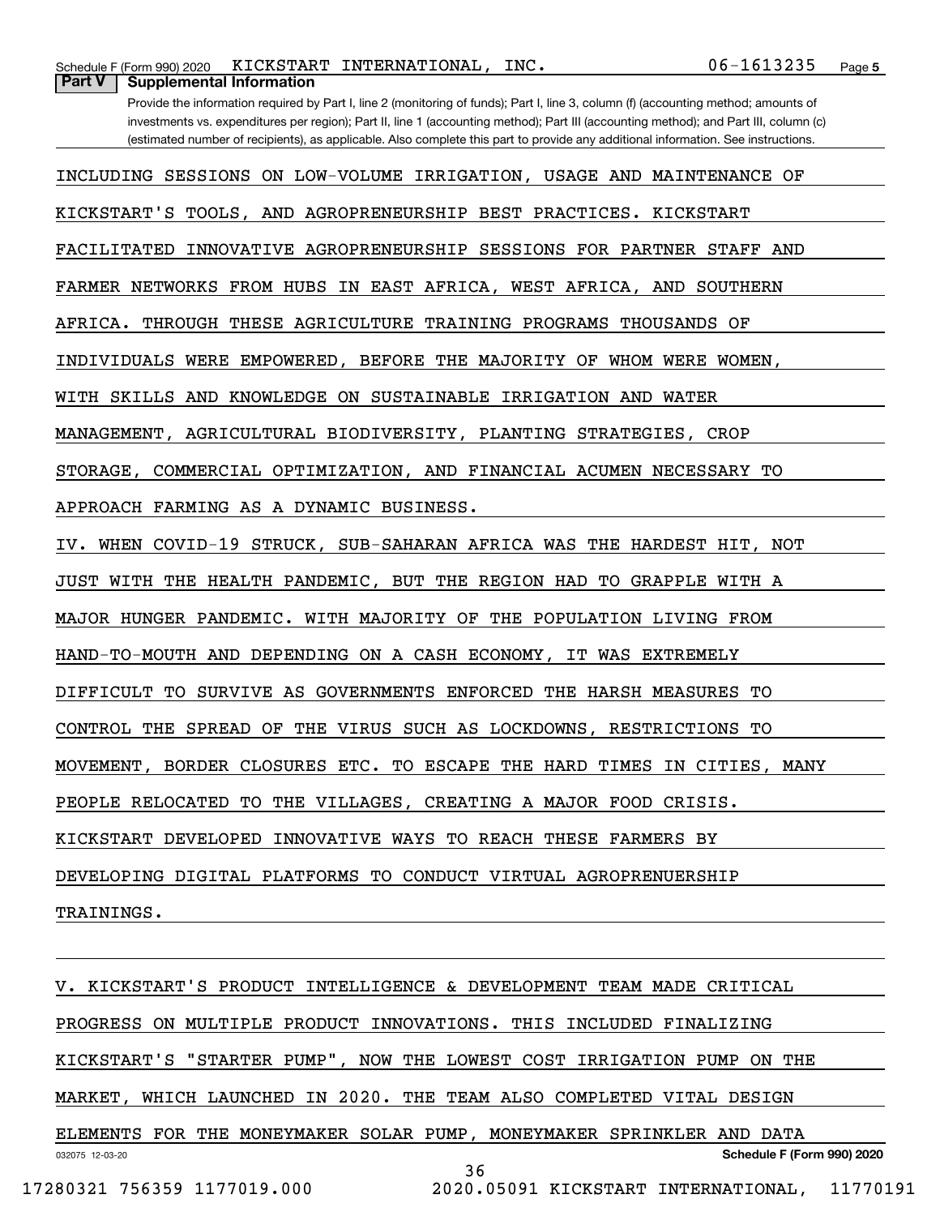## Part V Supplemental Information

Provide the information required by Part I, line 2 (monitoring of funds); Part I, line 3, column (f) (accounting method; amounts of investments vs. expenditures per region); Part II, line 1 (accounting method); Part III (accounting method); and Part III, column (c) (estimated number of recipients), as applicable. Also complete this part to provide any additional information. See instructions.

INCLUDING SESSIONS ON LOW-VOLUME IRRIGATION, USAGE AND MAINTENANCE OF KICKSTART'S TOOLS, AND AGROPRENEURSHIP BEST PRACTICES. KICKSTART FACILITATED INNOVATIVE AGROPRENEURSHIP SESSIONS FOR PARTNER STAFF AND FARMER NETWORKS FROM HUBS IN EAST AFRICA, WEST AFRICA, AND SOUTHERN AFRICA. THROUGH THESE AGRICULTURE TRAINING PROGRAMS THOUSANDS OF INDIVIDUALS WERE EMPOWERED, BEFORE THE MAJORITY OF WHOM WERE WOMEN, WITH SKILLS AND KNOWLEDGE ON SUSTAINABLE IRRIGATION AND WATER MANAGEMENT, AGRICULTURAL BIODIVERSITY, PLANTING STRATEGIES, CROP STORAGE, COMMERCIAL OPTIMIZATION, AND FINANCIAL ACUMEN NECESSARY TO APPROACH FARMING AS A DYNAMIC BUSINESS.

IV. WHEN COVID-19 STRUCK, SUB-SAHARAN AFRICA WAS THE HARDEST HIT, NOT JUST WITH THE HEALTH PANDEMIC, BUT THE REGION HAD TO GRAPPLE WITH A MAJOR HUNGER PANDEMIC. WITH MAJORITY OF THE POPULATION LIVING FROM HAND-TO-MOUTH AND DEPENDING ON A CASH ECONOMY, IT WAS EXTREMELY DIFFICULT TO SURVIVE AS GOVERNMENTS ENFORCED THE HARSH MEASURES TO CONTROL THE SPREAD OF THE VIRUS SUCH AS LOCKDOWNS, RESTRICTIONS TO MOVEMENT, BORDER CLOSURES ETC. TO ESCAPE THE HARD TIMES IN CITIES, MANY PEOPLE RELOCATED TO THE VILLAGES, CREATING A MAJOR FOOD CRISIS. KICKSTART DEVELOPED INNOVATIVE WAYS TO REACH THESE FARMERS BY DEVELOPING DIGITAL PLATFORMS TO CONDUCT VIRTUAL AGROPRENUERSHIP TRAININGS.

V. KICKSTART'S PRODUCT INTELLIGENCE & DEVELOPMENT TEAM MADE CRITICAL PROGRESS ON MULTIPLE PRODUCT INNOVATIONS. THIS INCLUDED FINALIZING KICKSTART'S "STARTER PUMP", NOW THE LOWEST COST IRRIGATION PUMP ON THE MARKET, WHICH LAUNCHED IN 2020. THE TEAM ALSO COMPLETED VITAL DESIGN ELEMENTS FOR THE MONEYMAKER SOLAR PUMP, MONEYMAKER SPRINKLER AND DATA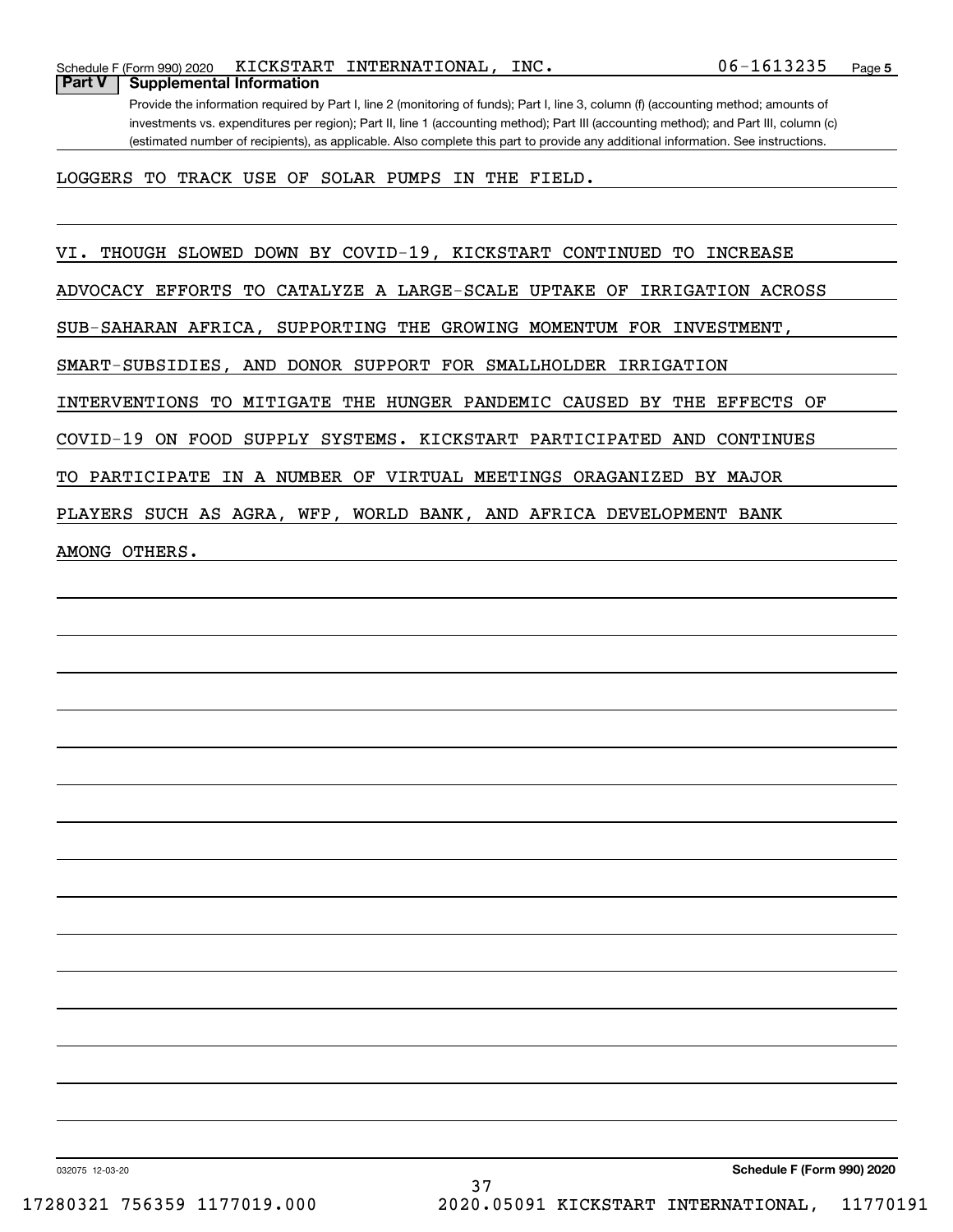Schedule F (Form 990) 2020 KICKSTART INTERNATIONAL, INC. 06-1613235 Page 5

## Part V Supplemental Information

Provide the information required by Part I, line 2 (monitoring of funds); Part I, line 3, column (f) (accounting method; amounts of investments vs. expenditures per region); Part II, line 1 (accounting method); Part III (accounting method); and Part III, column (c) (estimated number of recipients), as applicable. Also complete this part to provide any additional information. See instructions.

LOGGERS TO TRACK USE OF SOLAR PUMPS IN THE FIELD.

VI. THOUGH SLOWED DOWN BY COVID-19, KICKSTART CONTINUED TO INCREASE ADVOCACY EFFORTS TO CATALYZE A LARGE-SCALE UPTAKE OF IRRIGATION ACROSS SUB-SAHARAN AFRICA, SUPPORTING THE GROWING MOMENTUM FOR INVESTMENT, SMART-SUBSIDIES, AND DONOR SUPPORT FOR SMALLHOLDER IRRIGATION INTERVENTIONS TO MITIGATE THE HUNGER PANDEMIC CAUSED BY THE EFFECTS OF COVID-19 ON FOOD SUPPLY SYSTEMS. KICKSTART PARTICIPATED AND CONTINUES TO PARTICIPATE IN A NUMBER OF VIRTUAL MEETINGS ORAGANIZED BY MAJOR PLAYERS SUCH AS AGRA, WFP, WORLD BANK, AND AFRICA DEVELOPMENT BANK AMONG OTHERS.

032075 12-03-20 **Schedule F (Form 990) 2020**

17280321 756359 1177019.000 2020.05091 KICKSTART INTERNATIONAL, 11770191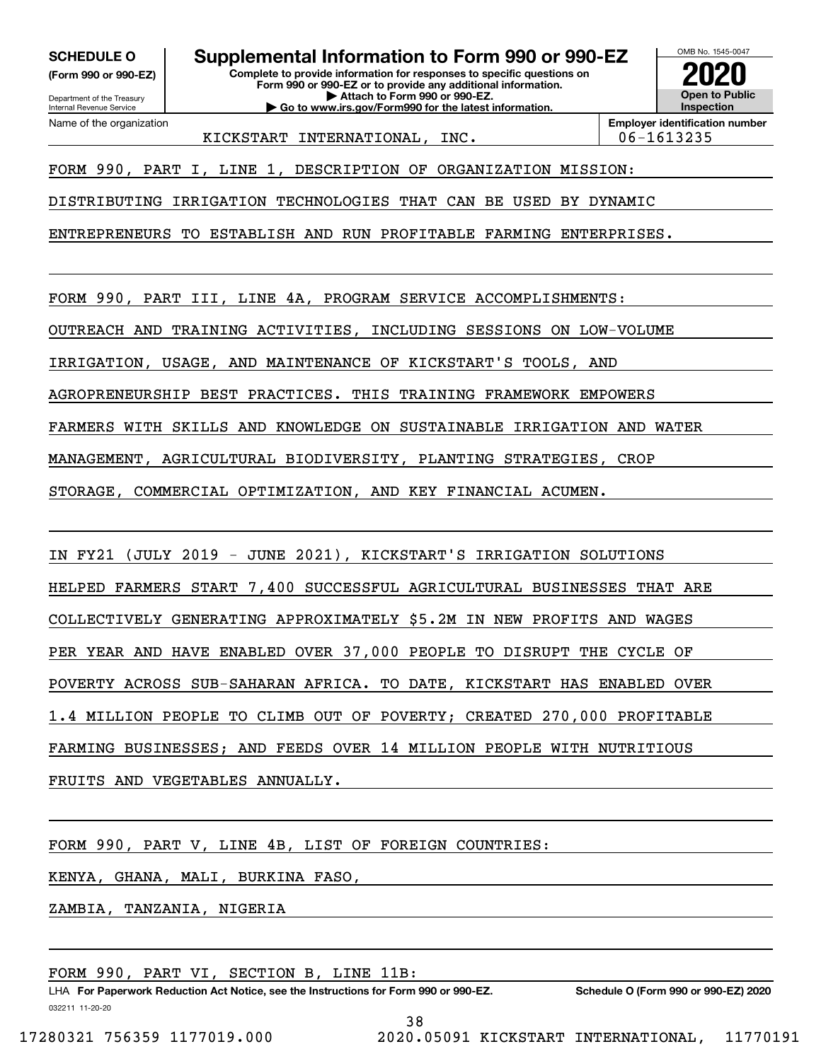**SCHEDULE O**
**(Form 990 or 990-EZ)**

Department of the Treasury
Internal Revenue Service

# Supplemental Information to Form 990 or 990-EZ

**Complete to provide information for responses to specific questions on Form 990 or 990-EZ or to provide any additional information.**
**▶ Attach to Form 990 or 990-EZ.**
**▶ Go to www.irs.gov/Form990 for the latest information.**

OMB No. 1545-0047
**2020**
**Open to Public Inspection**

| Name of the organization | Employer identification number |
|---|---|
| KICKSTART INTERNATIONAL, INC. | 06-1613235 |

FORM 990, PART I, LINE 1, DESCRIPTION OF ORGANIZATION MISSION:

DISTRIBUTING IRRIGATION TECHNOLOGIES THAT CAN BE USED BY DYNAMIC ENTREPRENEURS TO ESTABLISH AND RUN PROFITABLE FARMING ENTERPRISES.

FORM 990, PART III, LINE 4A, PROGRAM SERVICE ACCOMPLISHMENTS:

OUTREACH AND TRAINING ACTIVITIES, INCLUDING SESSIONS ON LOW-VOLUME IRRIGATION, USAGE, AND MAINTENANCE OF KICKSTART'S TOOLS, AND AGROPRENEURSHIP BEST PRACTICES. THIS TRAINING FRAMEWORK EMPOWERS FARMERS WITH SKILLS AND KNOWLEDGE ON SUSTAINABLE IRRIGATION AND WATER MANAGEMENT, AGRICULTURAL BIODIVERSITY, PLANTING STRATEGIES, CROP STORAGE, COMMERCIAL OPTIMIZATION, AND KEY FINANCIAL ACUMEN.

IN FY21 (JULY 2019 - JUNE 2021), KICKSTART'S IRRIGATION SOLUTIONS HELPED FARMERS START 7,400 SUCCESSFUL AGRICULTURAL BUSINESSES THAT ARE COLLECTIVELY GENERATING APPROXIMATELY $5.2M IN NEW PROFITS AND WAGES PER YEAR AND HAVE ENABLED OVER 37,000 PEOPLE TO DISRUPT THE CYCLE OF POVERTY ACROSS SUB-SAHARAN AFRICA. TO DATE, KICKSTART HAS ENABLED OVER 1.4 MILLION PEOPLE TO CLIMB OUT OF POVERTY; CREATED 270,000 PROFITABLE FARMING BUSINESSES; AND FEEDS OVER 14 MILLION PEOPLE WITH NUTRITIOUS FRUITS AND VEGETABLES ANNUALLY.

FORM 990, PART V, LINE 4B, LIST OF FOREIGN COUNTRIES:

KENYA, GHANA, MALI, BURKINA FASO,
ZAMBIA, TANZANIA, NIGERIA

FORM 990, PART VI, SECTION B, LINE 11B:

LHA **For Paperwork Reduction Act Notice, see the Instructions for Form 990 or 990-EZ.** **Schedule O (Form 990 or 990-EZ) 2020**
032211 11-20-20

17280321 756359 1177019.000 2020.05091 KICKSTART INTERNATIONAL, 11770191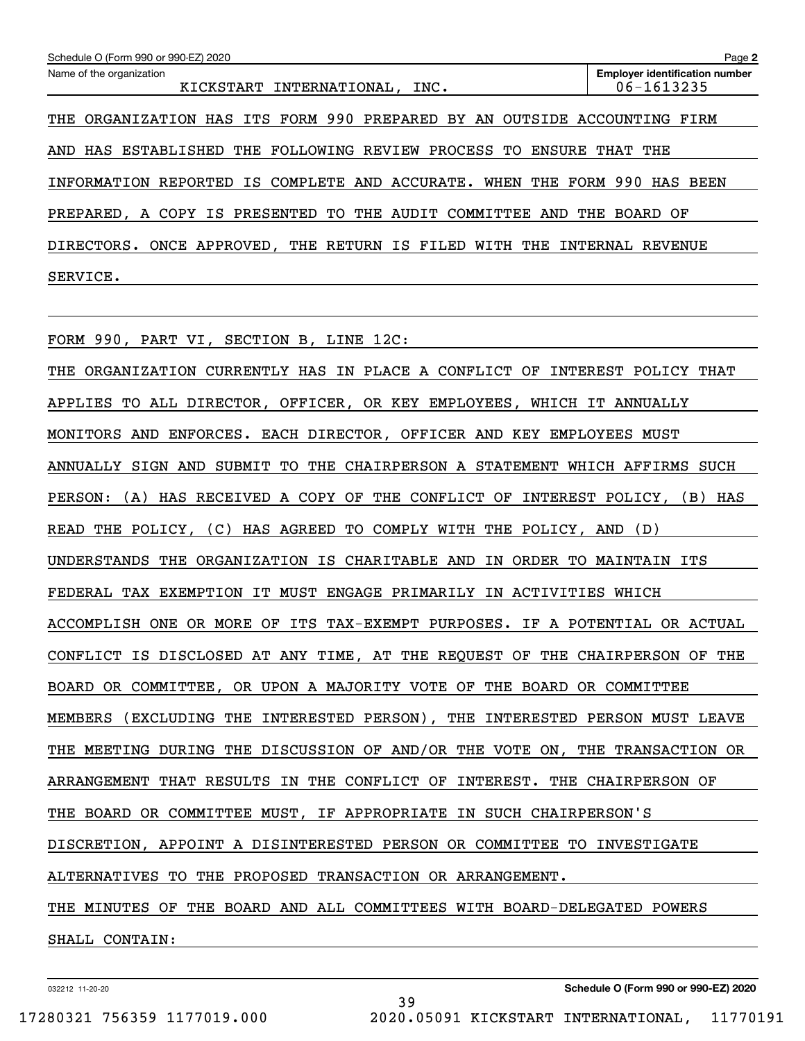Schedule O (Form 990 or 990-EZ) 2020 Page **2**

Name of the organization: KICKSTART INTERNATIONAL, INC.

**Employer identification number:** 06-1613235

THE ORGANIZATION HAS ITS FORM 990 PREPARED BY AN OUTSIDE ACCOUNTING FIRM AND HAS ESTABLISHED THE FOLLOWING REVIEW PROCESS TO ENSURE THAT THE INFORMATION REPORTED IS COMPLETE AND ACCURATE. WHEN THE FORM 990 HAS BEEN PREPARED, A COPY IS PRESENTED TO THE AUDIT COMMITTEE AND THE BOARD OF DIRECTORS. ONCE APPROVED, THE RETURN IS FILED WITH THE INTERNAL REVENUE SERVICE.

FORM 990, PART VI, SECTION B, LINE 12C:

THE ORGANIZATION CURRENTLY HAS IN PLACE A CONFLICT OF INTEREST POLICY THAT APPLIES TO ALL DIRECTOR, OFFICER, OR KEY EMPLOYEES, WHICH IT ANNUALLY MONITORS AND ENFORCES. EACH DIRECTOR, OFFICER AND KEY EMPLOYEES MUST ANNUALLY SIGN AND SUBMIT TO THE CHAIRPERSON A STATEMENT WHICH AFFIRMS SUCH PERSON: (A) HAS RECEIVED A COPY OF THE CONFLICT OF INTEREST POLICY, (B) HAS READ THE POLICY, (C) HAS AGREED TO COMPLY WITH THE POLICY, AND (D) UNDERSTANDS THE ORGANIZATION IS CHARITABLE AND IN ORDER TO MAINTAIN ITS FEDERAL TAX EXEMPTION IT MUST ENGAGE PRIMARILY IN ACTIVITIES WHICH ACCOMPLISH ONE OR MORE OF ITS TAX-EXEMPT PURPOSES. IF A POTENTIAL OR ACTUAL CONFLICT IS DISCLOSED AT ANY TIME, AT THE REQUEST OF THE CHAIRPERSON OF THE BOARD OR COMMITTEE, OR UPON A MAJORITY VOTE OF THE BOARD OR COMMITTEE MEMBERS (EXCLUDING THE INTERESTED PERSON), THE INTERESTED PERSON MUST LEAVE THE MEETING DURING THE DISCUSSION OF AND/OR THE VOTE ON, THE TRANSACTION OR ARRANGEMENT THAT RESULTS IN THE CONFLICT OF INTEREST. THE CHAIRPERSON OF THE BOARD OR COMMITTEE MUST, IF APPROPRIATE IN SUCH CHAIRPERSON'S DISCRETION, APPOINT A DISINTERESTED PERSON OR COMMITTEE TO INVESTIGATE ALTERNATIVES TO THE PROPOSED TRANSACTION OR ARRANGEMENT.

THE MINUTES OF THE BOARD AND ALL COMMITTEES WITH BOARD-DELEGATED POWERS SHALL CONTAIN: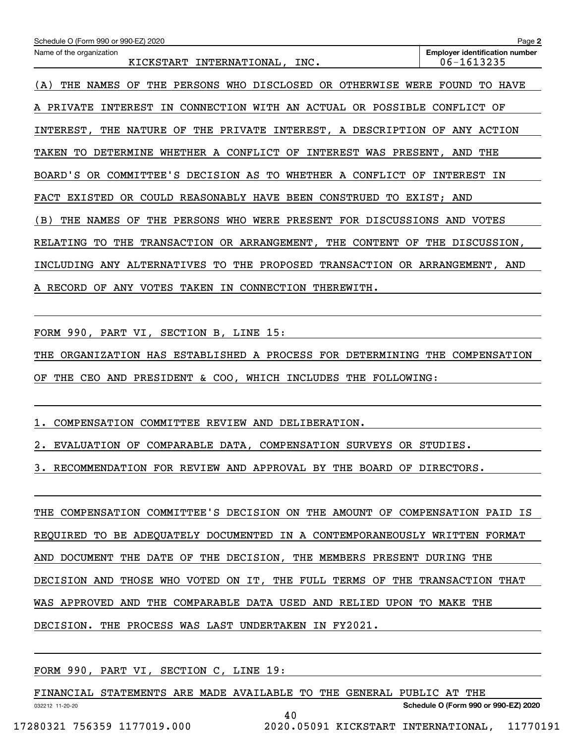Schedule O (Form 990 or 990-EZ) 2020

Name of the organization: KICKSTART INTERNATIONAL, INC.

Employer identification number: 06-1613235

(A) THE NAMES OF THE PERSONS WHO DISCLOSED OR OTHERWISE WERE FOUND TO HAVE A PRIVATE INTEREST IN CONNECTION WITH AN ACTUAL OR POSSIBLE CONFLICT OF INTEREST, THE NATURE OF THE PRIVATE INTEREST, A DESCRIPTION OF ANY ACTION TAKEN TO DETERMINE WHETHER A CONFLICT OF INTEREST WAS PRESENT, AND THE BOARD'S OR COMMITTEE'S DECISION AS TO WHETHER A CONFLICT OF INTEREST IN FACT EXISTED OR COULD REASONABLY HAVE BEEN CONSTRUED TO EXIST; AND (B) THE NAMES OF THE PERSONS WHO WERE PRESENT FOR DISCUSSIONS AND VOTES RELATING TO THE TRANSACTION OR ARRANGEMENT, THE CONTENT OF THE DISCUSSION, INCLUDING ANY ALTERNATIVES TO THE PROPOSED TRANSACTION OR ARRANGEMENT, AND A RECORD OF ANY VOTES TAKEN IN CONNECTION THEREWITH.

FORM 990, PART VI, SECTION B, LINE 15:

THE ORGANIZATION HAS ESTABLISHED A PROCESS FOR DETERMINING THE COMPENSATION OF THE CEO AND PRESIDENT & COO, WHICH INCLUDES THE FOLLOWING:

1. COMPENSATION COMMITTEE REVIEW AND DELIBERATION.
2. EVALUATION OF COMPARABLE DATA, COMPENSATION SURVEYS OR STUDIES.
3. RECOMMENDATION FOR REVIEW AND APPROVAL BY THE BOARD OF DIRECTORS.

THE COMPENSATION COMMITTEE'S DECISION ON THE AMOUNT OF COMPENSATION PAID IS REQUIRED TO BE ADEQUATELY DOCUMENTED IN A CONTEMPORANEOUSLY WRITTEN FORMAT AND DOCUMENT THE DATE OF THE DECISION, THE MEMBERS PRESENT DURING THE DECISION AND THOSE WHO VOTED ON IT, THE FULL TERMS OF THE TRANSACTION THAT WAS APPROVED AND THE COMPARABLE DATA USED AND RELIED UPON TO MAKE THE DECISION. THE PROCESS WAS LAST UNDERTAKEN IN FY2021.

FORM 990, PART VI, SECTION C, LINE 19:

FINANCIAL STATEMENTS ARE MADE AVAILABLE TO THE GENERAL PUBLIC AT THE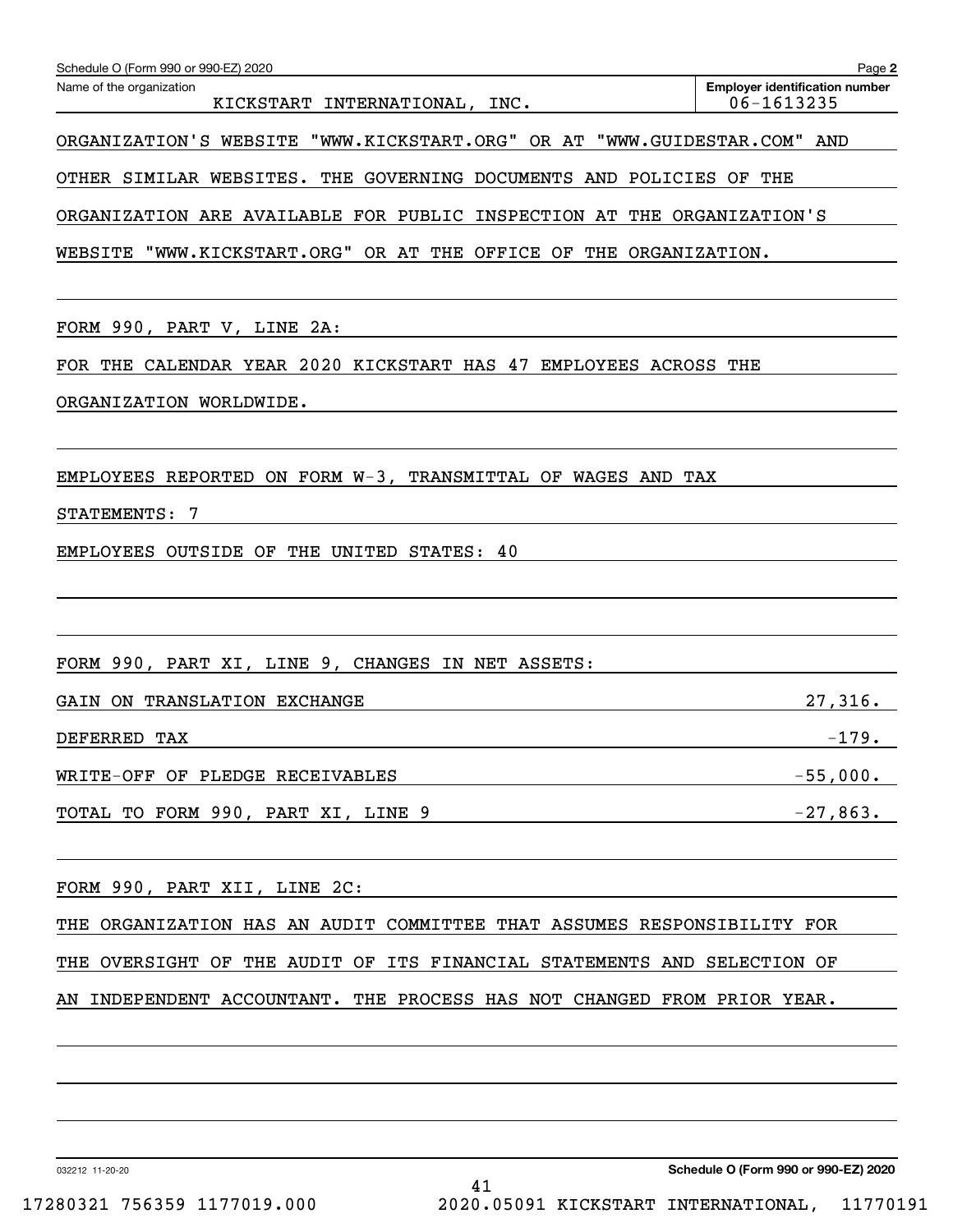Name of the organization: KICKSTART INTERNATIONAL, INC.
Employer identification number: 06-1613235

ORGANIZATION'S WEBSITE "WWW.KICKSTART.ORG" OR AT "WWW.GUIDESTAR.COM" AND OTHER SIMILAR WEBSITES. THE GOVERNING DOCUMENTS AND POLICIES OF THE ORGANIZATION ARE AVAILABLE FOR PUBLIC INSPECTION AT THE ORGANIZATION'S WEBSITE "WWW.KICKSTART.ORG" OR AT THE OFFICE OF THE ORGANIZATION.

FORM 990, PART V, LINE 2A:

FOR THE CALENDAR YEAR 2020 KICKSTART HAS 47 EMPLOYEES ACROSS THE ORGANIZATION WORLDWIDE.

EMPLOYEES REPORTED ON FORM W-3, TRANSMITTAL OF WAGES AND TAX STATEMENTS: 7

EMPLOYEES OUTSIDE OF THE UNITED STATES: 40

FORM 990, PART XI, LINE 9, CHANGES IN NET ASSETS:

| | |
|---|---|
| GAIN ON TRANSLATION EXCHANGE | 27,316. |
| DEFERRED TAX | -179. |
| WRITE-OFF OF PLEDGE RECEIVABLES | -55,000. |
| TOTAL TO FORM 990, PART XI, LINE 9 | -27,863. |

FORM 990, PART XII, LINE 2C:

THE ORGANIZATION HAS AN AUDIT COMMITTEE THAT ASSUMES RESPONSIBILITY FOR THE OVERSIGHT OF THE AUDIT OF ITS FINANCIAL STATEMENTS AND SELECTION OF AN INDEPENDENT ACCOUNTANT. THE PROCESS HAS NOT CHANGED FROM PRIOR YEAR.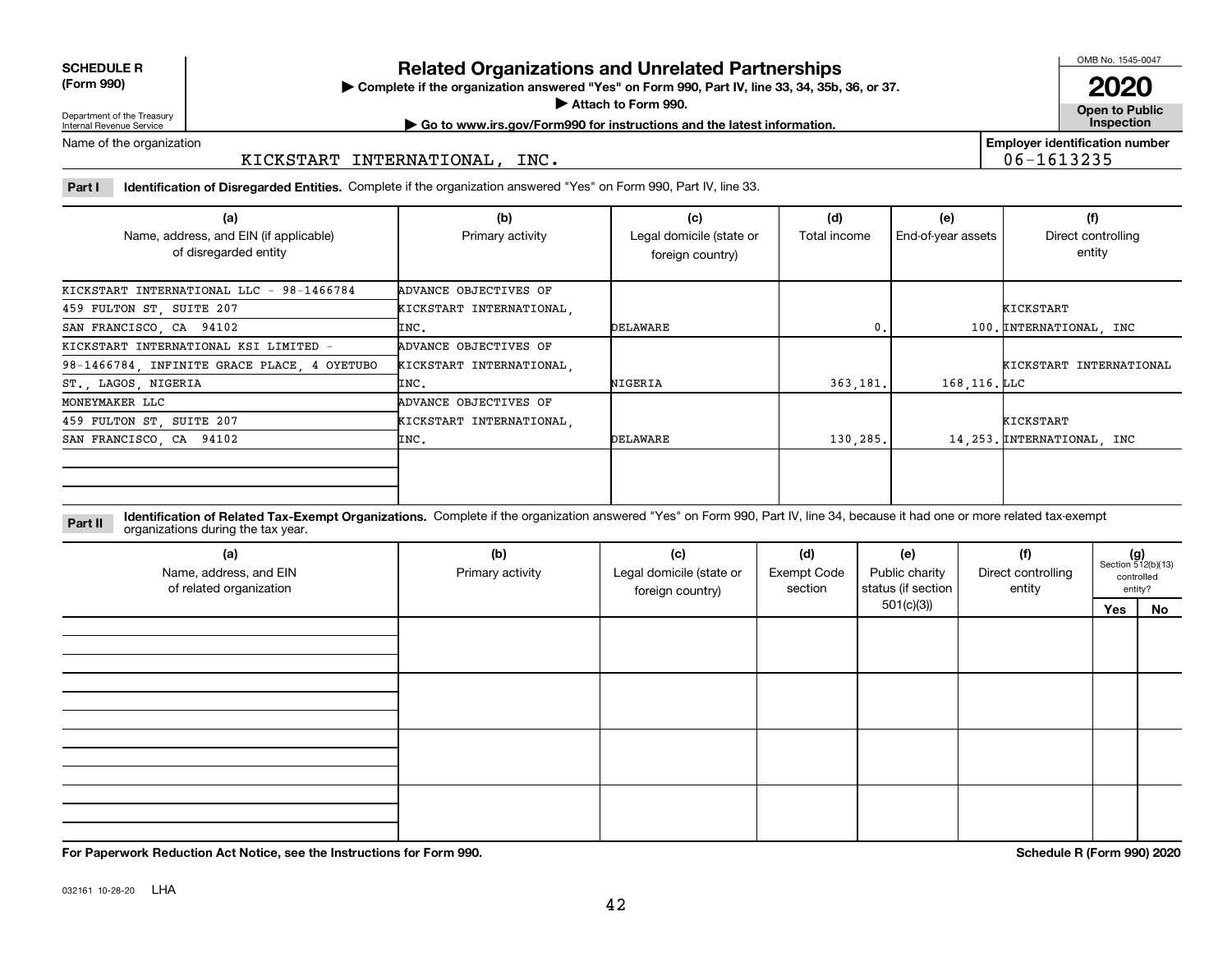**SCHEDULE R (Form 990)**

Department of the Treasury
Internal Revenue Service

# Related Organizations and Unrelated Partnerships

▶ Complete if the organization answered "Yes" on Form 990, Part IV, line 33, 34, 35b, 36, or 37.
▶ Attach to Form 990.
▶ Go to www.irs.gov/Form990 for instructions and the latest information.

OMB No. 1545-0047
**2020**
**Open to Public Inspection**

Name of the organization: KICKSTART INTERNATIONAL, INC.

Employer identification number: 06-1613235

**Part I — Identification of Disregarded Entities.** Complete if the organization answered "Yes" on Form 990, Part IV, line 33.

| (a) Name, address, and EIN (if applicable) of disregarded entity | (b) Primary activity | (c) Legal domicile (state or foreign country) | (d) Total income | (e) End-of-year assets | (f) Direct controlling entity |
|---|---|---|---|---|---|
| KICKSTART INTERNATIONAL LLC - 98-1466784 459 FULTON ST, SUITE 207 SAN FRANCISCO, CA 94102 | ADVANCE OBJECTIVES OF KICKSTART INTERNATIONAL, INC. | DELAWARE | 0. | 100. | KICKSTART INTERNATIONAL, INC |
| KICKSTART INTERNATIONAL KSI LIMITED - 98-1466784, INFINITE GRACE PLACE, 4 OYETUBO ST., LAGOS, NIGERIA | ADVANCE OBJECTIVES OF KICKSTART INTERNATIONAL, INC. | NIGERIA | 363,181. | 168,116. | KICKSTART INTERNATIONAL LLC |
| MONEYMAKER LLC 459 FULTON ST, SUITE 207 SAN FRANCISCO, CA 94102 | ADVANCE OBJECTIVES OF KICKSTART INTERNATIONAL, INC. | DELAWARE | 130,285. | 14,253. | KICKSTART INTERNATIONAL, INC |
| | | | | | |

**Part II — Identification of Related Tax-Exempt Organizations.** Complete if the organization answered "Yes" on Form 990, Part IV, line 34, because it had one or more related tax-exempt organizations during the tax year.

| (a) Name, address, and EIN of related organization | (b) Primary activity | (c) Legal domicile (state or foreign country) | (d) Exempt Code section | (e) Public charity status (if section 501(c)(3)) | (f) Direct controlling entity | (g) Section 512(b)(13) controlled entity? Yes | No |
|---|---|---|---|---|---|---|---|
| | | | | | | | |
| | | | | | | | |
| | | | | | | | |
| | | | | | | | |

**For Paperwork Reduction Act Notice, see the Instructions for Form 990.**

**Schedule R (Form 990) 2020**

032161 10-28-20 LHA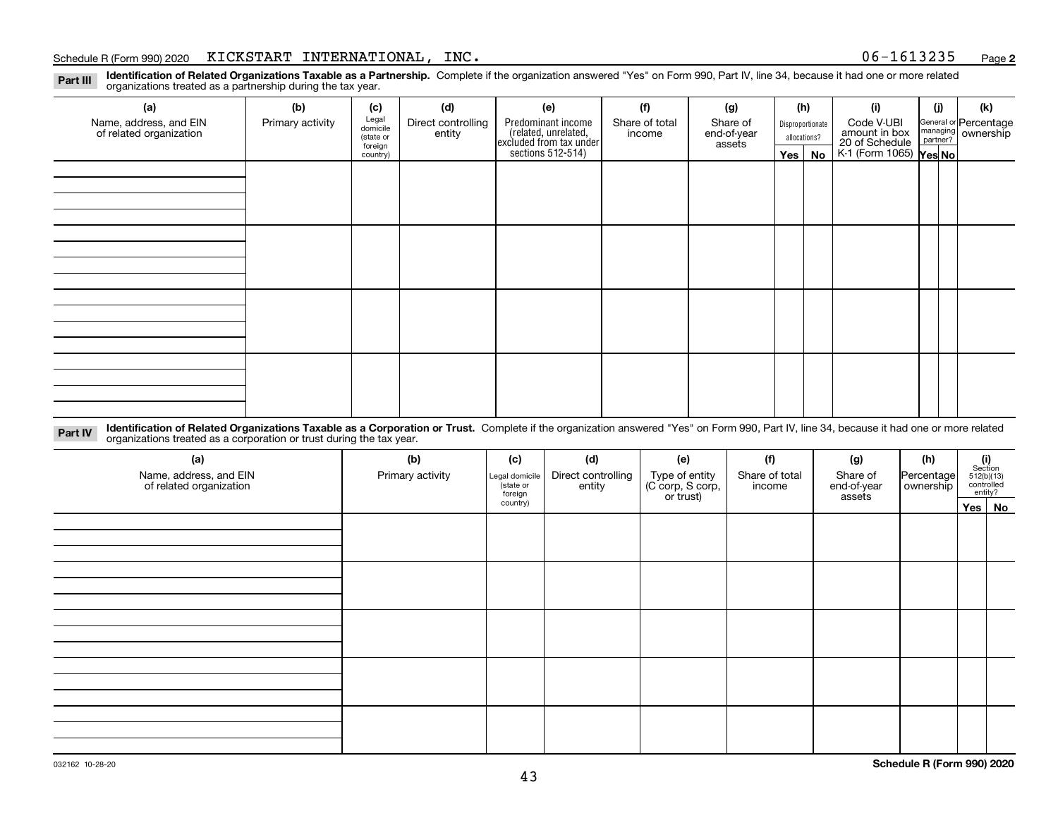Schedule R (Form 990) 2020 KICKSTART INTERNATIONAL, INC. 06-1613235 Page **2**

**Part III** **Identification of Related Organizations Taxable as a Partnership.** Complete if the organization answered "Yes" on Form 990, Part IV, line 34, because it had one or more related organizations treated as a partnership during the tax year.

| (a) Name, address, and EIN of related organization | (b) Primary activity | (c) Legal domicile (state or foreign country) | (d) Direct controlling entity | (e) Predominant income (related, unrelated, excluded from tax under sections 512-514) | (f) Share of total income | (g) Share of end-of-year assets | (h) Disproportionate allocations? Yes | (h) No | (i) Code V-UBI amount in box 20 of Schedule K-1 (Form 1065) | (j) General or managing partner? Yes | (j) No | (k) Percentage ownership |
|---|---|---|---|---|---|---|---|---|---|---|---|---|
| | | | | | | | | | | | | |
| | | | | | | | | | | | | |
| | | | | | | | | | | | | |
| | | | | | | | | | | | | |

**Part IV** **Identification of Related Organizations Taxable as a Corporation or Trust.** Complete if the organization answered "Yes" on Form 990, Part IV, line 34, because it had one or more related organizations treated as a corporation or trust during the tax year.

| (a) Name, address, and EIN of related organization | (b) Primary activity | (c) Legal domicile (state or foreign country) | (d) Direct controlling entity | (e) Type of entity (C corp, S corp, or trust) | (f) Share of total income | (g) Share of end-of-year assets | (h) Percentage ownership | (i) Section 512(b)(13) controlled entity? Yes | (i) No |
|---|---|---|---|---|---|---|---|---|---|
| | | | | | | | | | |
| | | | | | | | | | |
| | | | | | | | | | |
| | | | | | | | | | |
| | | | | | | | | | |

032162 10-28-20 **Schedule R (Form 990) 2020**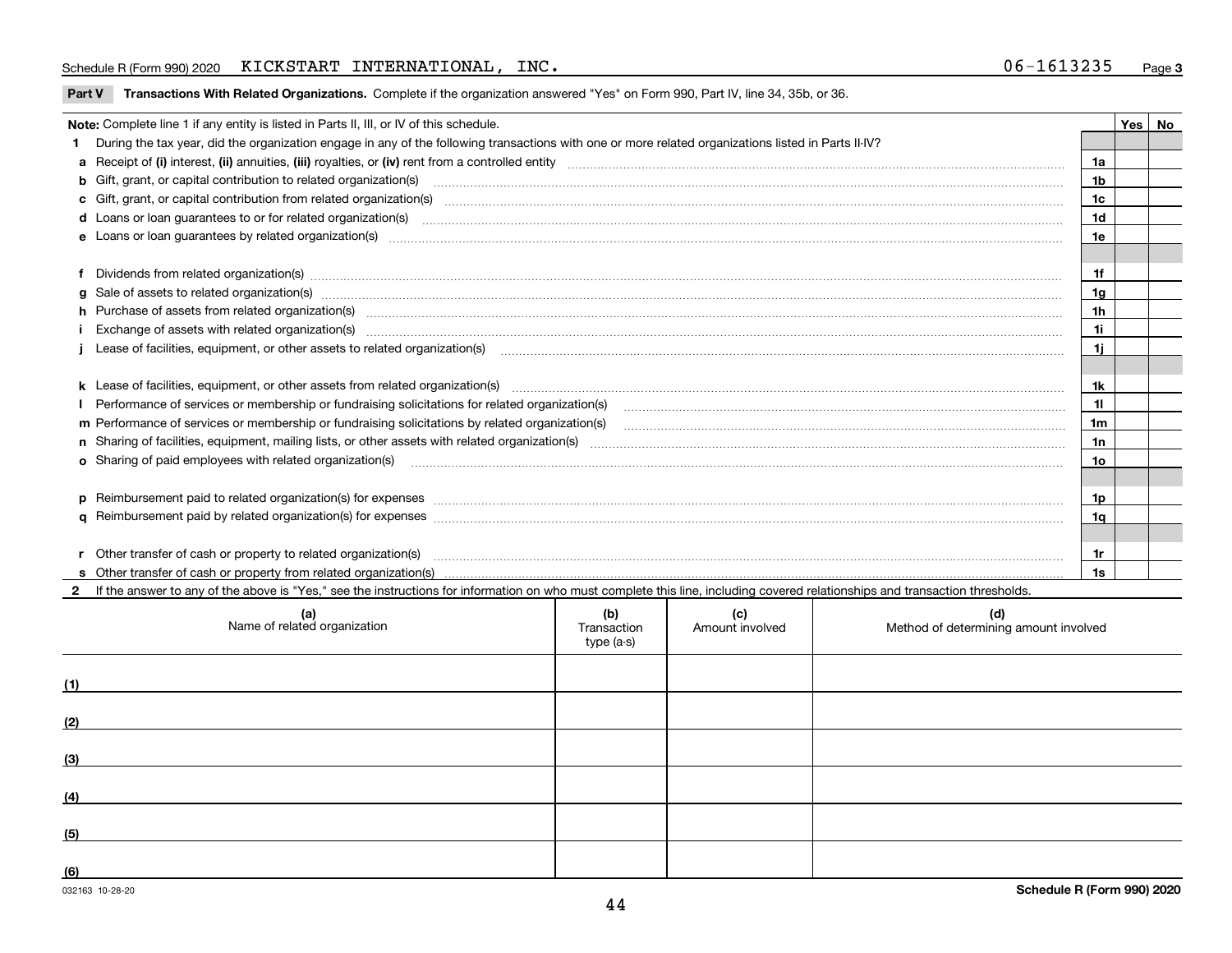Schedule R (Form 990) 2020 KICKSTART INTERNATIONAL, INC. 06-1613235 Page 3

**Part V Transactions With Related Organizations.** Complete if the organization answered "Yes" on Form 990, Part IV, line 34, 35b, or 36.

| **Note:** Complete line 1 if any entity is listed in Parts II, III, or IV of this schedule. | | Yes | No |
|---|---|---|---|
| **1** During the tax year, did the organization engage in any of the following transactions with one or more related organizations listed in Parts II-IV? | | | |
| **a** Receipt of **(i)** interest, **(ii)** annuities, **(iii)** royalties, or **(iv)** rent from a controlled entity | 1a | | |
| **b** Gift, grant, or capital contribution to related organization(s) | 1b | | |
| **c** Gift, grant, or capital contribution from related organization(s) | 1c | | |
| **d** Loans or loan guarantees to or for related organization(s) | 1d | | |
| **e** Loans or loan guarantees by related organization(s) | 1e | | |
| **f** Dividends from related organization(s) | 1f | | |
| **g** Sale of assets to related organization(s) | 1g | | |
| **h** Purchase of assets from related organization(s) | 1h | | |
| **i** Exchange of assets with related organization(s) | 1i | | |
| **j** Lease of facilities, equipment, or other assets to related organization(s) | 1j | | |
| **k** Lease of facilities, equipment, or other assets from related organization(s) | 1k | | |
| **l** Performance of services or membership or fundraising solicitations for related organization(s) | 1l | | |
| **m** Performance of services or membership or fundraising solicitations by related organization(s) | 1m | | |
| **n** Sharing of facilities, equipment, mailing lists, or other assets with related organization(s) | 1n | | |
| **o** Sharing of paid employees with related organization(s) | 1o | | |
| **p** Reimbursement paid to related organization(s) for expenses | 1p | | |
| **q** Reimbursement paid by related organization(s) for expenses | 1q | | |
| **r** Other transfer of cash or property to related organization(s) | 1r | | |
| **s** Other transfer of cash or property from related organization(s) | 1s | | |

**2** If the answer to any of the above is "Yes," see the instructions for information on who must complete this line, including covered relationships and transaction thresholds.

| | (a) Name of related organization | (b) Transaction type (a-s) | (c) Amount involved | (d) Method of determining amount involved |
|---|---|---|---|---|
| (1) | | | | |
| (2) | | | | |
| (3) | | | | |
| (4) | | | | |
| (5) | | | | |
| (6) | | | | |

032163 10-28-20

Schedule R (Form 990) 2020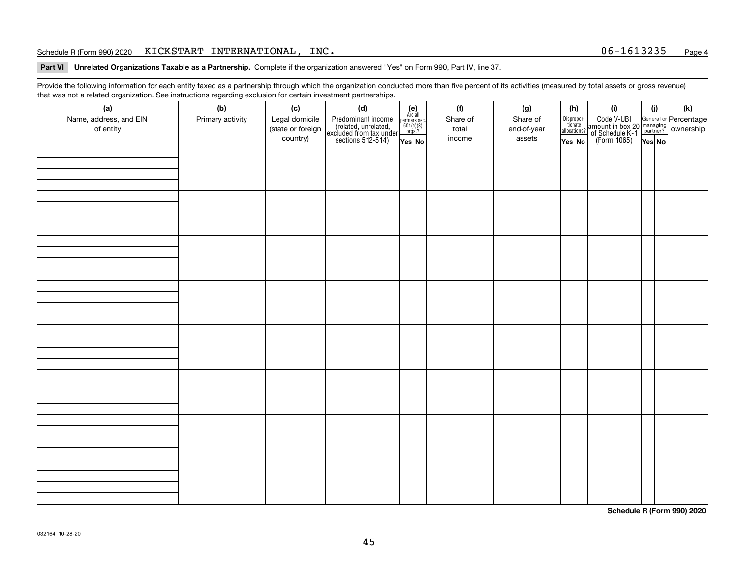Schedule R (Form 990) 2020 KICKSTART INTERNATIONAL, INC. 06-1613235 Page 4

**Part VI Unrelated Organizations Taxable as a Partnership.** Complete if the organization answered "Yes" on Form 990, Part IV, line 37.

Provide the following information for each entity taxed as a partnership through which the organization conducted more than five percent of its activities (measured by total assets or gross revenue) that was not a related organization. See instructions regarding exclusion for certain investment partnerships.

| (a) Name, address, and EIN of entity | (b) Primary activity | (c) Legal domicile (state or foreign country) | (d) Predominant income (related, unrelated, excluded from tax under sections 512-514) | (e) Are all partners sec. 501(c)(3) orgs.? Yes | No | (f) Share of total income | (g) Share of end-of-year assets | (h) Disproportionate allocations? Yes | No | (i) Code V-UBI amount in box 20 of Schedule K-1 (Form 1065) | (j) General or managing partner? Yes | No | (k) Percentage ownership |
|---|---|---|---|---|---|---|---|---|---|---|---|---|---|
| | | | | | | | | | | | | | |
| | | | | | | | | | | | | | |
| | | | | | | | | | | | | | |
| | | | | | | | | | | | | | |
| | | | | | | | | | | | | | |
| | | | | | | | | | | | | | |
| | | | | | | | | | | | | | |
| | | | | | | | | | | | | | |

**Schedule R (Form 990) 2020**

032164 10-28-20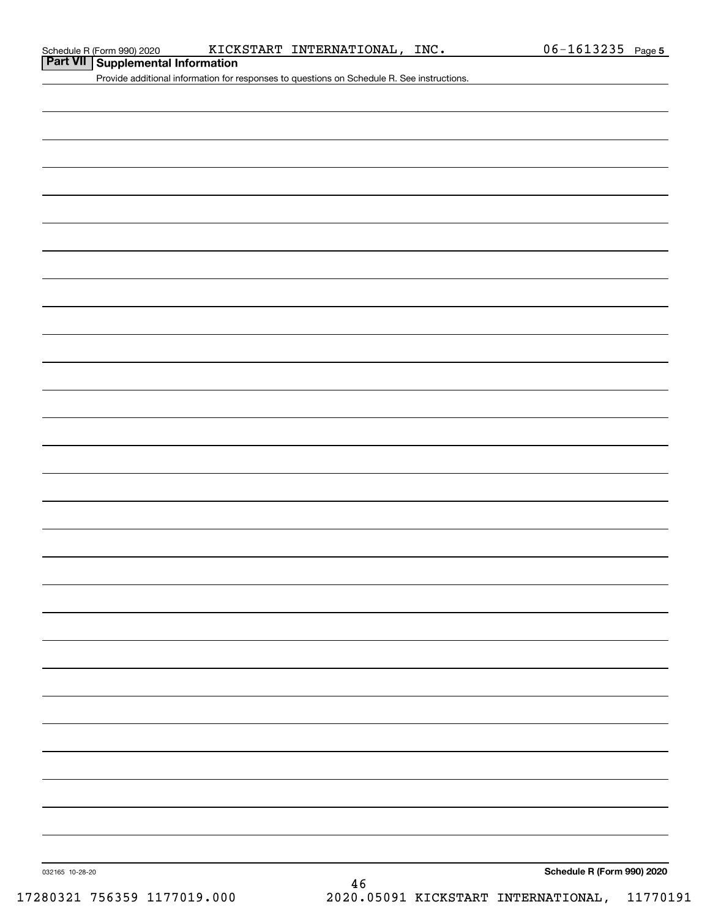Schedule R (Form 990) 2020 KICKSTART INTERNATIONAL, INC. 06-1613235 Page **5**

## Part VII Supplemental Information

Provide additional information for responses to questions on Schedule R. See instructions.